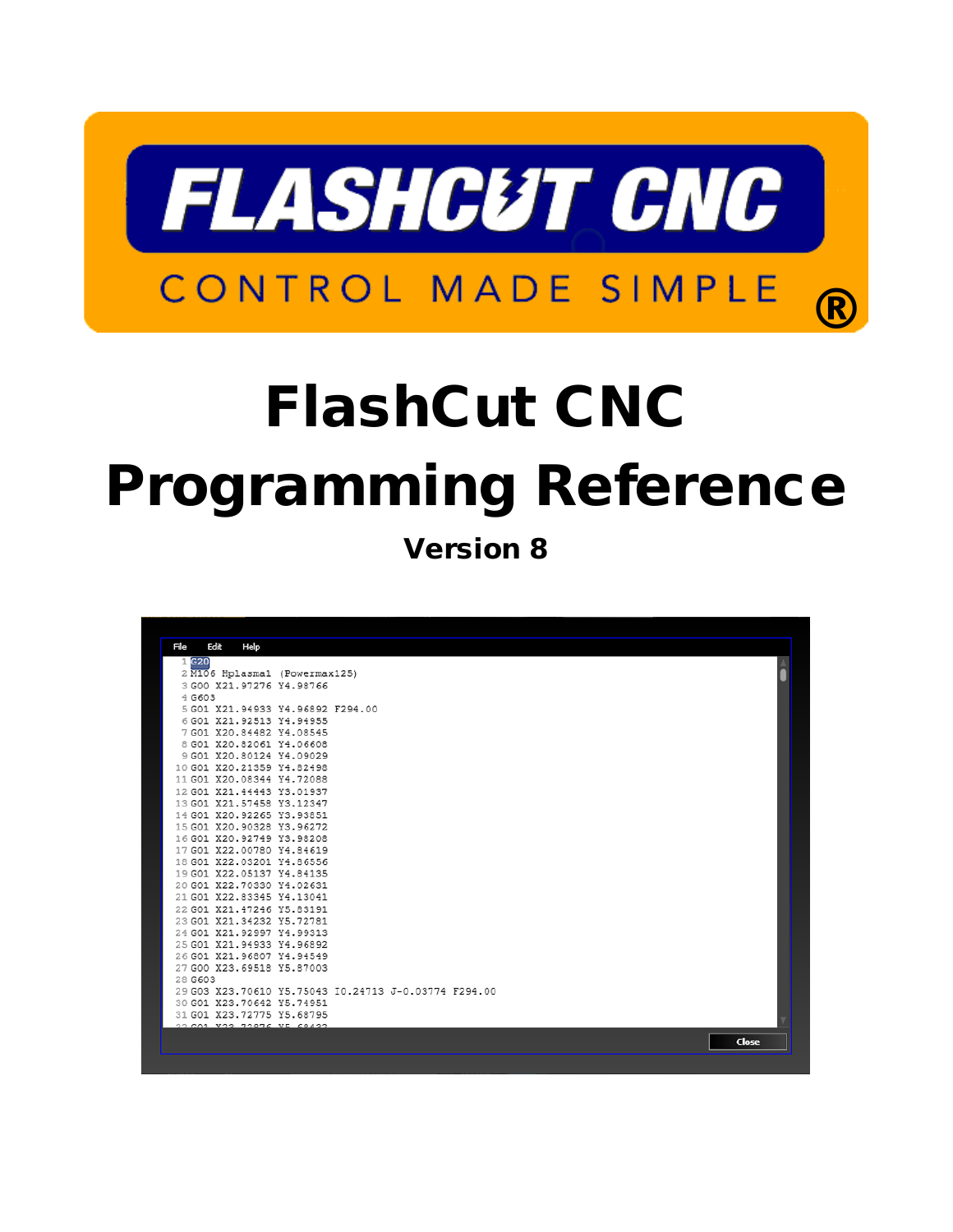# FlashCut CNC Programming Reference

## Version 8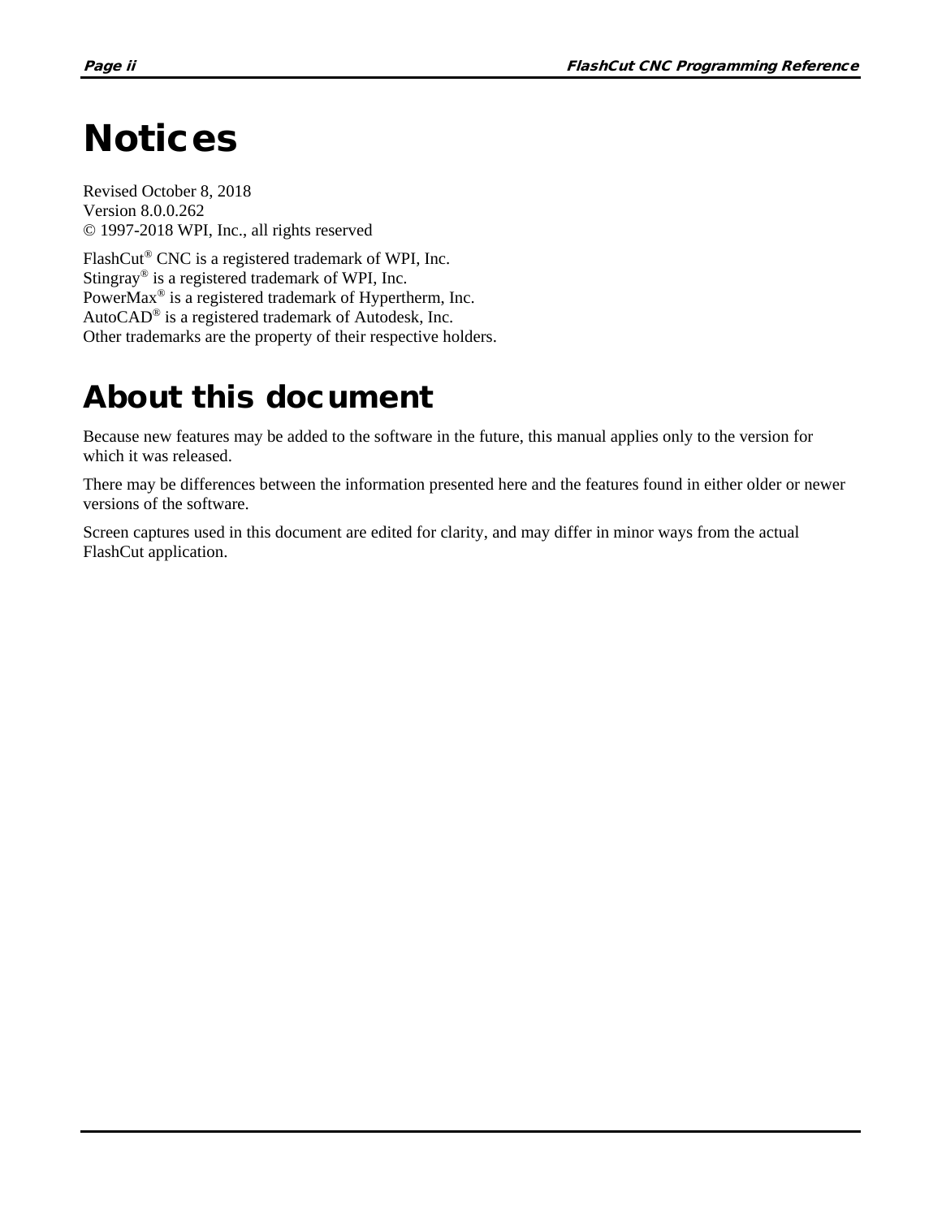# Notices

Revised October 8, 2018
Version 8.0.0.262
© 1997-2018 WPI, Inc., all rights reserved

FlashCut® CNC is a registered trademark of WPI, Inc.
Stingray® is a registered trademark of WPI, Inc.
PowerMax® is a registered trademark of Hypertherm, Inc.
AutoCAD® is a registered trademark of Autodesk, Inc.
Other trademarks are the property of their respective holders.

# About this document

Because new features may be added to the software in the future, this manual applies only to the version for which it was released.

There may be differences between the information presented here and the features found in either older or newer versions of the software.

Screen captures used in this document are edited for clarity, and may differ in minor ways from the actual FlashCut application.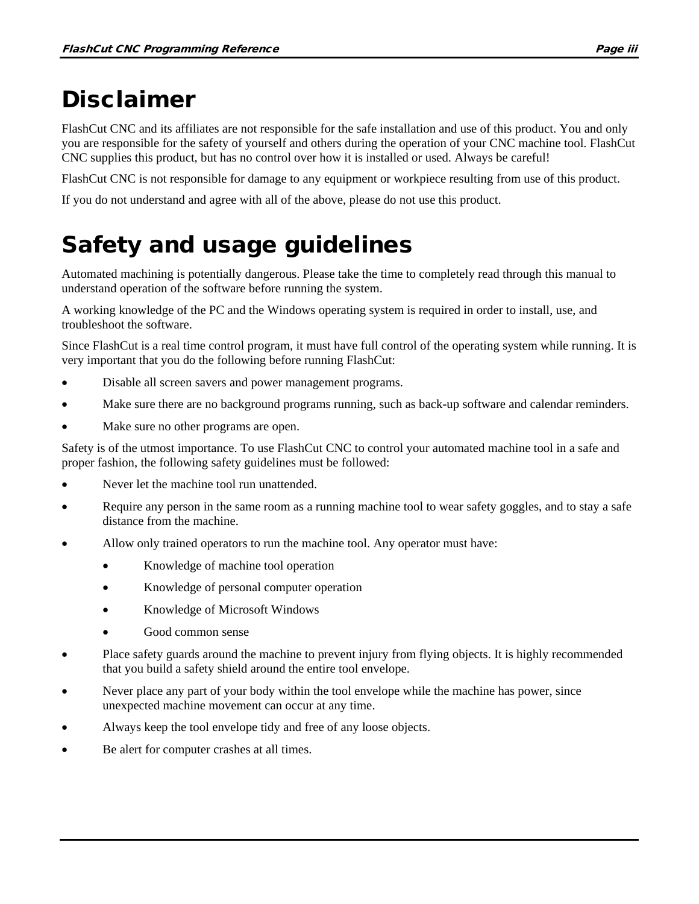# Disclaimer

FlashCut CNC and its affiliates are not responsible for the safe installation and use of this product. You and only you are responsible for the safety of yourself and others during the operation of your CNC machine tool. FlashCut CNC supplies this product, but has no control over how it is installed or used. Always be careful!

FlashCut CNC is not responsible for damage to any equipment or workpiece resulting from use of this product.

If you do not understand and agree with all of the above, please do not use this product.

# Safety and usage guidelines

Automated machining is potentially dangerous. Please take the time to completely read through this manual to understand operation of the software before running the system.

A working knowledge of the PC and the Windows operating system is required in order to install, use, and troubleshoot the software.

Since FlashCut is a real time control program, it must have full control of the operating system while running. It is very important that you do the following before running FlashCut:

- Disable all screen savers and power management programs.
- Make sure there are no background programs running, such as back-up software and calendar reminders.
- Make sure no other programs are open.

Safety is of the utmost importance. To use FlashCut CNC to control your automated machine tool in a safe and proper fashion, the following safety guidelines must be followed:

- Never let the machine tool run unattended.
- Require any person in the same room as a running machine tool to wear safety goggles, and to stay a safe distance from the machine.
- Allow only trained operators to run the machine tool. Any operator must have:
  - Knowledge of machine tool operation
  - Knowledge of personal computer operation
  - Knowledge of Microsoft Windows
  - Good common sense
- Place safety guards around the machine to prevent injury from flying objects. It is highly recommended that you build a safety shield around the entire tool envelope.
- Never place any part of your body within the tool envelope while the machine has power, since unexpected machine movement can occur at any time.
- Always keep the tool envelope tidy and free of any loose objects.
- Be alert for computer crashes at all times.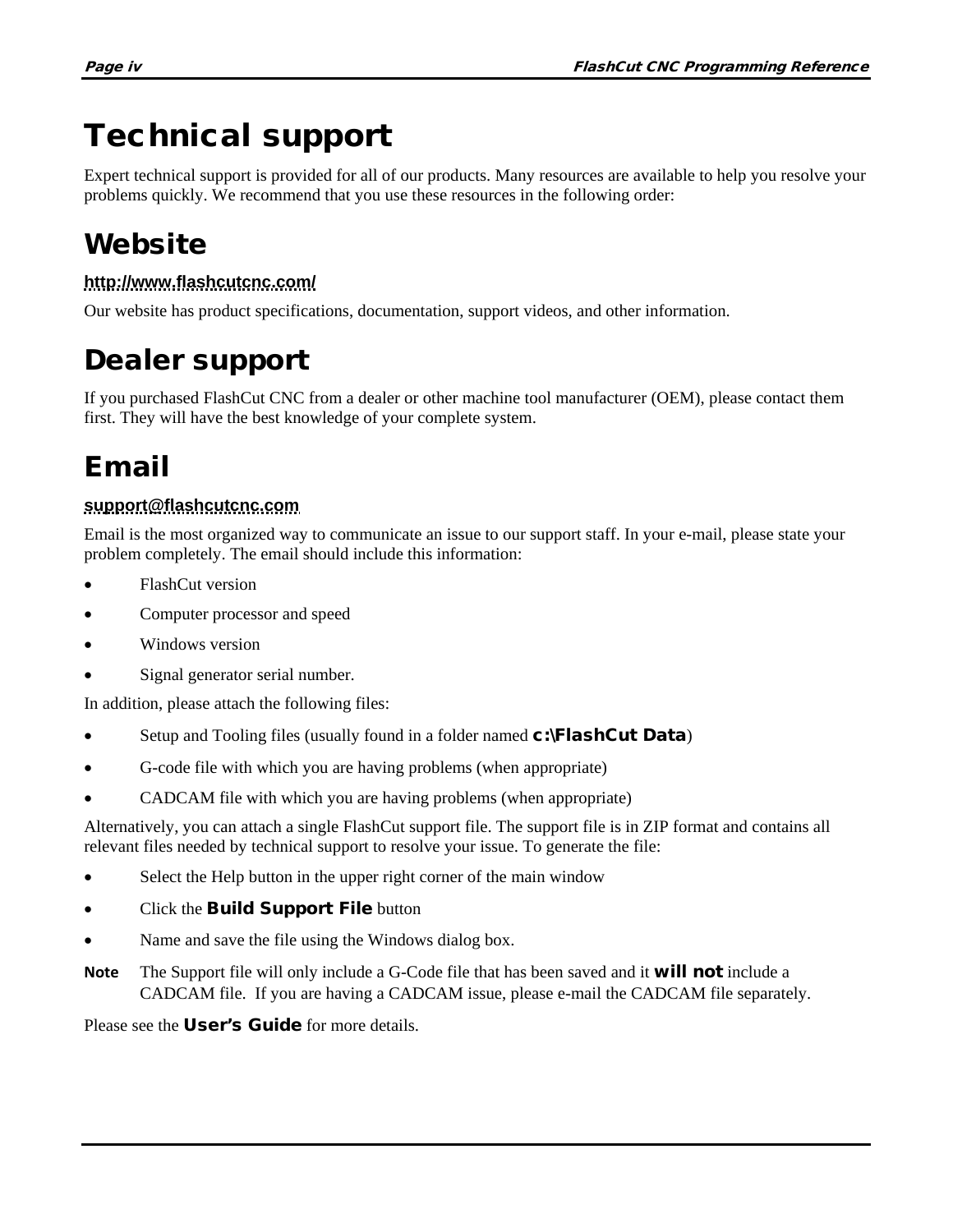# Technical support

Expert technical support is provided for all of our products. Many resources are available to help you resolve your problems quickly. We recommend that you use these resources in the following order:

## Website

**http://www.flashcutcnc.com/**

Our website has product specifications, documentation, support videos, and other information.

## Dealer support

If you purchased FlashCut CNC from a dealer or other machine tool manufacturer (OEM), please contact them first. They will have the best knowledge of your complete system.

## Email

**support@flashcutcnc.com**

Email is the most organized way to communicate an issue to our support staff. In your e-mail, please state your problem completely. The email should include this information:

- FlashCut version
- Computer processor and speed
- Windows version
- Signal generator serial number.

In addition, please attach the following files:

- Setup and Tooling files (usually found in a folder named **c:\FlashCut Data**)
- G-code file with which you are having problems (when appropriate)
- CADCAM file with which you are having problems (when appropriate)

Alternatively, you can attach a single FlashCut support file. The support file is in ZIP format and contains all relevant files needed by technical support to resolve your issue. To generate the file:

- Select the Help button in the upper right corner of the main window
- Click the **Build Support File** button
- Name and save the file using the Windows dialog box.

**Note** The Support file will only include a G-Code file that has been saved and it **will not** include a CADCAM file. If you are having a CADCAM issue, please e-mail the CADCAM file separately.

Please see the **User's Guide** for more details.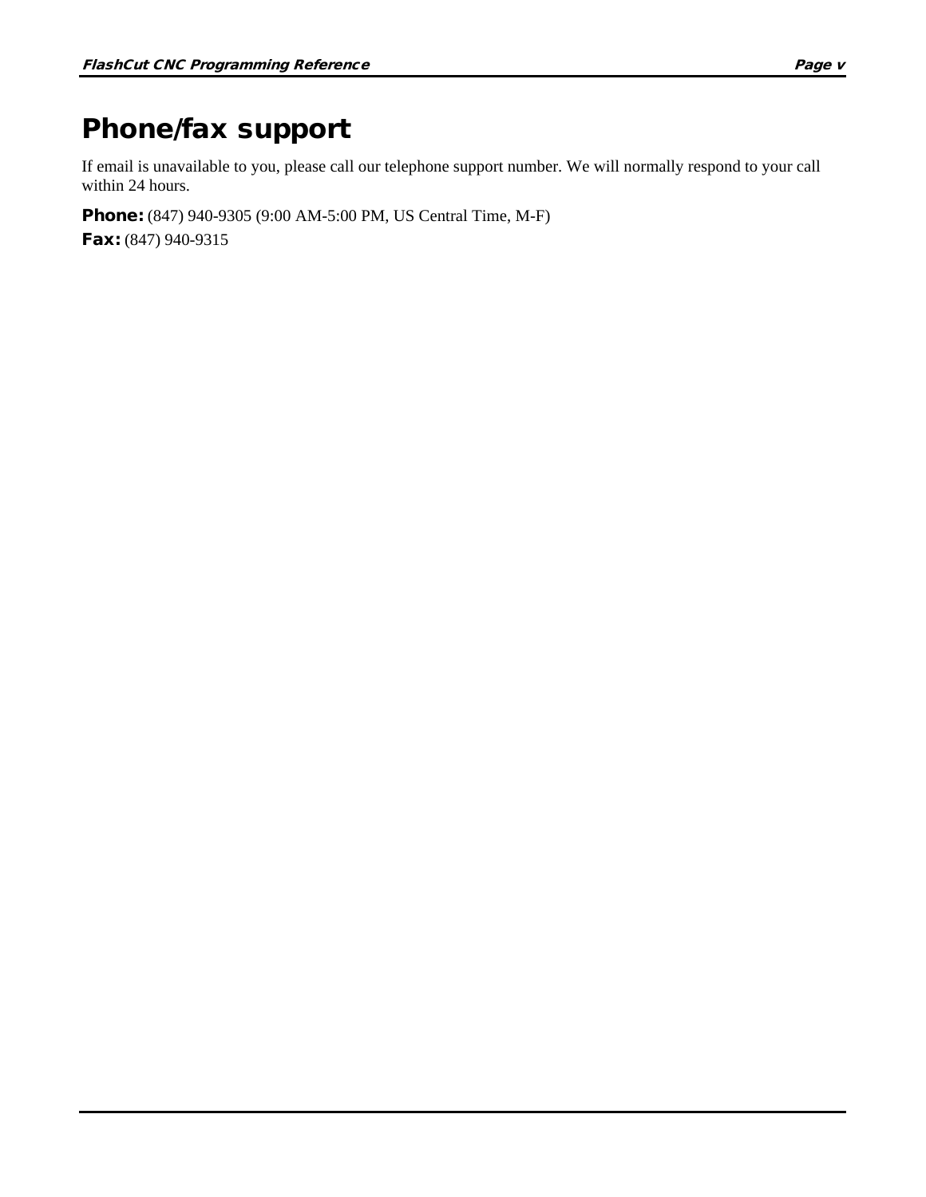# Phone/fax support

If email is unavailable to you, please call our telephone support number. We will normally respond to your call within 24 hours.

**Phone:** (847) 940-9305 (9:00 AM-5:00 PM, US Central Time, M-F)

**Fax:** (847) 940-9315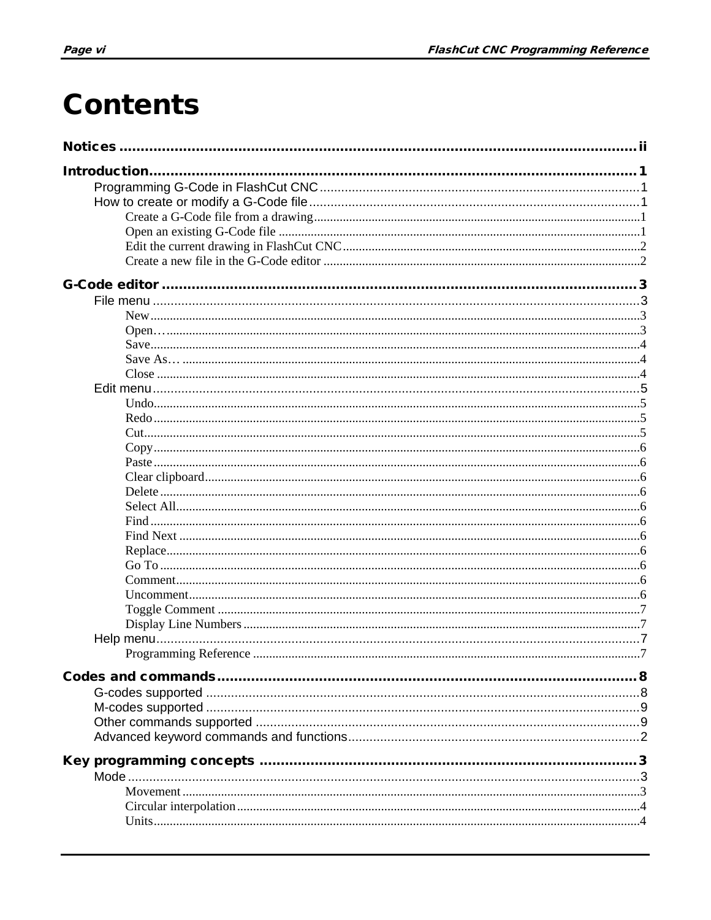# Contents

**Notices** ............ ii

**Introduction** ............ 1

- Programming G-Code in FlashCut CNC ............ 1
- How to create or modify a G-Code file ............ 1
  - Create a G-Code file from a drawing ............ 1
  - Open an existing G-Code file ............ 1
  - Edit the current drawing in FlashCut CNC ............ 2
  - Create a new file in the G-Code editor ............ 2

**G-Code editor** ............ 3

- File menu ............ 3
  - New ............ 3
  - Open… ............ 3
  - Save ............ 4
  - Save As… ............ 4
  - Close ............ 4
- Edit menu ............ 5
  - Undo ............ 5
  - Redo ............ 5
  - Cut ............ 5
  - Copy ............ 6
  - Paste ............ 6
  - Clear clipboard ............ 6
  - Delete ............ 6
  - Select All ............ 6
  - Find ............ 6
  - Find Next ............ 6
  - Replace ............ 6
  - Go To ............ 6
  - Comment ............ 6
  - Uncomment ............ 6
  - Toggle Comment ............ 7
  - Display Line Numbers ............ 7
- Help menu ............ 7
  - Programming Reference ............ 7

**Codes and commands** ............ 8

- G-codes supported ............ 8
- M-codes supported ............ 9
- Other commands supported ............ 9
- Advanced keyword commands and functions ............ 2

**Key programming concepts** ............ 3

- Mode ............ 3
  - Movement ............ 3
  - Circular interpolation ............ 4
  - Units ............ 4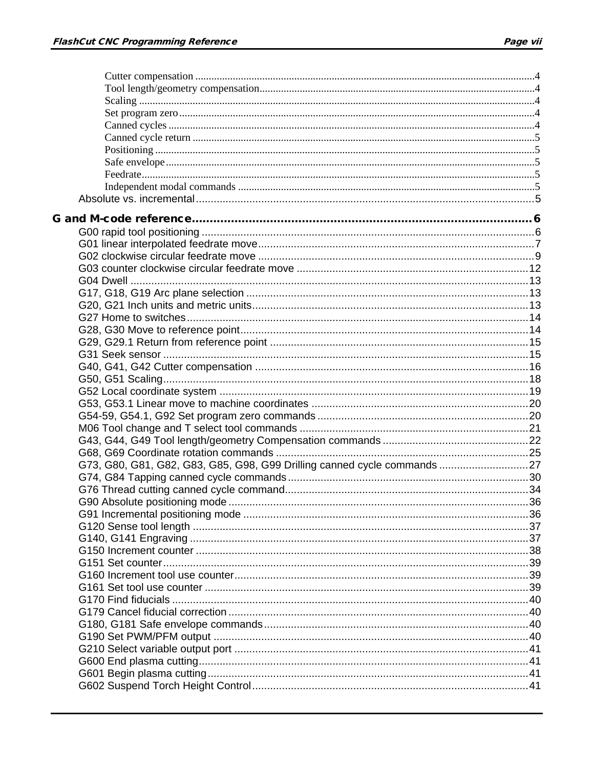Cutter compensation ....................................................................................................................4
Tool length/geometry compensation....................................................................................................4
Scaling ....................................................................................................................................................4
Set program zero ....................................................................................................................................4
Canned cycles ........................................................................................................................................4
Canned cycle return ...............................................................................................................................5
Positioning ..............................................................................................................................................5
Safe envelope..........................................................................................................................................5
Feedrate...................................................................................................................................................5
Independent modal commands ..............................................................................................................5

Absolute vs. incremental.................................................................................................................5

**G and M-code reference..............................................................................................6**

G00 rapid tool positioning ...............................................................................................................6
G01 linear interpolated feedrate move............................................................................................7
G02 clockwise circular feedrate move ............................................................................................9
G03 counter clockwise circular feedrate move ..............................................................................12
G04 Dwell .......................................................................................................................................13
G17, G18, G19 Arc plane selection ...............................................................................................13
G20, G21 Inch units and metric units.............................................................................................13
G27 Home to switches...................................................................................................................14
G28, G30 Move to reference point.................................................................................................14
G29, G29.1 Return from reference point .......................................................................................15
G31 Seek sensor ...........................................................................................................................15
G40, G41, G42 Cutter compensation ............................................................................................16
G50, G51 Scaling...........................................................................................................................18
G52 Local coordinate system ........................................................................................................19
G53, G53.1 Linear move to machine coordinates .........................................................................20
G54-59, G54.1, G92 Set program zero commands.......................................................................20
M06 Tool change and T select tool commands .............................................................................21
G43, G44, G49 Tool length/geometry Compensation commands .................................................22
G68, G69 Coordinate rotation commands .....................................................................................25
G73, G80, G81, G82, G83, G85, G98, G99 Drilling canned cycle commands ..............................27
G74, G84 Tapping canned cycle commands.................................................................................30
G76 Thread cutting canned cycle command..................................................................................34
G90 Absolute positioning mode .....................................................................................................36
G91 Incremental positioning mode ................................................................................................36
G120 Sense tool length .................................................................................................................37
G140, G141 Engraving ..................................................................................................................37
G150 Increment counter ................................................................................................................38
G151 Set counter...........................................................................................................................39
G160 Increment tool use counter...................................................................................................39
G161 Set tool use counter .............................................................................................................39
G170 Find fiducials ........................................................................................................................40
G179 Cancel fiducial correction .....................................................................................................40
G180, G181 Safe envelope commands.........................................................................................40
G190 Set PWM/PFM output ..........................................................................................................40
G210 Select variable output port ...................................................................................................41
G600 End plasma cutting...............................................................................................................41
G601 Begin plasma cutting............................................................................................................41
G602 Suspend Torch Height Control.............................................................................................41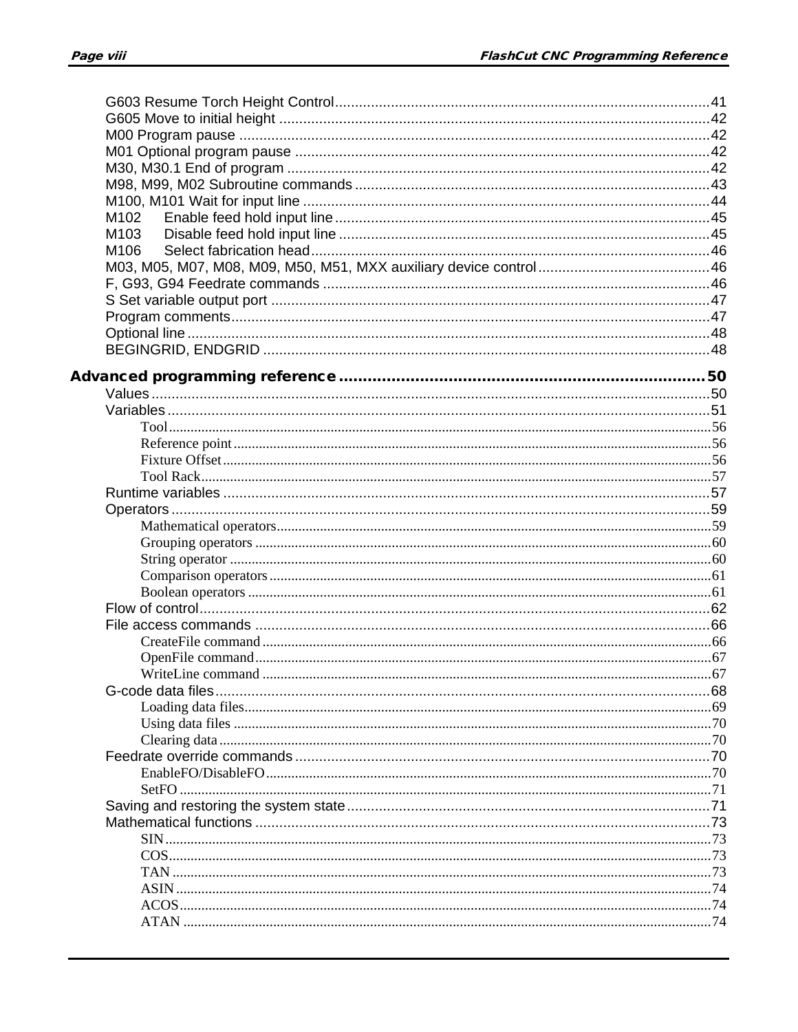G603 Resume Torch Height Control ..... 41
G605 Move to initial height ..... 42
M00 Program pause ..... 42
M01 Optional program pause ..... 42
M30, M30.1 End of program ..... 42
M98, M99, M02 Subroutine commands ..... 43
M100, M101 Wait for input line ..... 44
M102 Enable feed hold input line ..... 45
M103 Disable feed hold input line ..... 45
M106 Select fabrication head ..... 46
M03, M05, M07, M08, M09, M50, M51, MXX auxiliary device control ..... 46
F, G93, G94 Feedrate commands ..... 46
S Set variable output port ..... 47
Program comments ..... 47
Optional line ..... 48
BEGINGRID, ENDGRID ..... 48

**Advanced programming reference ..... 50**

Values ..... 50
Variables ..... 51
- Tool ..... 56
- Reference point ..... 56
- Fixture Offset ..... 56
- Tool Rack ..... 57

Runtime variables ..... 57
Operators ..... 59
- Mathematical operators ..... 59
- Grouping operators ..... 60
- String operator ..... 60
- Comparison operators ..... 61
- Boolean operators ..... 61

Flow of control ..... 62
File access commands ..... 66
- CreateFile command ..... 66
- OpenFile command ..... 67
- WriteLine command ..... 67

G-code data files ..... 68
- Loading data files ..... 69
- Using data files ..... 70
- Clearing data ..... 70

Feedrate override commands ..... 70
- EnableFO/DisableFO ..... 70
- SetFO ..... 71

Saving and restoring the system state ..... 71
Mathematical functions ..... 73
- SIN ..... 73
- COS ..... 73
- TAN ..... 73
- ASIN ..... 74
- ACOS ..... 74
- ATAN ..... 74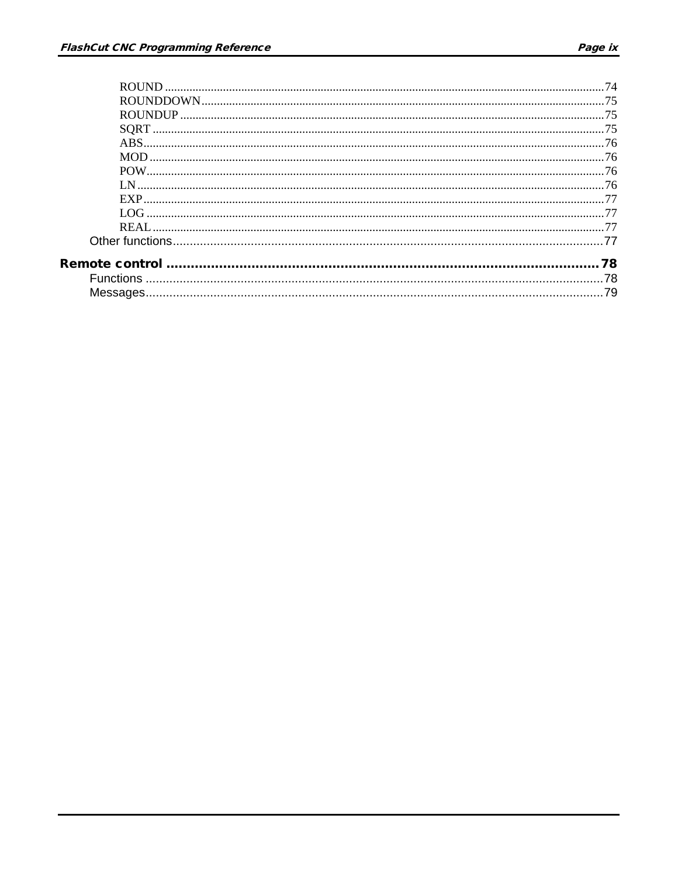ROUND .......................................................................................................................................74
ROUNDDOWN.............................................................................................................................75
ROUNDUP ..................................................................................................................................75
SQRT ..........................................................................................................................................75
ABS.............................................................................................................................................76
MOD ...........................................................................................................................................76
POW............................................................................................................................................76
LN ...............................................................................................................................................76
EXP.............................................................................................................................................77
LOG ............................................................................................................................................77
REAL ..........................................................................................................................................77

Other functions...............................................................................................................................77

**Remote control ............................................................................................................78**

Functions ......................................................................................................................................78

Messages......................................................................................................................................79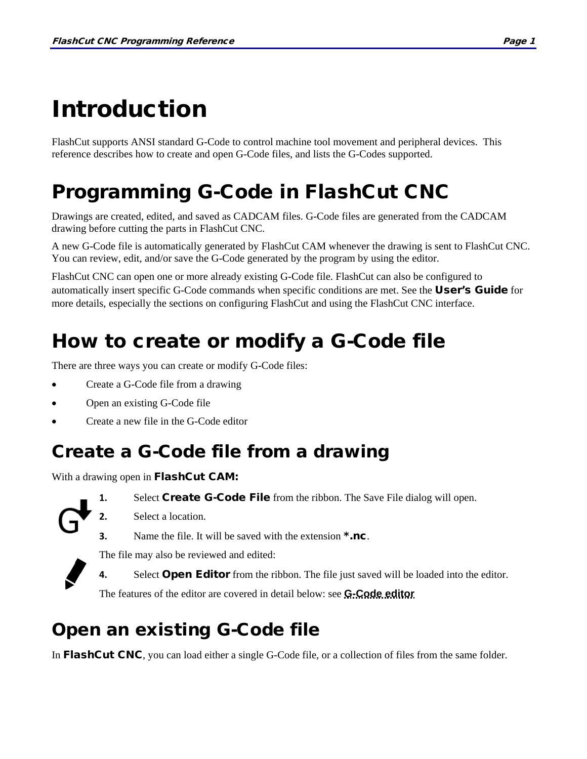# Introduction

FlashCut supports ANSI standard G-Code to control machine tool movement and peripheral devices. This reference describes how to create and open G-Code files, and lists the G-Codes supported.

# Programming G-Code in FlashCut CNC

Drawings are created, edited, and saved as CADCAM files. G-Code files are generated from the CADCAM drawing before cutting the parts in FlashCut CNC.

A new G-Code file is automatically generated by FlashCut CAM whenever the drawing is sent to FlashCut CNC. You can review, edit, and/or save the G-Code generated by the program by using the editor.

FlashCut CNC can open one or more already existing G-Code file. FlashCut can also be configured to automatically insert specific G-Code commands when specific conditions are met. See the **User's Guide** for more details, especially the sections on configuring FlashCut and using the FlashCut CNC interface.

# How to create or modify a G-Code file

There are three ways you can create or modify G-Code files:

- Create a G-Code file from a drawing
- Open an existing G-Code file
- Create a new file in the G-Code editor

## Create a G-Code file from a drawing

With a drawing open in **FlashCut CAM:**

1. Select **Create G-Code File** from the ribbon. The Save File dialog will open.
2. Select a location.
3. Name the file. It will be saved with the extension ***.nc**.

The file may also be reviewed and edited:

4. Select **Open Editor** from the ribbon. The file just saved will be loaded into the editor.

The features of the editor are covered in detail below: see **G-Code editor**

## Open an existing G-Code file

In **FlashCut CNC**, you can load either a single G-Code file, or a collection of files from the same folder.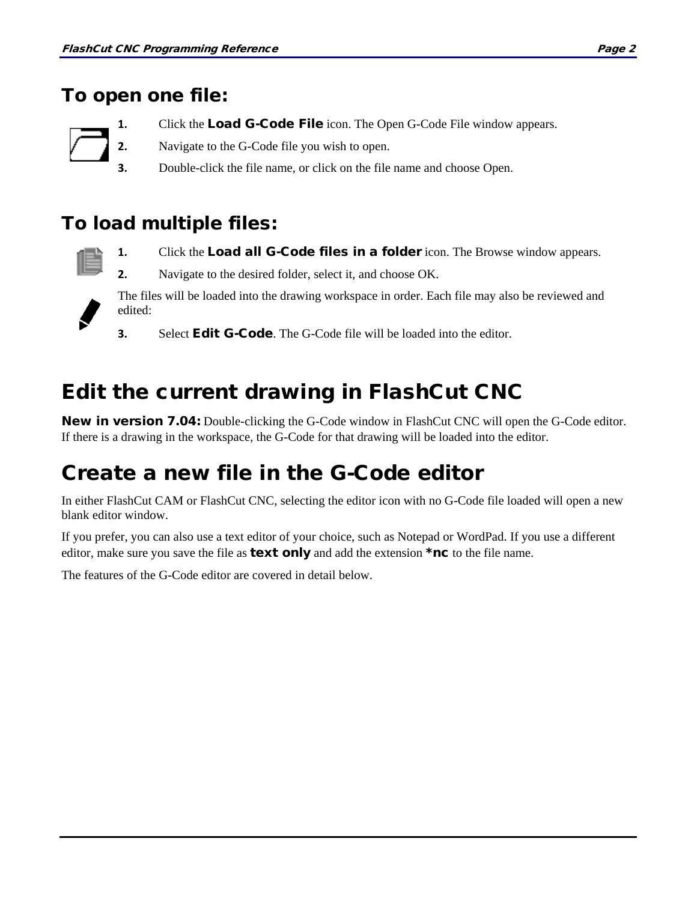## To open one file:

1. Click the **Load G-Code File** icon. The Open G-Code File window appears.
2. Navigate to the G-Code file you wish to open.
3. Double-click the file name, or click on the file name and choose Open.

## To load multiple files:

1. Click the **Load all G-Code files in a folder** icon. The Browse window appears.
2. Navigate to the desired folder, select it, and choose OK.

The files will be loaded into the drawing workspace in order. Each file may also be reviewed and edited:

3. Select **Edit G-Code**. The G-Code file will be loaded into the editor.

# Edit the current drawing in FlashCut CNC

**New in version 7.04:** Double-clicking the G-Code window in FlashCut CNC will open the G-Code editor. If there is a drawing in the workspace, the G-Code for that drawing will be loaded into the editor.

# Create a new file in the G-Code editor

In either FlashCut CAM or FlashCut CNC, selecting the editor icon with no G-Code file loaded will open a new blank editor window.

If you prefer, you can also use a text editor of your choice, such as Notepad or WordPad. If you use a different editor, make sure you save the file as **text only** and add the extension ***nc** to the file name.

The features of the G-Code editor are covered in detail below.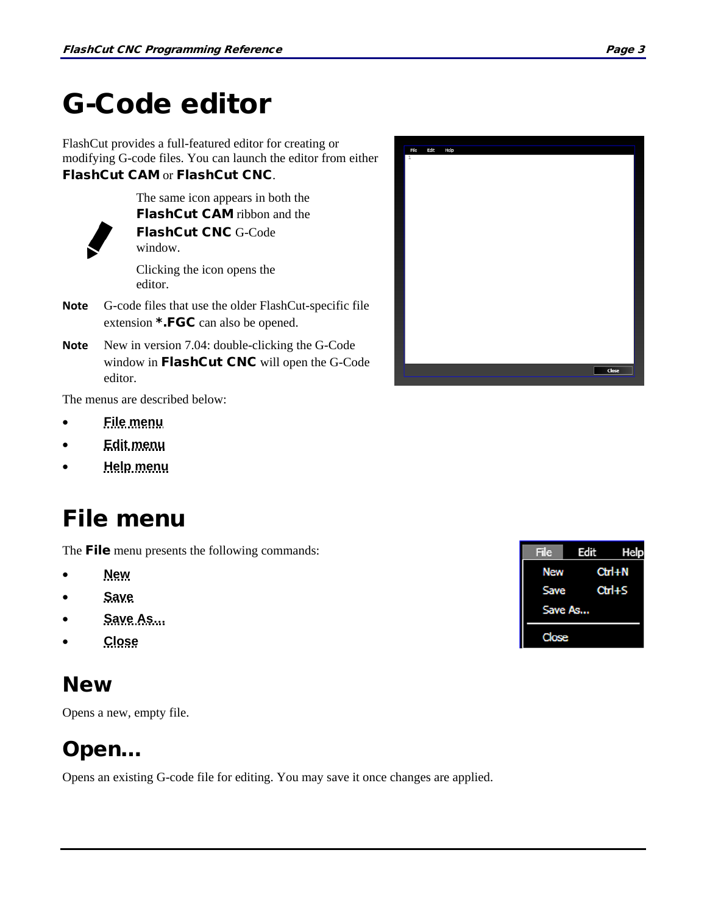# G-Code editor

FlashCut provides a full-featured editor for creating or modifying G-code files. You can launch the editor from either **FlashCut CAM** or **FlashCut CNC**.

The same icon appears in both the **FlashCut CAM** ribbon and the **FlashCut CNC** G-Code window.

Clicking the icon opens the editor.

**Note** G-code files that use the older FlashCut-specific file extension ***.FGC** can also be opened.

**Note** New in version 7.04: double-clicking the G-Code window in **FlashCut CNC** will open the G-Code editor.

The menus are described below:

- File menu
- Edit menu
- Help menu

# File menu

The **File** menu presents the following commands:

- New
- Save
- Save As...
- Close

## New

Opens a new, empty file.

## Open...

Opens an existing G-code file for editing. You may save it once changes are applied.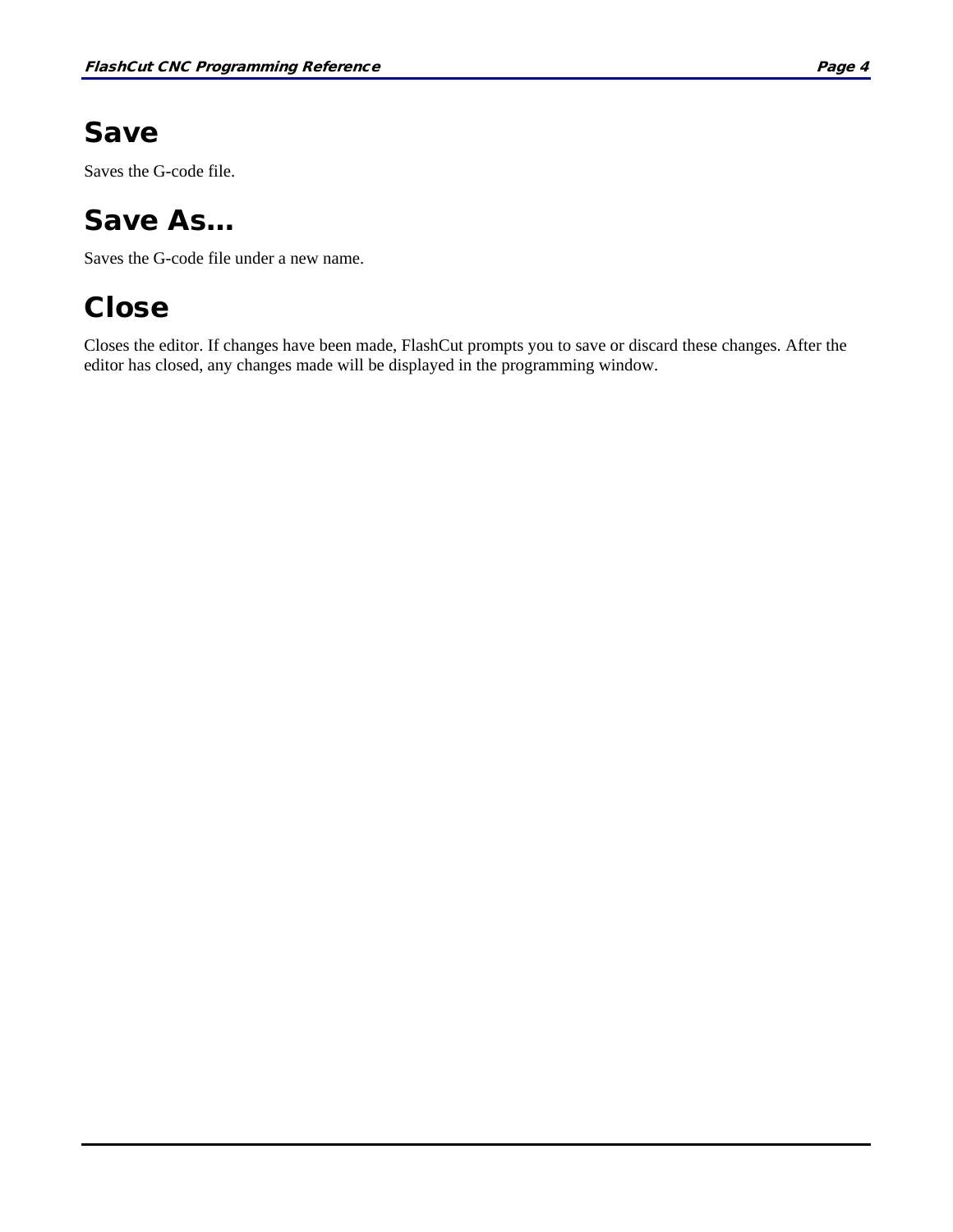# Save

Saves the G-code file.

# Save As…

Saves the G-code file under a new name.

# Close

Closes the editor. If changes have been made, FlashCut prompts you to save or discard these changes. After the editor has closed, any changes made will be displayed in the programming window.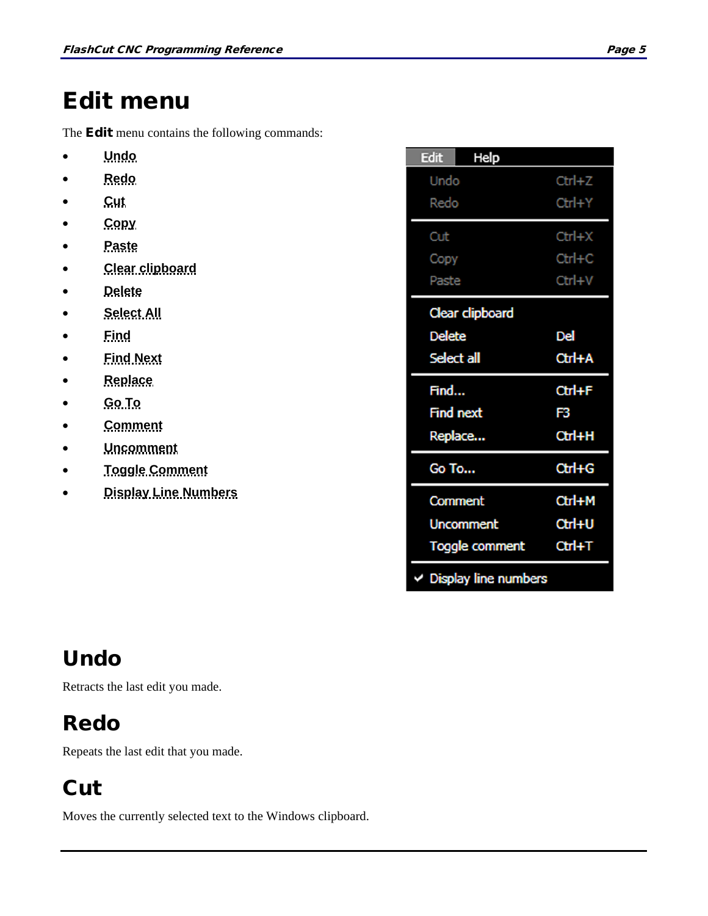# Edit menu

The **Edit** menu contains the following commands:

- Undo
- Redo
- Cut
- Copy
- Paste
- Clear clipboard
- Delete
- Select All
- Find
- Find Next
- Replace
- Go To
- Comment
- Uncomment
- Toggle Comment
- Display Line Numbers

## Undo

Retracts the last edit you made.

## Redo

Repeats the last edit that you made.

## Cut

Moves the currently selected text to the Windows clipboard.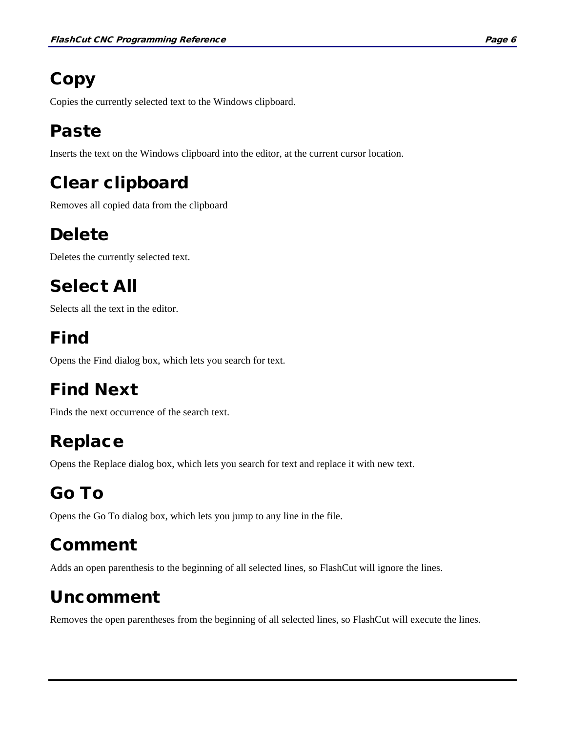## Copy

Copies the currently selected text to the Windows clipboard.

## Paste

Inserts the text on the Windows clipboard into the editor, at the current cursor location.

## Clear clipboard

Removes all copied data from the clipboard

## Delete

Deletes the currently selected text.

## Select All

Selects all the text in the editor.

## Find

Opens the Find dialog box, which lets you search for text.

## Find Next

Finds the next occurrence of the search text.

## Replace

Opens the Replace dialog box, which lets you search for text and replace it with new text.

## Go To

Opens the Go To dialog box, which lets you jump to any line in the file.

## Comment

Adds an open parenthesis to the beginning of all selected lines, so FlashCut will ignore the lines.

## Uncomment

Removes the open parentheses from the beginning of all selected lines, so FlashCut will execute the lines.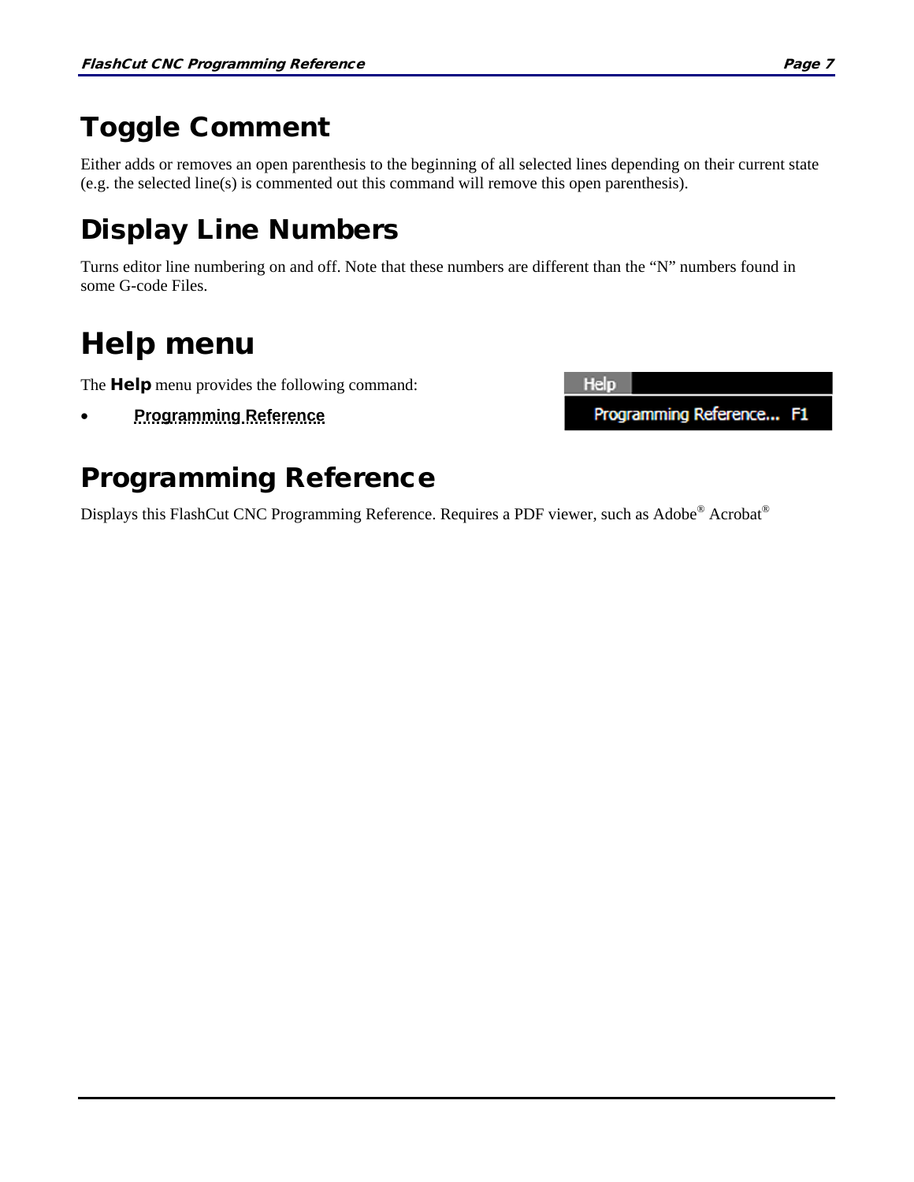## Toggle Comment

Either adds or removes an open parenthesis to the beginning of all selected lines depending on their current state (e.g. the selected line(s) is commented out this command will remove this open parenthesis).

## Display Line Numbers

Turns editor line numbering on and off. Note that these numbers are different than the "N" numbers found in some G-code Files.

# Help menu

The **Help** menu provides the following command:

- **Programming Reference**

## Programming Reference

Displays this FlashCut CNC Programming Reference. Requires a PDF viewer, such as Adobe® Acrobat®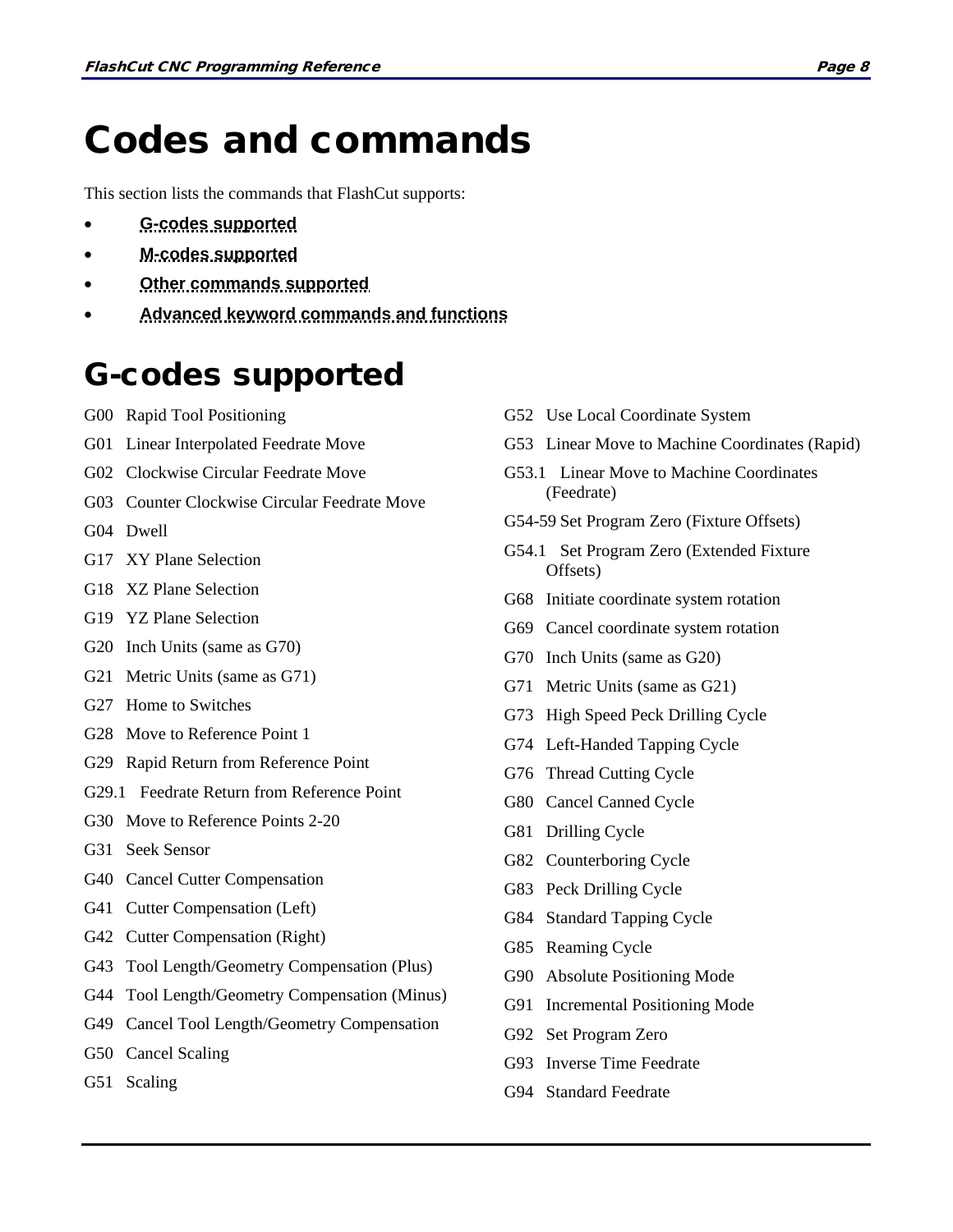# Codes and commands

This section lists the commands that FlashCut supports:

- **G-codes supported**
- **M-codes supported**
- **Other commands supported**
- **Advanced keyword commands and functions**

## G-codes supported

G00 Rapid Tool Positioning

G01 Linear Interpolated Feedrate Move

G02 Clockwise Circular Feedrate Move

G03 Counter Clockwise Circular Feedrate Move

G04 Dwell

G17 XY Plane Selection

G18 XZ Plane Selection

G19 YZ Plane Selection

G20 Inch Units (same as G70)

G21 Metric Units (same as G71)

G27 Home to Switches

G28 Move to Reference Point 1

G29 Rapid Return from Reference Point

G29.1 Feedrate Return from Reference Point

G30 Move to Reference Points 2-20

G31 Seek Sensor

G40 Cancel Cutter Compensation

G41 Cutter Compensation (Left)

G42 Cutter Compensation (Right)

G43 Tool Length/Geometry Compensation (Plus)

G44 Tool Length/Geometry Compensation (Minus)

G49 Cancel Tool Length/Geometry Compensation

G50 Cancel Scaling

G51 Scaling

G52 Use Local Coordinate System

G53 Linear Move to Machine Coordinates (Rapid)

G53.1 Linear Move to Machine Coordinates (Feedrate)

G54-59 Set Program Zero (Fixture Offsets)

G54.1 Set Program Zero (Extended Fixture Offsets)

G68 Initiate coordinate system rotation

G69 Cancel coordinate system rotation

G70 Inch Units (same as G20)

G71 Metric Units (same as G21)

G73 High Speed Peck Drilling Cycle

G74 Left-Handed Tapping Cycle

G76 Thread Cutting Cycle

G80 Cancel Canned Cycle

G81 Drilling Cycle

G82 Counterboring Cycle

G83 Peck Drilling Cycle

G84 Standard Tapping Cycle

G85 Reaming Cycle

G90 Absolute Positioning Mode

G91 Incremental Positioning Mode

G92 Set Program Zero

G93 Inverse Time Feedrate

G94 Standard Feedrate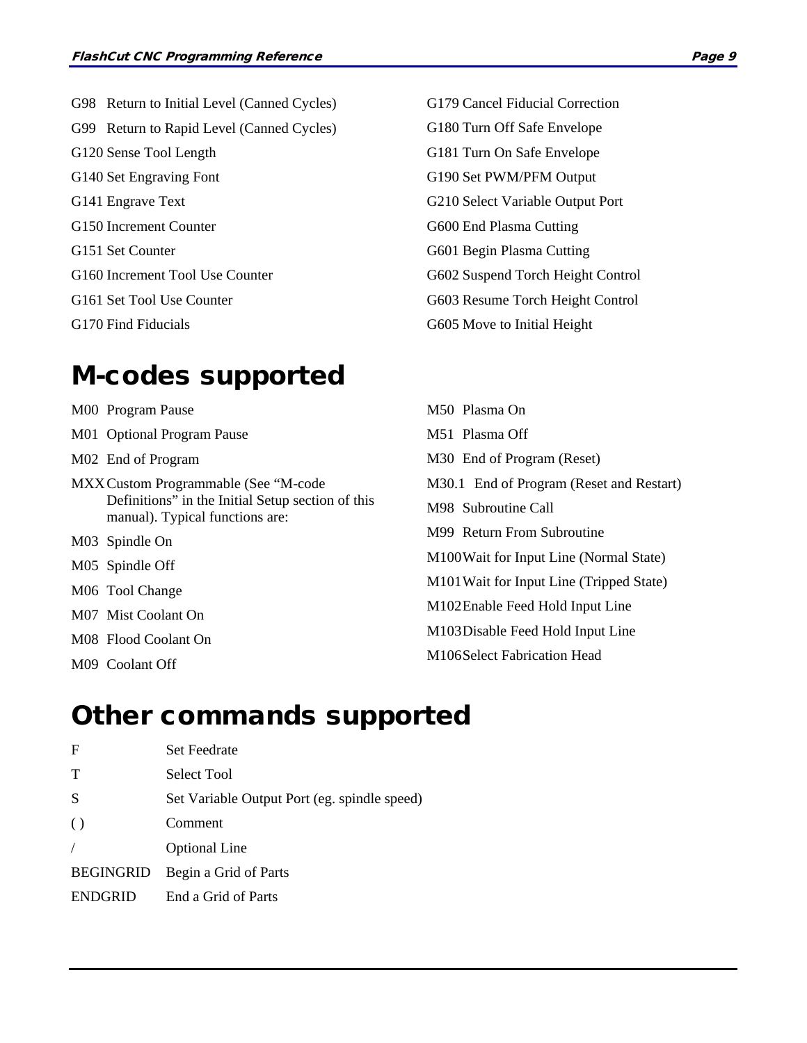G98 Return to Initial Level (Canned Cycles)

G99 Return to Rapid Level (Canned Cycles)

G120 Sense Tool Length

G140 Set Engraving Font

G141 Engrave Text

G150 Increment Counter

G151 Set Counter

G160 Increment Tool Use Counter

G161 Set Tool Use Counter

G170 Find Fiducials

G179 Cancel Fiducial Correction

G180 Turn Off Safe Envelope

G181 Turn On Safe Envelope

G190 Set PWM/PFM Output

G210 Select Variable Output Port

G600 End Plasma Cutting

G601 Begin Plasma Cutting

G602 Suspend Torch Height Control

G603 Resume Torch Height Control

G605 Move to Initial Height

# M-codes supported

M00 Program Pause

M01 Optional Program Pause

M02 End of Program

MXX Custom Programmable (See "M-code Definitions" in the Initial Setup section of this manual). Typical functions are:

M03 Spindle On

M05 Spindle Off

M06 Tool Change

M07 Mist Coolant On

M08 Flood Coolant On

M09 Coolant Off

M50 Plasma On

M51 Plasma Off

M30 End of Program (Reset)

M30.1 End of Program (Reset and Restart)

M98 Subroutine Call

M99 Return From Subroutine

M100 Wait for Input Line (Normal State)

M101 Wait for Input Line (Tripped State)

M102 Enable Feed Hold Input Line

M103 Disable Feed Hold Input Line

M106 Select Fabrication Head

# Other commands supported

| | |
|---|---|
| F | Set Feedrate |
| T | Select Tool |
| S | Set Variable Output Port (eg. spindle speed) |
| ( ) | Comment |
| / | Optional Line |
| BEGINGRID | Begin a Grid of Parts |
| ENDGRID | End a Grid of Parts |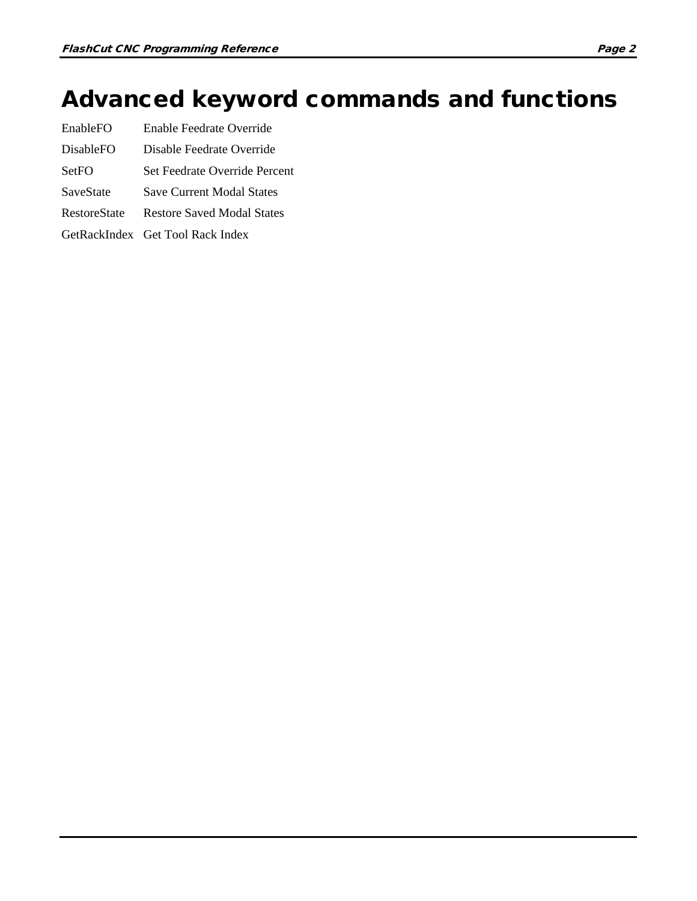# Advanced keyword commands and functions

| | |
|---|---|
| EnableFO | Enable Feedrate Override |
| DisableFO | Disable Feedrate Override |
| SetFO | Set Feedrate Override Percent |
| SaveState | Save Current Modal States |
| RestoreState | Restore Saved Modal States |
| GetRackIndex | Get Tool Rack Index |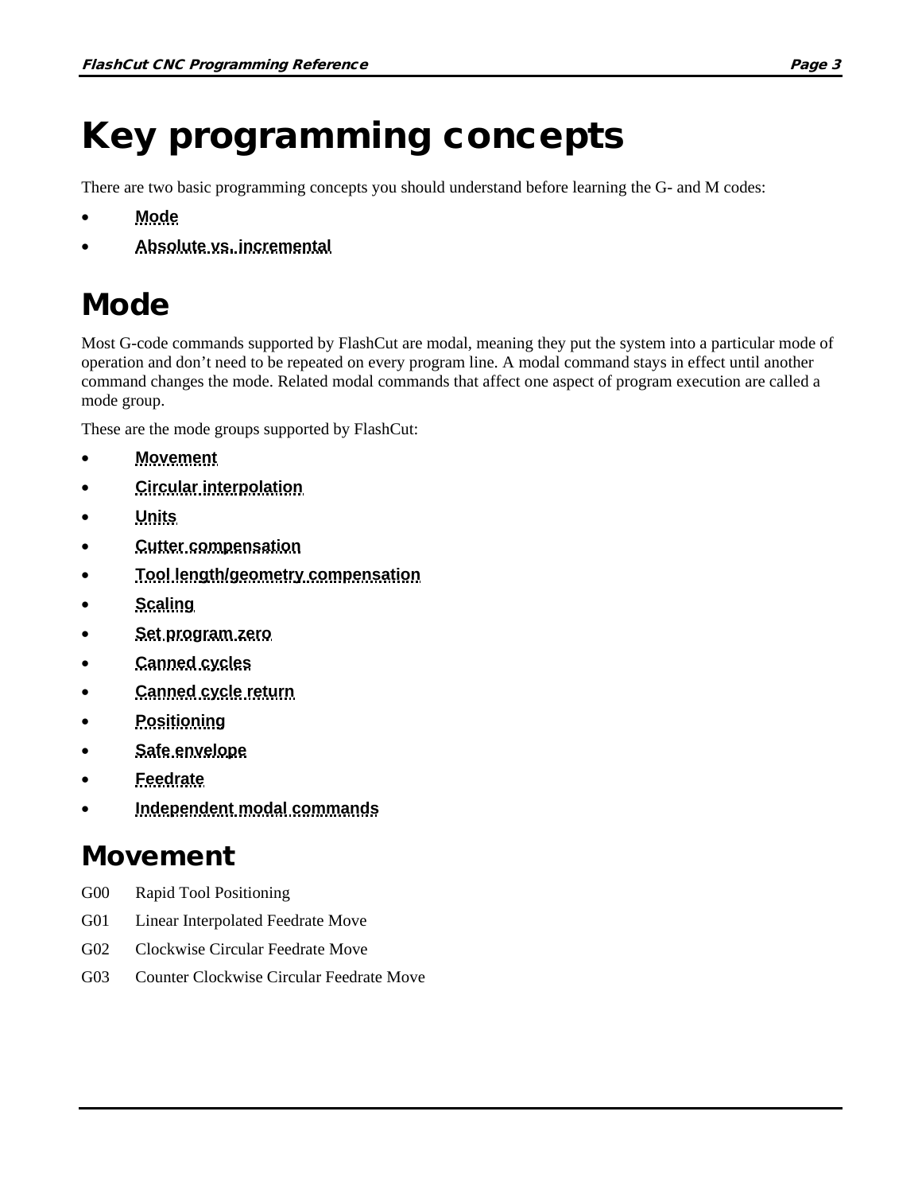# Key programming concepts

There are two basic programming concepts you should understand before learning the G- and M codes:

- **Mode**
- **Absolute vs. incremental**

# Mode

Most G-code commands supported by FlashCut are modal, meaning they put the system into a particular mode of operation and don't need to be repeated on every program line. A modal command stays in effect until another command changes the mode. Related modal commands that affect one aspect of program execution are called a mode group.

These are the mode groups supported by FlashCut:

- **Movement**
- **Circular interpolation**
- **Units**
- **Cutter compensation**
- **Tool length/geometry compensation**
- **Scaling**
- **Set program zero**
- **Canned cycles**
- **Canned cycle return**
- **Positioning**
- **Safe envelope**
- **Feedrate**
- **Independent modal commands**

## Movement

G00 Rapid Tool Positioning

G01 Linear Interpolated Feedrate Move

G02 Clockwise Circular Feedrate Move

G03 Counter Clockwise Circular Feedrate Move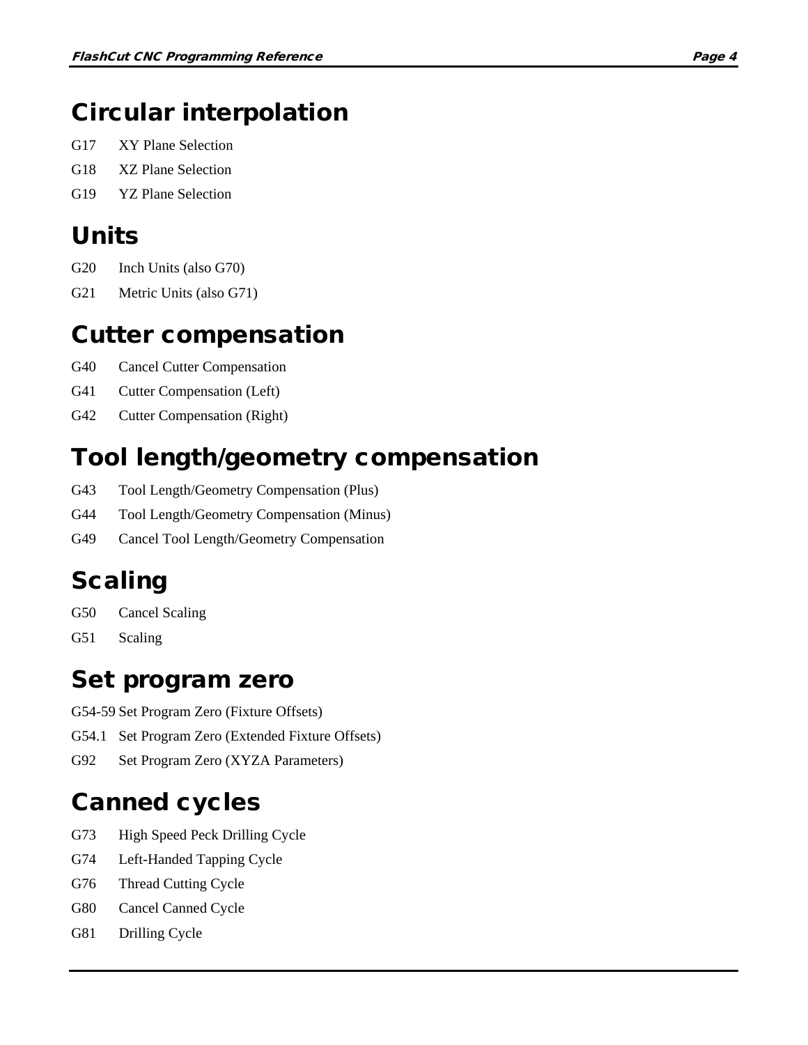## Circular interpolation

G17 XY Plane Selection

G18 XZ Plane Selection

G19 YZ Plane Selection

## Units

G20 Inch Units (also G70)

G21 Metric Units (also G71)

## Cutter compensation

G40 Cancel Cutter Compensation

G41 Cutter Compensation (Left)

G42 Cutter Compensation (Right)

## Tool length/geometry compensation

G43 Tool Length/Geometry Compensation (Plus)

G44 Tool Length/Geometry Compensation (Minus)

G49 Cancel Tool Length/Geometry Compensation

## Scaling

G50 Cancel Scaling

G51 Scaling

## Set program zero

G54-59 Set Program Zero (Fixture Offsets)

G54.1 Set Program Zero (Extended Fixture Offsets)

G92 Set Program Zero (XYZA Parameters)

## Canned cycles

G73 High Speed Peck Drilling Cycle

G74 Left-Handed Tapping Cycle

G76 Thread Cutting Cycle

G80 Cancel Canned Cycle

G81 Drilling Cycle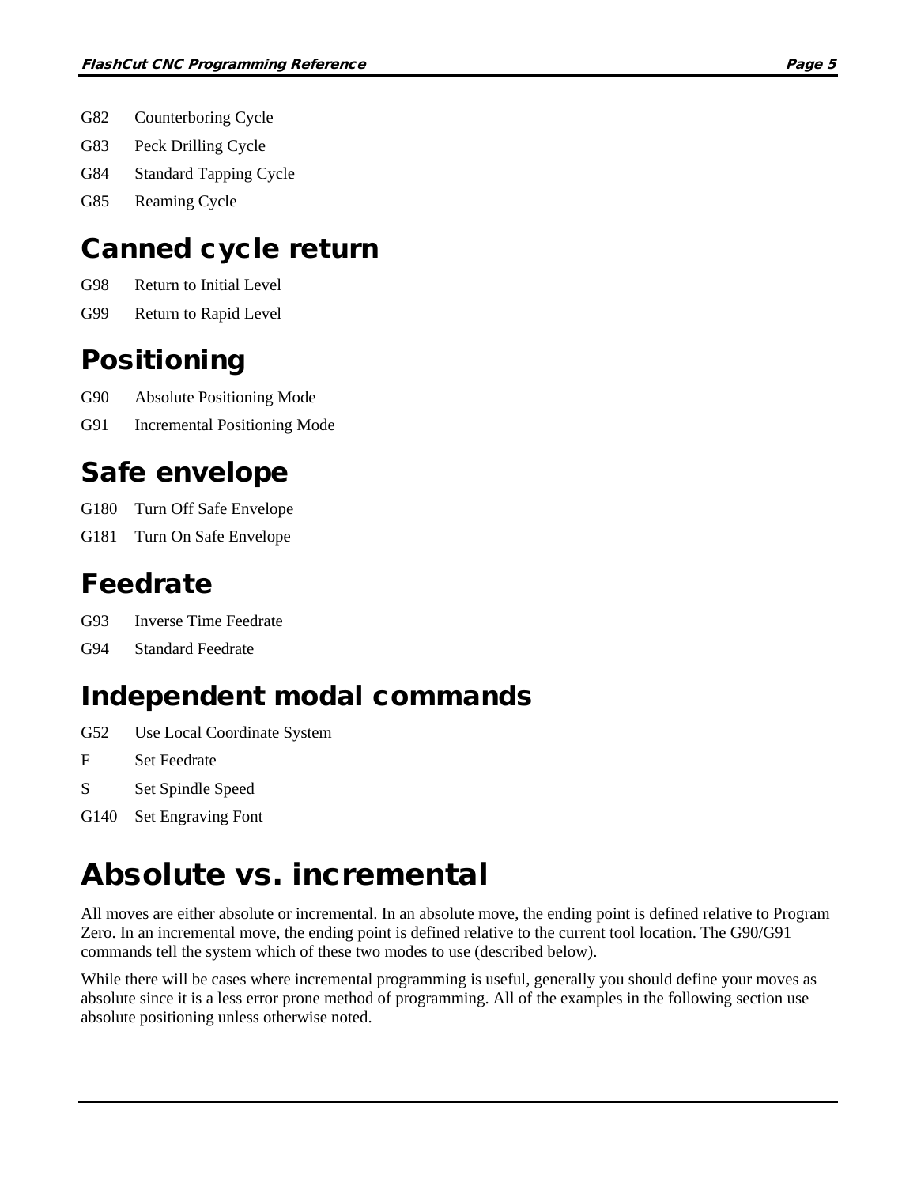G82 Counterboring Cycle

G83 Peck Drilling Cycle

G84 Standard Tapping Cycle

G85 Reaming Cycle

## Canned cycle return

G98 Return to Initial Level

G99 Return to Rapid Level

## Positioning

G90 Absolute Positioning Mode

G91 Incremental Positioning Mode

## Safe envelope

G180 Turn Off Safe Envelope

G181 Turn On Safe Envelope

## Feedrate

G93 Inverse Time Feedrate

G94 Standard Feedrate

## Independent modal commands

G52 Use Local Coordinate System

F Set Feedrate

S Set Spindle Speed

G140 Set Engraving Font

# Absolute vs. incremental

All moves are either absolute or incremental. In an absolute move, the ending point is defined relative to Program Zero. In an incremental move, the ending point is defined relative to the current tool location. The G90/G91 commands tell the system which of these two modes to use (described below).

While there will be cases where incremental programming is useful, generally you should define your moves as absolute since it is a less error prone method of programming. All of the examples in the following section use absolute positioning unless otherwise noted.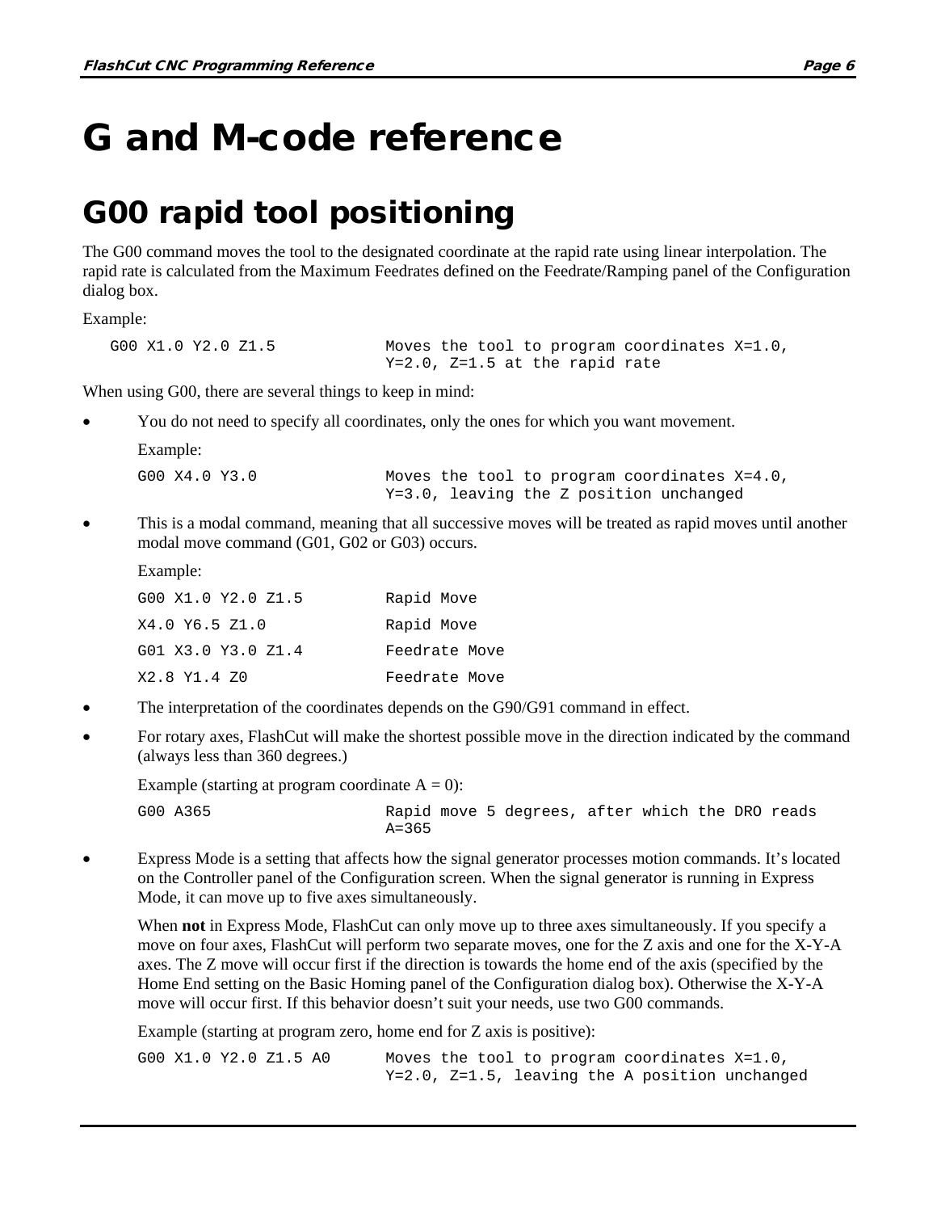# G and M-code reference

## G00 rapid tool positioning

The G00 command moves the tool to the designated coordinate at the rapid rate using linear interpolation. The rapid rate is calculated from the Maximum Feedrates defined on the Feedrate/Ramping panel of the Configuration dialog box.

Example:

```
G00 X1.0 Y2.0 Z1.5           Moves the tool to program coordinates X=1.0,
                             Y=2.0, Z=1.5 at the rapid rate
```

When using G00, there are several things to keep in mind:

- You do not need to specify all coordinates, only the ones for which you want movement.

  Example:

  ```
  G00 X4.0 Y3.0              Moves the tool to program coordinates X=4.0,
                             Y=3.0, leaving the Z position unchanged
  ```

- This is a modal command, meaning that all successive moves will be treated as rapid moves until another modal move command (G01, G02 or G03) occurs.

  Example:

  ```
  G00 X1.0 Y2.0 Z1.5         Rapid Move
  X4.0 Y6.5 Z1.0             Rapid Move
  G01 X3.0 Y3.0 Z1.4         Feedrate Move
  X2.8 Y1.4 Z0               Feedrate Move
  ```

- The interpretation of the coordinates depends on the G90/G91 command in effect.

- For rotary axes, FlashCut will make the shortest possible move in the direction indicated by the command (always less than 360 degrees.)

  Example (starting at program coordinate A = 0):

  ```
  G00 A365                   Rapid move 5 degrees, after which the DRO reads
                             A=365
  ```

- Express Mode is a setting that affects how the signal generator processes motion commands. It's located on the Controller panel of the Configuration screen. When the signal generator is running in Express Mode, it can move up to five axes simultaneously.

  When **not** in Express Mode, FlashCut can only move up to three axes simultaneously. If you specify a move on four axes, FlashCut will perform two separate moves, one for the Z axis and one for the X-Y-A axes. The Z move will occur first if the direction is towards the home end of the axis (specified by the Home End setting on the Basic Homing panel of the Configuration dialog box). Otherwise the X-Y-A move will occur first. If this behavior doesn't suit your needs, use two G00 commands.

  Example (starting at program zero, home end for Z axis is positive):

  ```
  G00 X1.0 Y2.0 Z1.5 A0      Moves the tool to program coordinates X=1.0,
                             Y=2.0, Z=1.5, leaving the A position unchanged
  ```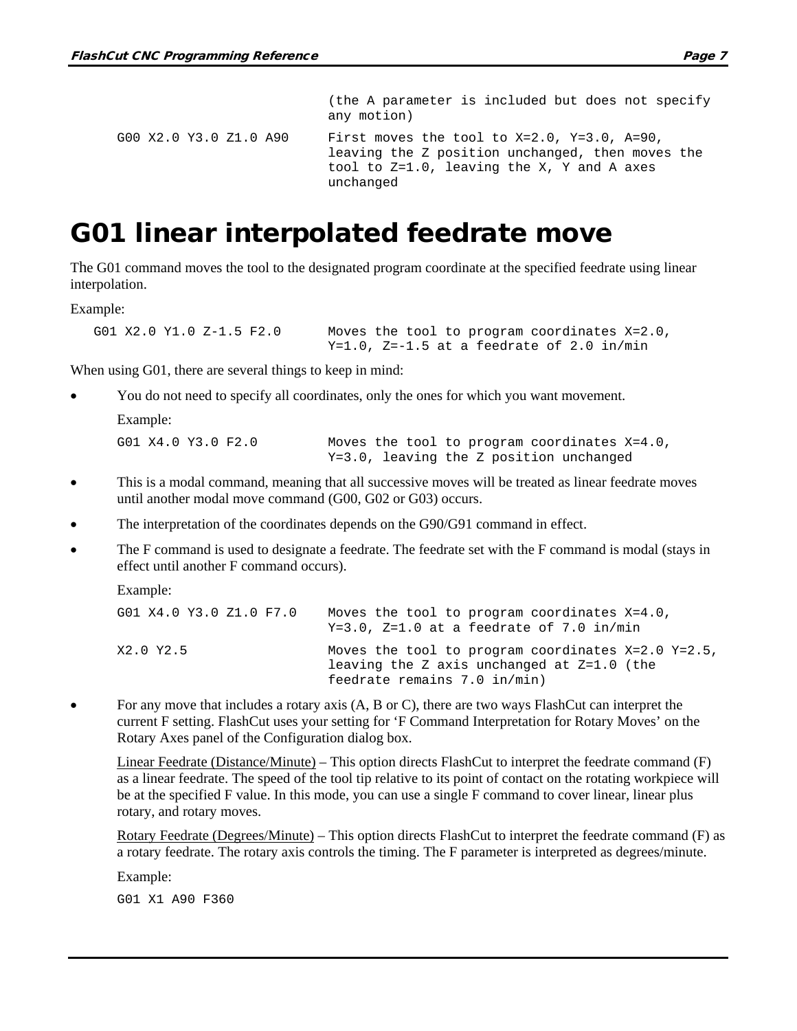| | |
|---|---|
| | (the A parameter is included but does not specify any motion) |
| G00 X2.0 Y3.0 Z1.0 A90 | First moves the tool to X=2.0, Y=3.0, A=90, leaving the Z position unchanged, then moves the tool to Z=1.0, leaving the X, Y and A axes unchanged |

# G01 linear interpolated feedrate move

The G01 command moves the tool to the designated program coordinate at the specified feedrate using linear interpolation.

Example:

| | |
|---|---|
| G01 X2.0 Y1.0 Z-1.5 F2.0 | Moves the tool to program coordinates X=2.0, Y=1.0, Z=-1.5 at a feedrate of 2.0 in/min |

When using G01, there are several things to keep in mind:

- You do not need to specify all coordinates, only the ones for which you want movement.

  Example:

  | | |
  |---|---|
  | G01 X4.0 Y3.0 F2.0 | Moves the tool to program coordinates X=4.0, Y=3.0, leaving the Z position unchanged |

- This is a modal command, meaning that all successive moves will be treated as linear feedrate moves until another modal move command (G00, G02 or G03) occurs.
- The interpretation of the coordinates depends on the G90/G91 command in effect.
- The F command is used to designate a feedrate. The feedrate set with the F command is modal (stays in effect until another F command occurs).

  Example:

  | | |
  |---|---|
  | G01 X4.0 Y3.0 Z1.0 F7.0 | Moves the tool to program coordinates X=4.0, Y=3.0, Z=1.0 at a feedrate of 7.0 in/min |
  | X2.0 Y2.5 | Moves the tool to program coordinates X=2.0 Y=2.5, leaving the Z axis unchanged at Z=1.0 (the feedrate remains 7.0 in/min) |

- For any move that includes a rotary axis (A, B or C), there are two ways FlashCut can interpret the current F setting. FlashCut uses your setting for 'F Command Interpretation for Rotary Moves' on the Rotary Axes panel of the Configuration dialog box.

  Linear Feedrate (Distance/Minute) – This option directs FlashCut to interpret the feedrate command (F) as a linear feedrate. The speed of the tool tip relative to its point of contact on the rotating workpiece will be at the specified F value. In this mode, you can use a single F command to cover linear, linear plus rotary, and rotary moves.

  Rotary Feedrate (Degrees/Minute) – This option directs FlashCut to interpret the feedrate command (F) as a rotary feedrate. The rotary axis controls the timing. The F parameter is interpreted as degrees/minute.

  Example:

  ```
  G01 X1 A90 F360
  ```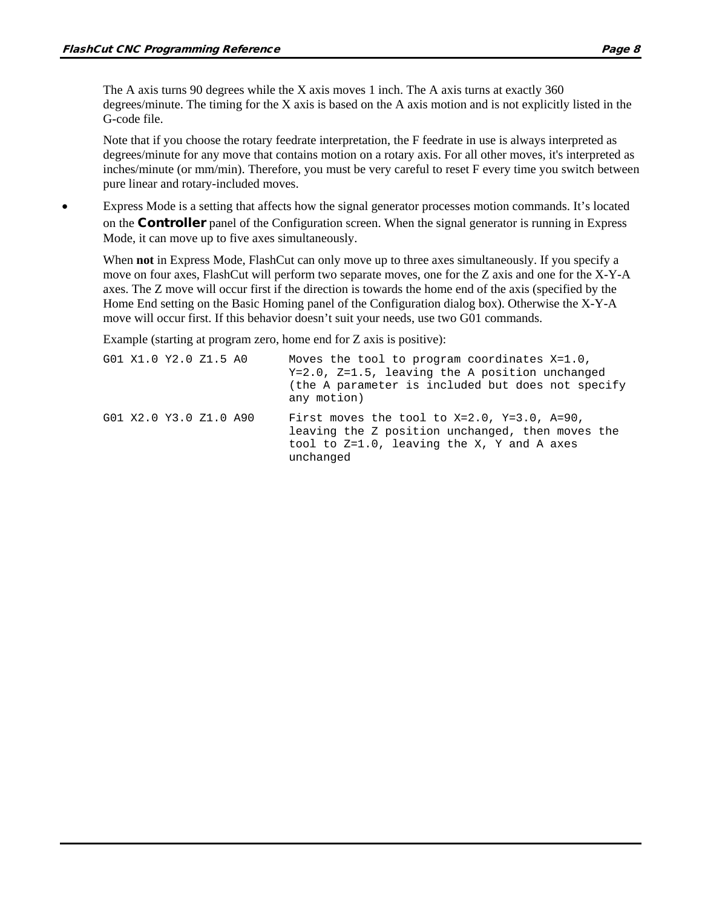The A axis turns 90 degrees while the X axis moves 1 inch. The A axis turns at exactly 360 degrees/minute. The timing for the X axis is based on the A axis motion and is not explicitly listed in the G-code file.

Note that if you choose the rotary feedrate interpretation, the F feedrate in use is always interpreted as degrees/minute for any move that contains motion on a rotary axis. For all other moves, it's interpreted as inches/minute (or mm/min). Therefore, you must be very careful to reset F every time you switch between pure linear and rotary-included moves.

- Express Mode is a setting that affects how the signal generator processes motion commands. It's located on the **Controller** panel of the Configuration screen. When the signal generator is running in Express Mode, it can move up to five axes simultaneously.

  When **not** in Express Mode, FlashCut can only move up to three axes simultaneously. If you specify a move on four axes, FlashCut will perform two separate moves, one for the Z axis and one for the X-Y-A axes. The Z move will occur first if the direction is towards the home end of the axis (specified by the Home End setting on the Basic Homing panel of the Configuration dialog box). Otherwise the X-Y-A move will occur first. If this behavior doesn't suit your needs, use two G01 commands.

  Example (starting at program zero, home end for Z axis is positive):

| | |
|---|---|
| `G01 X1.0 Y2.0 Z1.5 A0` | Moves the tool to program coordinates X=1.0, Y=2.0, Z=1.5, leaving the A position unchanged (the A parameter is included but does not specify any motion) |
| `G01 X2.0 Y3.0 Z1.0 A90` | First moves the tool to X=2.0, Y=3.0, A=90, leaving the Z position unchanged, then moves the tool to Z=1.0, leaving the X, Y and A axes unchanged |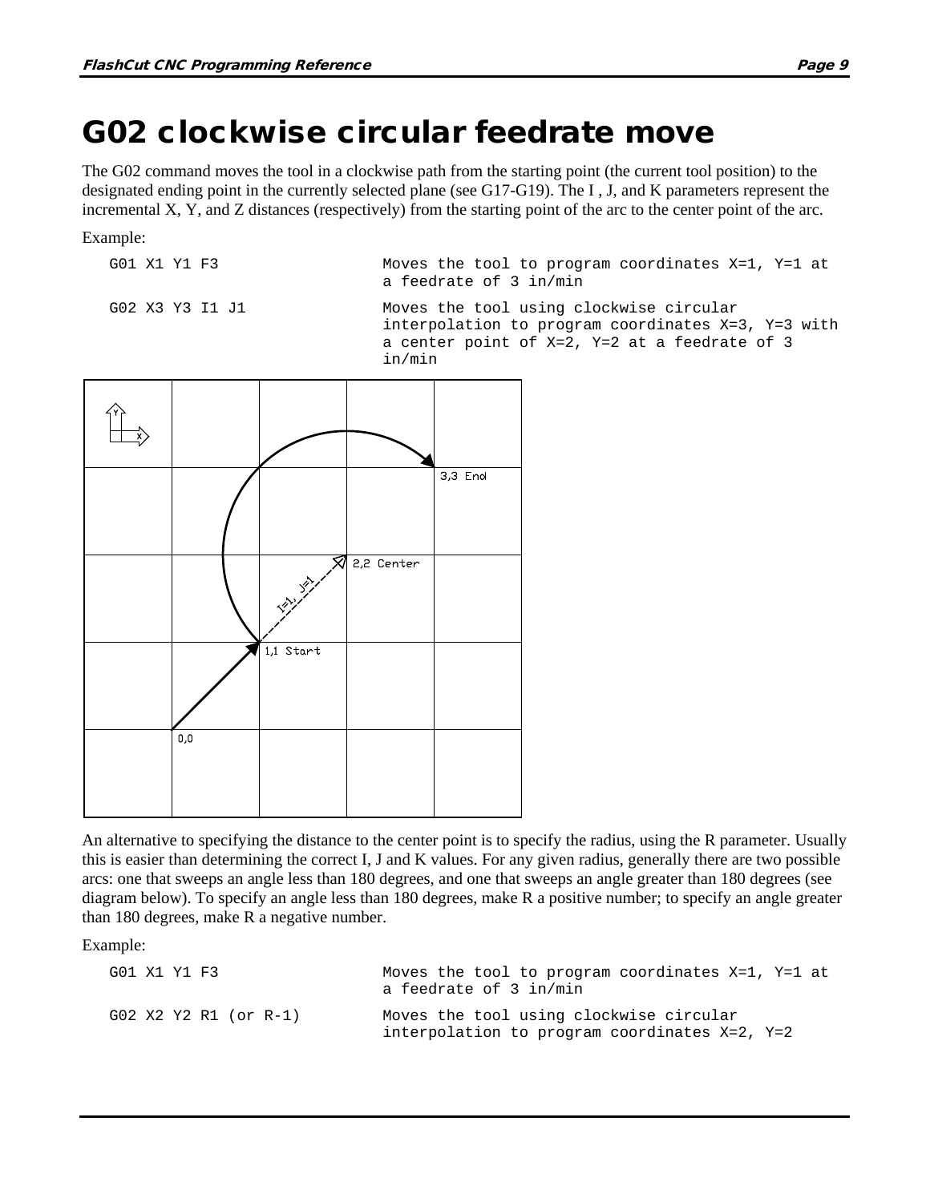# G02 clockwise circular feedrate move

The G02 command moves the tool in a clockwise path from the starting point (the current tool position) to the designated ending point in the currently selected plane (see G17-G19). The I , J, and K parameters represent the incremental X, Y, and Z distances (respectively) from the starting point of the arc to the center point of the arc.

Example:

| | |
|---|---|
| `G01 X1 Y1 F3` | Moves the tool to program coordinates X=1, Y=1 at a feedrate of 3 in/min |
| `G02 X3 Y3 I1 J1` | Moves the tool using clockwise circular interpolation to program coordinates X=3, Y=3 with a center point of X=2, Y=2 at a feedrate of 3 in/min |

An alternative to specifying the distance to the center point is to specify the radius, using the R parameter. Usually this is easier than determining the correct I, J and K values. For any given radius, generally there are two possible arcs: one that sweeps an angle less than 180 degrees, and one that sweeps an angle greater than 180 degrees (see diagram below). To specify an angle less than 180 degrees, make R a positive number; to specify an angle greater than 180 degrees, make R a negative number.

Example:

| | |
|---|---|
| `G01 X1 Y1 F3` | Moves the tool to program coordinates X=1, Y=1 at a feedrate of 3 in/min |
| `G02 X2 Y2 R1 (or R-1)` | Moves the tool using clockwise circular interpolation to program coordinates X=2, Y=2 |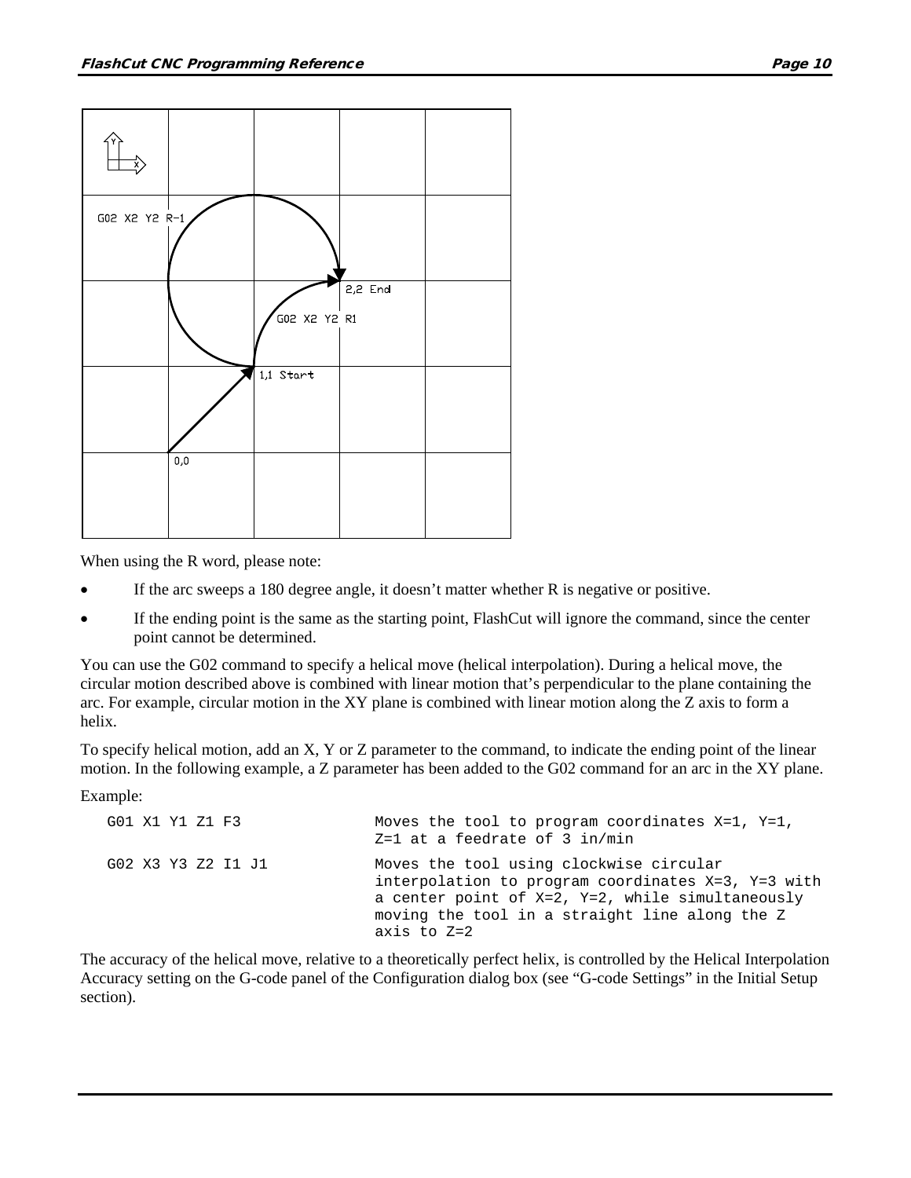When using the R word, please note:

- If the arc sweeps a 180 degree angle, it doesn't matter whether R is negative or positive.
- If the ending point is the same as the starting point, FlashCut will ignore the command, since the center point cannot be determined.

You can use the G02 command to specify a helical move (helical interpolation). During a helical move, the circular motion described above is combined with linear motion that's perpendicular to the plane containing the arc. For example, circular motion in the XY plane is combined with linear motion along the Z axis to form a helix.

To specify helical motion, add an X, Y or Z parameter to the command, to indicate the ending point of the linear motion. In the following example, a Z parameter has been added to the G02 command for an arc in the XY plane.

Example:

| | |
|---|---|
| `G01 X1 Y1 Z1 F3` | Moves the tool to program coordinates X=1, Y=1, Z=1 at a feedrate of 3 in/min |
| `G02 X3 Y3 Z2 I1 J1` | Moves the tool using clockwise circular interpolation to program coordinates X=3, Y=3 with a center point of X=2, Y=2, while simultaneously moving the tool in a straight line along the Z axis to Z=2 |

The accuracy of the helical move, relative to a theoretically perfect helix, is controlled by the Helical Interpolation Accuracy setting on the G-code panel of the Configuration dialog box (see "G-code Settings" in the Initial Setup section).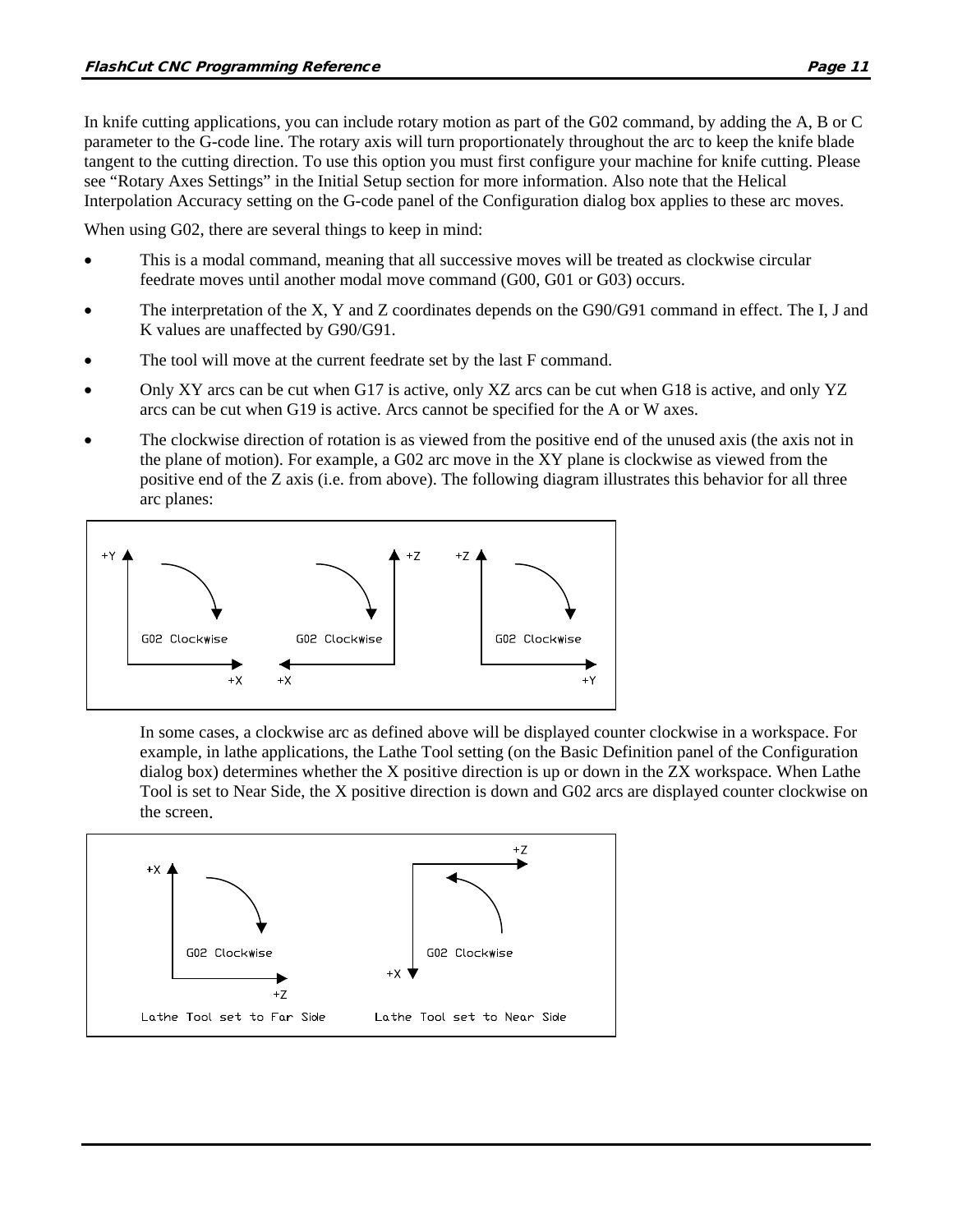In knife cutting applications, you can include rotary motion as part of the G02 command, by adding the A, B or C parameter to the G-code line. The rotary axis will turn proportionately throughout the arc to keep the knife blade tangent to the cutting direction. To use this option you must first configure your machine for knife cutting. Please see "Rotary Axes Settings" in the Initial Setup section for more information. Also note that the Helical Interpolation Accuracy setting on the G-code panel of the Configuration dialog box applies to these arc moves.

When using G02, there are several things to keep in mind:

- This is a modal command, meaning that all successive moves will be treated as clockwise circular feedrate moves until another modal move command (G00, G01 or G03) occurs.
- The interpretation of the X, Y and Z coordinates depends on the G90/G91 command in effect. The I, J and K values are unaffected by G90/G91.
- The tool will move at the current feedrate set by the last F command.
- Only XY arcs can be cut when G17 is active, only XZ arcs can be cut when G18 is active, and only YZ arcs can be cut when G19 is active. Arcs cannot be specified for the A or W axes.
- The clockwise direction of rotation is as viewed from the positive end of the unused axis (the axis not in the plane of motion). For example, a G02 arc move in the XY plane is clockwise as viewed from the positive end of the Z axis (i.e. from above). The following diagram illustrates this behavior for all three arc planes:

  In some cases, a clockwise arc as defined above will be displayed counter clockwise in a workspace. For example, in lathe applications, the Lathe Tool setting (on the Basic Definition panel of the Configuration dialog box) determines whether the X positive direction is up or down in the ZX workspace. When Lathe Tool is set to Near Side, the X positive direction is down and G02 arcs are displayed counter clockwise on the screen.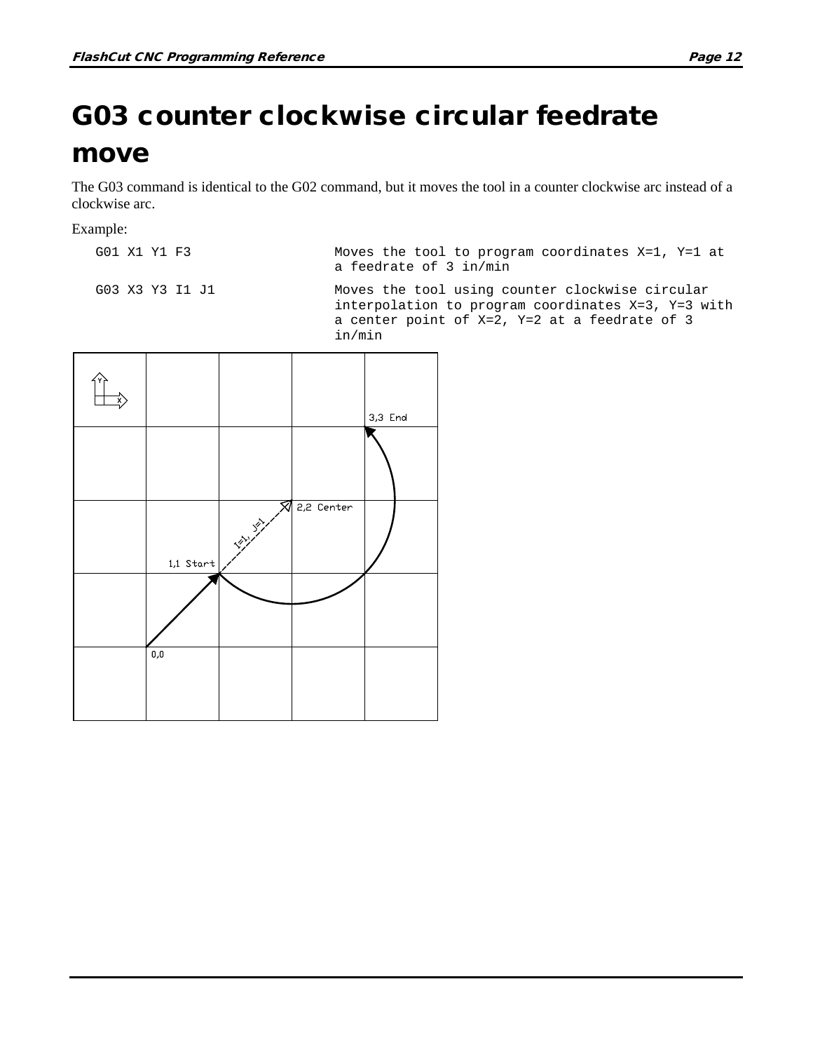# G03 counter clockwise circular feedrate move

The G03 command is identical to the G02 command, but it moves the tool in a counter clockwise arc instead of a clockwise arc.

Example:

| | |
|---|---|
| `G01 X1 Y1 F3` | Moves the tool to program coordinates X=1, Y=1 at a feedrate of 3 in/min |
| `G03 X3 Y3 I1 J1` | Moves the tool using counter clockwise circular interpolation to program coordinates X=3, Y=3 with a center point of X=2, Y=2 at a feedrate of 3 in/min |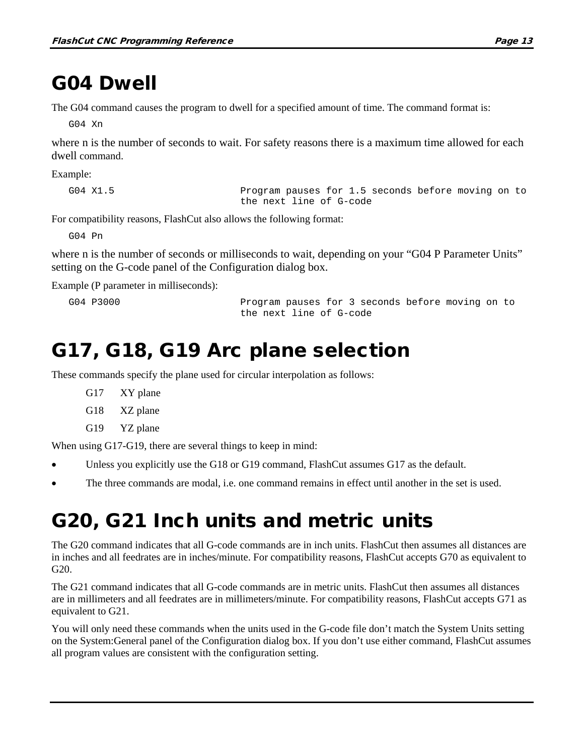# G04 Dwell

The G04 command causes the program to dwell for a specified amount of time. The command format is:

```
G04 Xn
```

where n is the number of seconds to wait. For safety reasons there is a maximum time allowed for each dwell command.

Example:

```
G04 X1.5                    Program pauses for 1.5 seconds before moving on to
                            the next line of G-code
```

For compatibility reasons, FlashCut also allows the following format:

```
G04 Pn
```

where n is the number of seconds or milliseconds to wait, depending on your "G04 P Parameter Units" setting on the G-code panel of the Configuration dialog box.

Example (P parameter in milliseconds):

```
G04 P3000                   Program pauses for 3 seconds before moving on to
                            the next line of G-code
```

# G17, G18, G19 Arc plane selection

These commands specify the plane used for circular interpolation as follows:

G17 XY plane

G18 XZ plane

G19 YZ plane

When using G17-G19, there are several things to keep in mind:

- Unless you explicitly use the G18 or G19 command, FlashCut assumes G17 as the default.
- The three commands are modal, i.e. one command remains in effect until another in the set is used.

# G20, G21 Inch units and metric units

The G20 command indicates that all G-code commands are in inch units. FlashCut then assumes all distances are in inches and all feedrates are in inches/minute. For compatibility reasons, FlashCut accepts G70 as equivalent to G20.

The G21 command indicates that all G-code commands are in metric units. FlashCut then assumes all distances are in millimeters and all feedrates are in millimeters/minute. For compatibility reasons, FlashCut accepts G71 as equivalent to G21.

You will only need these commands when the units used in the G-code file don't match the System Units setting on the System:General panel of the Configuration dialog box. If you don't use either command, FlashCut assumes all program values are consistent with the configuration setting.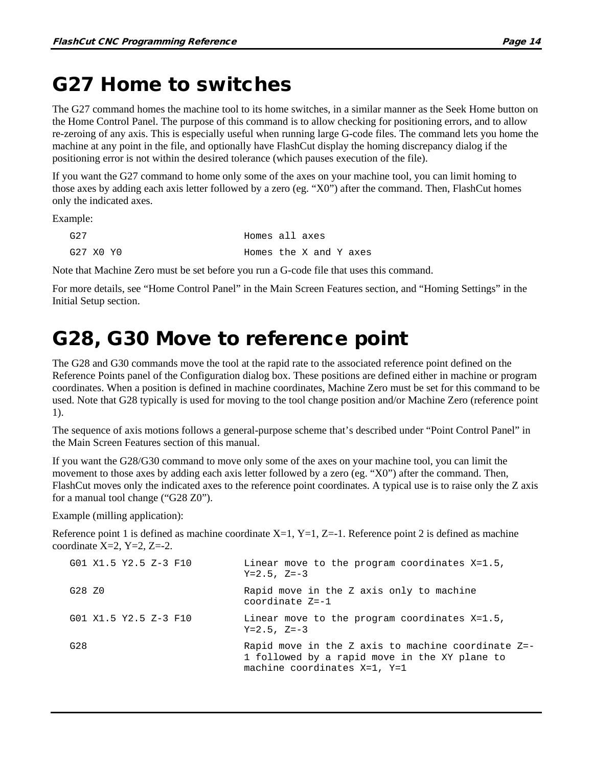# G27 Home to switches

The G27 command homes the machine tool to its home switches, in a similar manner as the Seek Home button on the Home Control Panel. The purpose of this command is to allow checking for positioning errors, and to allow re-zeroing of any axis. This is especially useful when running large G-code files. The command lets you home the machine at any point in the file, and optionally have FlashCut display the homing discrepancy dialog if the positioning error is not within the desired tolerance (which pauses execution of the file).

If you want the G27 command to home only some of the axes on your machine tool, you can limit homing to those axes by adding each axis letter followed by a zero (eg. “X0”) after the command. Then, FlashCut homes only the indicated axes.

Example:

| | |
|---|---|
| `G27` | Homes all axes |
| `G27 X0 Y0` | Homes the X and Y axes |

Note that Machine Zero must be set before you run a G-code file that uses this command.

For more details, see “Home Control Panel” in the Main Screen Features section, and “Homing Settings” in the Initial Setup section.

# G28, G30 Move to reference point

The G28 and G30 commands move the tool at the rapid rate to the associated reference point defined on the Reference Points panel of the Configuration dialog box. These positions are defined either in machine or program coordinates. When a position is defined in machine coordinates, Machine Zero must be set for this command to be used. Note that G28 typically is used for moving to the tool change position and/or Machine Zero (reference point 1).

The sequence of axis motions follows a general-purpose scheme that’s described under “Point Control Panel” in the Main Screen Features section of this manual.

If you want the G28/G30 command to move only some of the axes on your machine tool, you can limit the movement to those axes by adding each axis letter followed by a zero (eg. “X0”) after the command. Then, FlashCut moves only the indicated axes to the reference point coordinates. A typical use is to raise only the Z axis for a manual tool change (“G28 Z0”).

Example (milling application):

Reference point 1 is defined as machine coordinate X=1, Y=1, Z=-1. Reference point 2 is defined as machine coordinate X=2, Y=2, Z=-2.

| | |
|---|---|
| `G01 X1.5 Y2.5 Z-3 F10` | Linear move to the program coordinates X=1.5, Y=2.5, Z=-3 |
| `G28 Z0` | Rapid move in the Z axis only to machine coordinate Z=-1 |
| `G01 X1.5 Y2.5 Z-3 F10` | Linear move to the program coordinates X=1.5, Y=2.5, Z=-3 |
| `G28` | Rapid move in the Z axis to machine coordinate Z=-1 followed by a rapid move in the XY plane to machine coordinates X=1, Y=1 |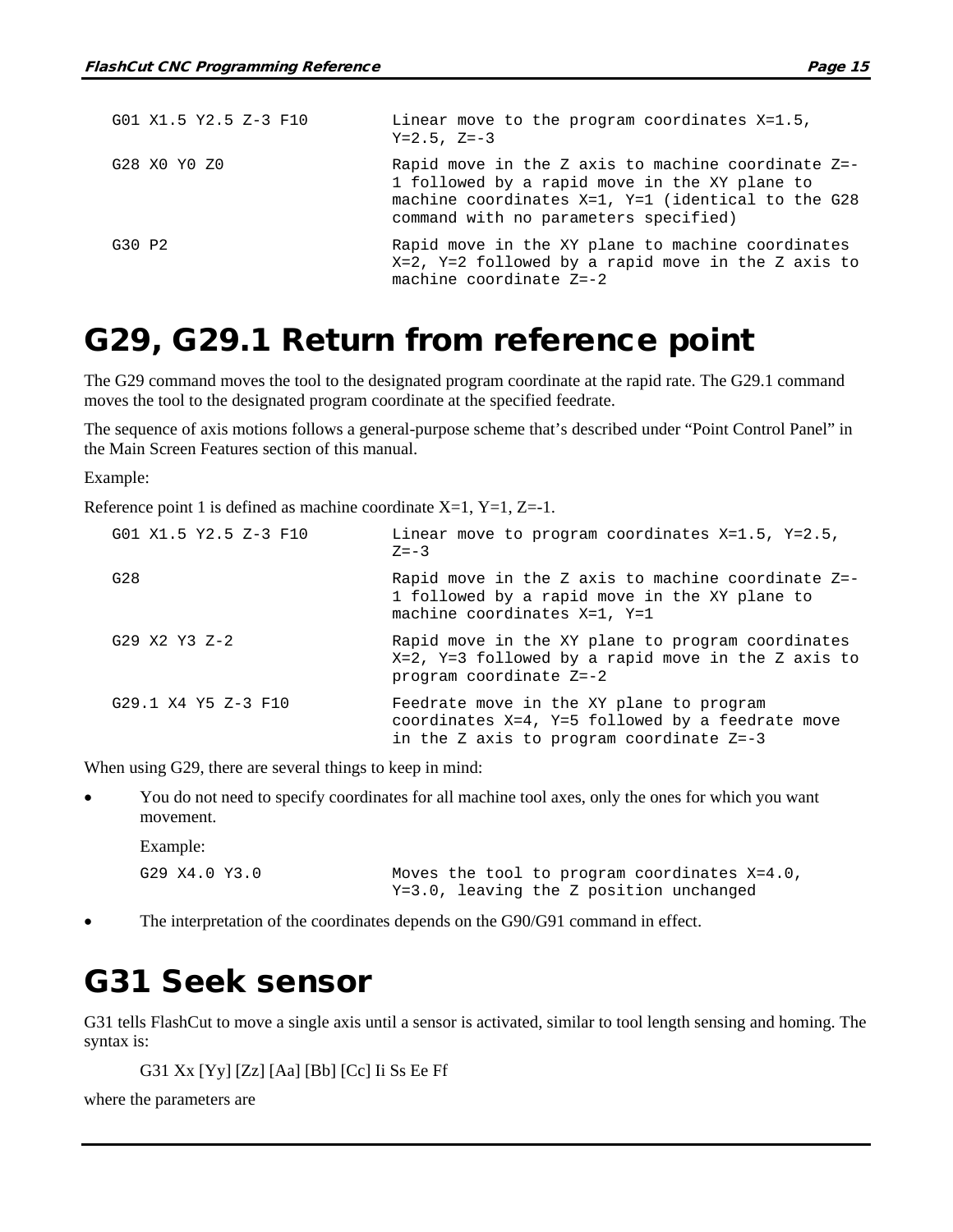| | |
|---|---|
| G01 X1.5 Y2.5 Z-3 F10 | Linear move to the program coordinates X=1.5, Y=2.5, Z=-3 |
| G28 X0 Y0 Z0 | Rapid move in the Z axis to machine coordinate Z=-1 followed by a rapid move in the XY plane to machine coordinates X=1, Y=1 (identical to the G28 command with no parameters specified) |
| G30 P2 | Rapid move in the XY plane to machine coordinates X=2, Y=2 followed by a rapid move in the Z axis to machine coordinate Z=-2 |

# G29, G29.1 Return from reference point

The G29 command moves the tool to the designated program coordinate at the rapid rate. The G29.1 command moves the tool to the designated program coordinate at the specified feedrate.

The sequence of axis motions follows a general-purpose scheme that's described under "Point Control Panel" in the Main Screen Features section of this manual.

Example:

Reference point 1 is defined as machine coordinate X=1, Y=1, Z=-1.

| | |
|---|---|
| G01 X1.5 Y2.5 Z-3 F10 | Linear move to program coordinates X=1.5, Y=2.5, Z=-3 |
| G28 | Rapid move in the Z axis to machine coordinate Z=-1 followed by a rapid move in the XY plane to machine coordinates X=1, Y=1 |
| G29 X2 Y3 Z-2 | Rapid move in the XY plane to program coordinates X=2, Y=3 followed by a rapid move in the Z axis to program coordinate Z=-2 |
| G29.1 X4 Y5 Z-3 F10 | Feedrate move in the XY plane to program coordinates X=4, Y=5 followed by a feedrate move in the Z axis to program coordinate Z=-3 |

When using G29, there are several things to keep in mind:

- You do not need to specify coordinates for all machine tool axes, only the ones for which you want movement.

  Example:

  | | |
  |---|---|
  | G29 X4.0 Y3.0 | Moves the tool to program coordinates X=4.0, Y=3.0, leaving the Z position unchanged |

- The interpretation of the coordinates depends on the G90/G91 command in effect.

# G31 Seek sensor

G31 tells FlashCut to move a single axis until a sensor is activated, similar to tool length sensing and homing. The syntax is:

```
G31 Xx [Yy] [Zz] [Aa] [Bb] [Cc] Ii Ss Ee Ff
```

where the parameters are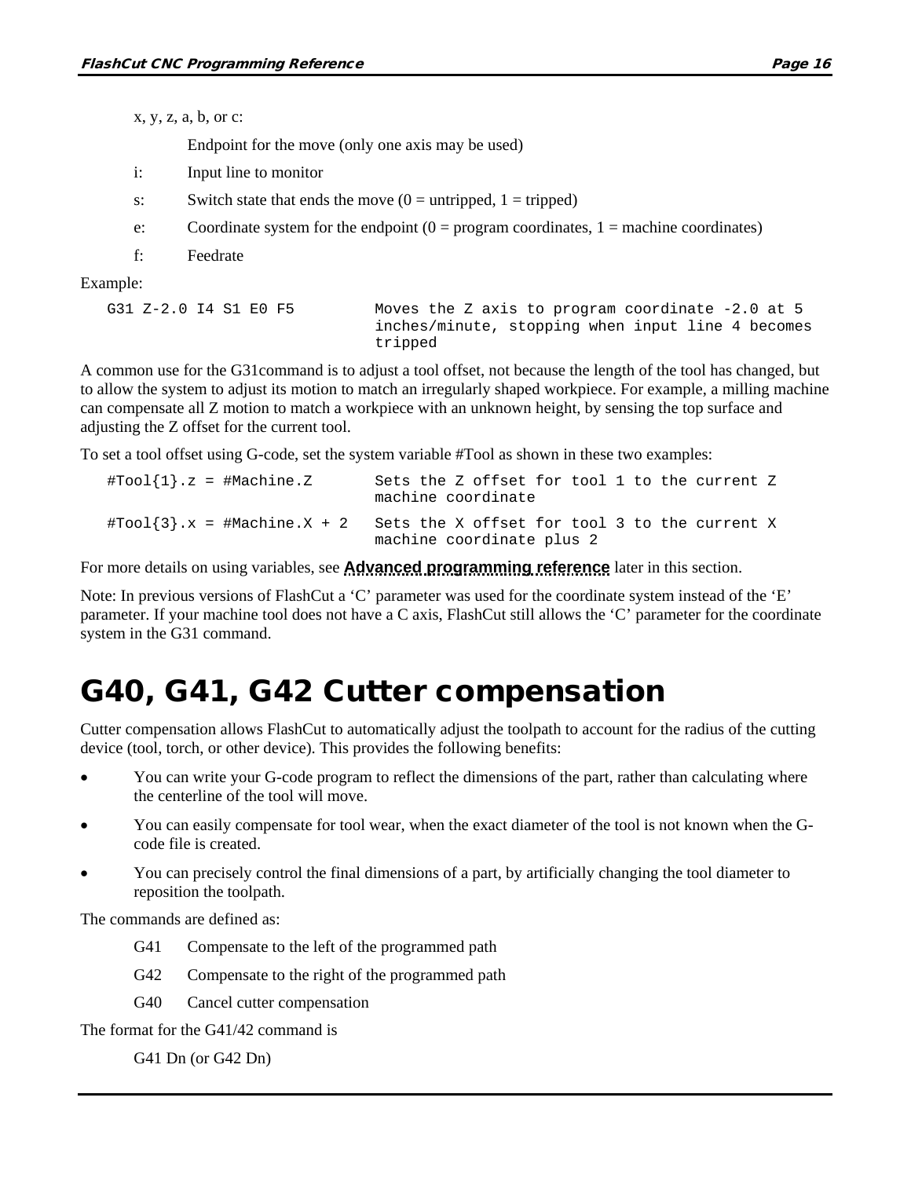x, y, z, a, b, or c:

Endpoint for the move (only one axis may be used)

i: Input line to monitor

s: Switch state that ends the move (0 = untripped, 1 = tripped)

e: Coordinate system for the endpoint (0 = program coordinates, 1 = machine coordinates)

f: Feedrate

Example:

| | |
|---|---|
| `G31 Z-2.0 I4 S1 E0 F5` | Moves the Z axis to program coordinate -2.0 at 5 inches/minute, stopping when input line 4 becomes tripped |

A common use for the G31command is to adjust a tool offset, not because the length of the tool has changed, but to allow the system to adjust its motion to match an irregularly shaped workpiece. For example, a milling machine can compensate all Z motion to match a workpiece with an unknown height, by sensing the top surface and adjusting the Z offset for the current tool.

To set a tool offset using G-code, set the system variable #Tool as shown in these two examples:

| | |
|---|---|
| `#Tool{1}.z = #Machine.Z` | Sets the Z offset for tool 1 to the current Z machine coordinate |
| `#Tool{3}.x = #Machine.X + 2` | Sets the X offset for tool 3 to the current X machine coordinate plus 2 |

For more details on using variables, see **Advanced programming reference** later in this section.

Note: In previous versions of FlashCut a 'C' parameter was used for the coordinate system instead of the 'E' parameter. If your machine tool does not have a C axis, FlashCut still allows the 'C' parameter for the coordinate system in the G31 command.

# G40, G41, G42 Cutter compensation

Cutter compensation allows FlashCut to automatically adjust the toolpath to account for the radius of the cutting device (tool, torch, or other device). This provides the following benefits:

- You can write your G-code program to reflect the dimensions of the part, rather than calculating where the centerline of the tool will move.
- You can easily compensate for tool wear, when the exact diameter of the tool is not known when the G-code file is created.
- You can precisely control the final dimensions of a part, by artificially changing the tool diameter to reposition the toolpath.

The commands are defined as:

G41 Compensate to the left of the programmed path

G42 Compensate to the right of the programmed path

G40 Cancel cutter compensation

The format for the G41/42 command is

G41 Dn (or G42 Dn)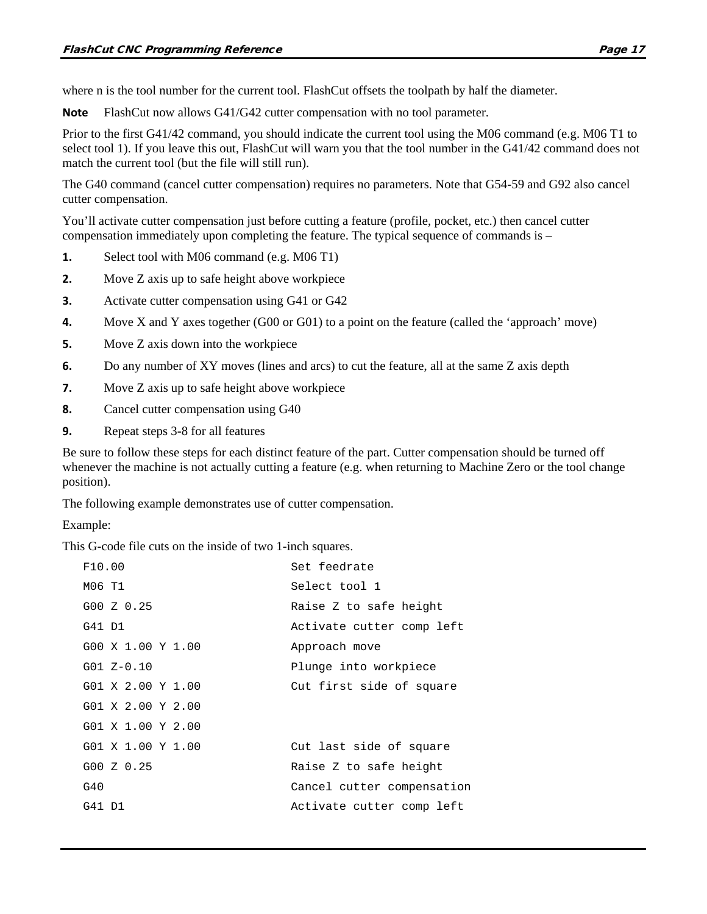where n is the tool number for the current tool. FlashCut offsets the toolpath by half the diameter.

**Note** FlashCut now allows G41/G42 cutter compensation with no tool parameter.

Prior to the first G41/42 command, you should indicate the current tool using the M06 command (e.g. M06 T1 to select tool 1). If you leave this out, FlashCut will warn you that the tool number in the G41/42 command does not match the current tool (but the file will still run).

The G40 command (cancel cutter compensation) requires no parameters. Note that G54-59 and G92 also cancel cutter compensation.

You'll activate cutter compensation just before cutting a feature (profile, pocket, etc.) then cancel cutter compensation immediately upon completing the feature. The typical sequence of commands is –

1. Select tool with M06 command (e.g. M06 T1)
2. Move Z axis up to safe height above workpiece
3. Activate cutter compensation using G41 or G42
4. Move X and Y axes together (G00 or G01) to a point on the feature (called the 'approach' move)
5. Move Z axis down into the workpiece
6. Do any number of XY moves (lines and arcs) to cut the feature, all at the same Z axis depth
7. Move Z axis up to safe height above workpiece
8. Cancel cutter compensation using G40
9. Repeat steps 3-8 for all features

Be sure to follow these steps for each distinct feature of the part. Cutter compensation should be turned off whenever the machine is not actually cutting a feature (e.g. when returning to Machine Zero or the tool change position).

The following example demonstrates use of cutter compensation.

Example:

This G-code file cuts on the inside of two 1-inch squares.

```
F10.00                        Set feedrate
M06 T1                        Select tool 1
G00 Z 0.25                    Raise Z to safe height
G41 D1                        Activate cutter comp left
G00 X 1.00 Y 1.00             Approach move
G01 Z-0.10                    Plunge into workpiece
G01 X 2.00 Y 1.00             Cut first side of square
G01 X 2.00 Y 2.00
G01 X 1.00 Y 2.00
G01 X 1.00 Y 1.00             Cut last side of square
G00 Z 0.25                    Raise Z to safe height
G40                           Cancel cutter compensation
G41 D1                        Activate cutter comp left
```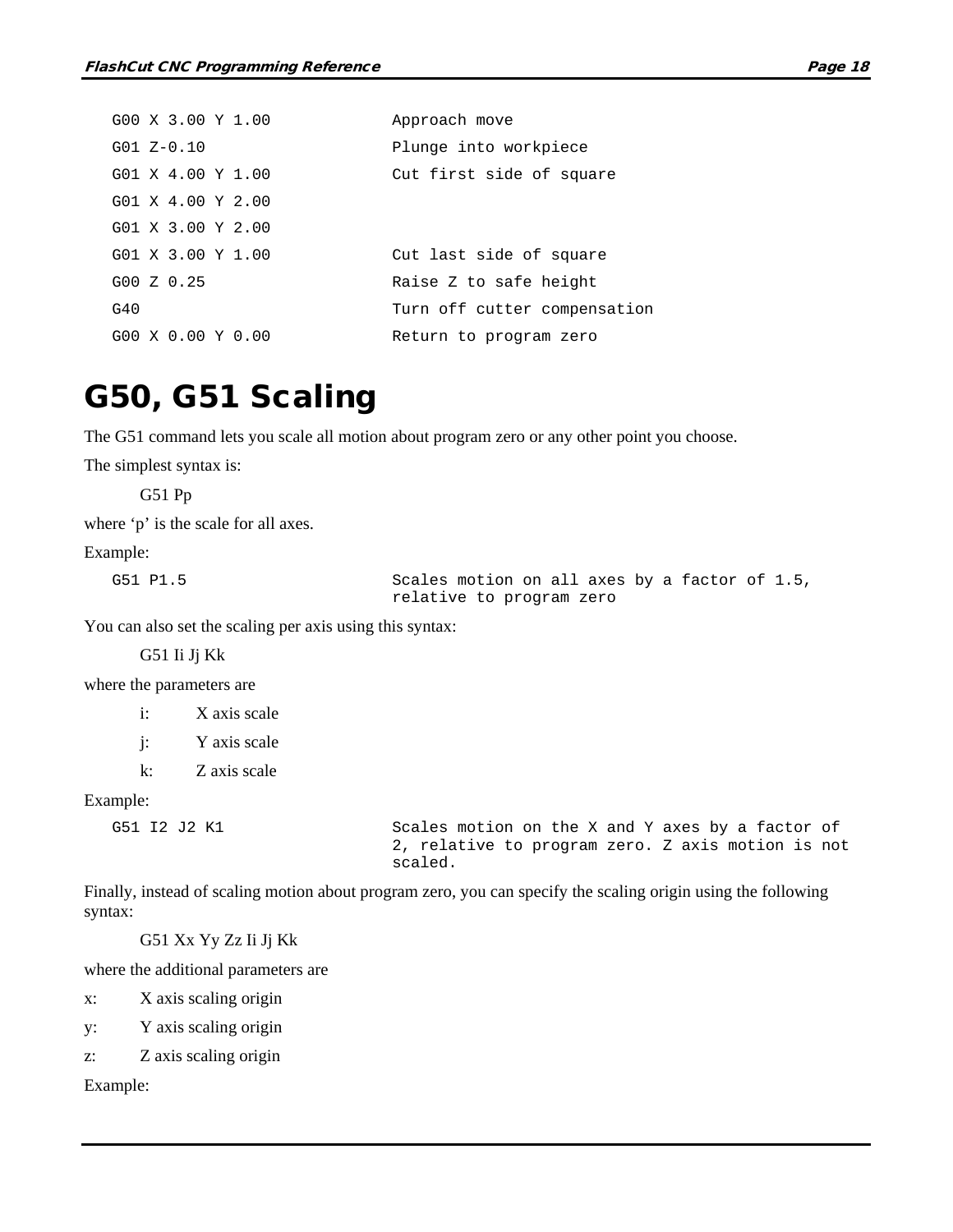```
G00 X 3.00 Y 1.00          Approach move
G01 Z-0.10                 Plunge into workpiece
G01 X 4.00 Y 1.00          Cut first side of square
G01 X 4.00 Y 2.00
G01 X 3.00 Y 2.00
G01 X 3.00 Y 1.00          Cut last side of square
G00 Z 0.25                 Raise Z to safe height
G40                        Turn off cutter compensation
G00 X 0.00 Y 0.00          Return to program zero
```

# G50, G51 Scaling

The G51 command lets you scale all motion about program zero or any other point you choose.

The simplest syntax is:

G51 Pp

where 'p' is the scale for all axes.

Example:

```
G51 P1.5                   Scales motion on all axes by a factor of 1.5,
                           relative to program zero
```

You can also set the scaling per axis using this syntax:

G51 Ii Jj Kk

where the parameters are

- i: X axis scale
- j: Y axis scale
- k: Z axis scale

Example:

```
G51 I2 J2 K1               Scales motion on the X and Y axes by a factor of
                           2, relative to program zero. Z axis motion is not
                           scaled.
```

Finally, instead of scaling motion about program zero, you can specify the scaling origin using the following syntax:

G51 Xx Yy Zz Ii Jj Kk

where the additional parameters are

- x: X axis scaling origin
- y: Y axis scaling origin
- z: Z axis scaling origin

Example: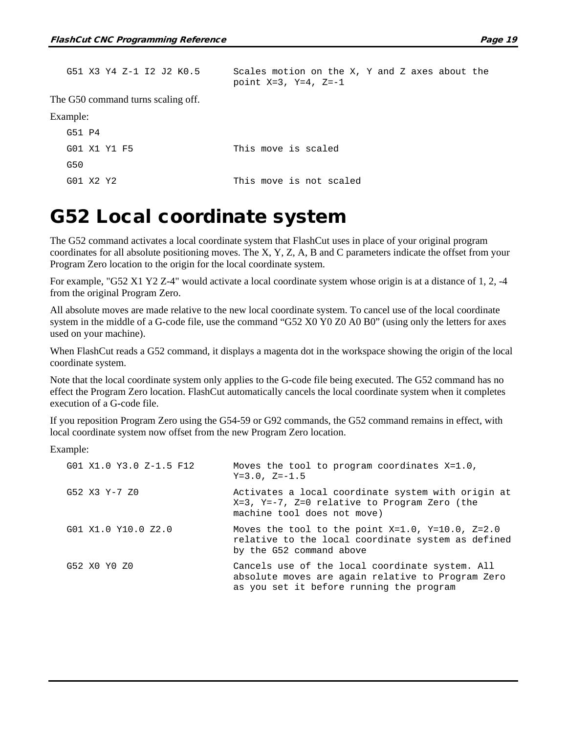| | |
|---|---|
| G51 X3 Y4 Z-1 I2 J2 K0.5 | Scales motion on the X, Y and Z axes about the point X=3, Y=4, Z=-1 |

The G50 command turns scaling off.

Example:

| | |
|---|---|
| G51 P4 | |
| G01 X1 Y1 F5 | This move is scaled |
| G50 | |
| G01 X2 Y2 | This move is not scaled |

# G52 Local coordinate system

The G52 command activates a local coordinate system that FlashCut uses in place of your original program coordinates for all absolute positioning moves. The X, Y, Z, A, B and C parameters indicate the offset from your Program Zero location to the origin for the local coordinate system.

For example, "G52 X1 Y2 Z-4" would activate a local coordinate system whose origin is at a distance of 1, 2, -4 from the original Program Zero.

All absolute moves are made relative to the new local coordinate system. To cancel use of the local coordinate system in the middle of a G-code file, use the command "G52 X0 Y0 Z0 A0 B0" (using only the letters for axes used on your machine).

When FlashCut reads a G52 command, it displays a magenta dot in the workspace showing the origin of the local coordinate system.

Note that the local coordinate system only applies to the G-code file being executed. The G52 command has no effect the Program Zero location. FlashCut automatically cancels the local coordinate system when it completes execution of a G-code file.

If you reposition Program Zero using the G54-59 or G92 commands, the G52 command remains in effect, with local coordinate system now offset from the new Program Zero location.

Example:

| | |
|---|---|
| G01 X1.0 Y3.0 Z-1.5 F12 | Moves the tool to program coordinates X=1.0, Y=3.0, Z=-1.5 |
| G52 X3 Y-7 Z0 | Activates a local coordinate system with origin at X=3, Y=-7, Z=0 relative to Program Zero (the machine tool does not move) |
| G01 X1.0 Y10.0 Z2.0 | Moves the tool to the point X=1.0, Y=10.0, Z=2.0 relative to the local coordinate system as defined by the G52 command above |
| G52 X0 Y0 Z0 | Cancels use of the local coordinate system. All absolute moves are again relative to Program Zero as you set it before running the program |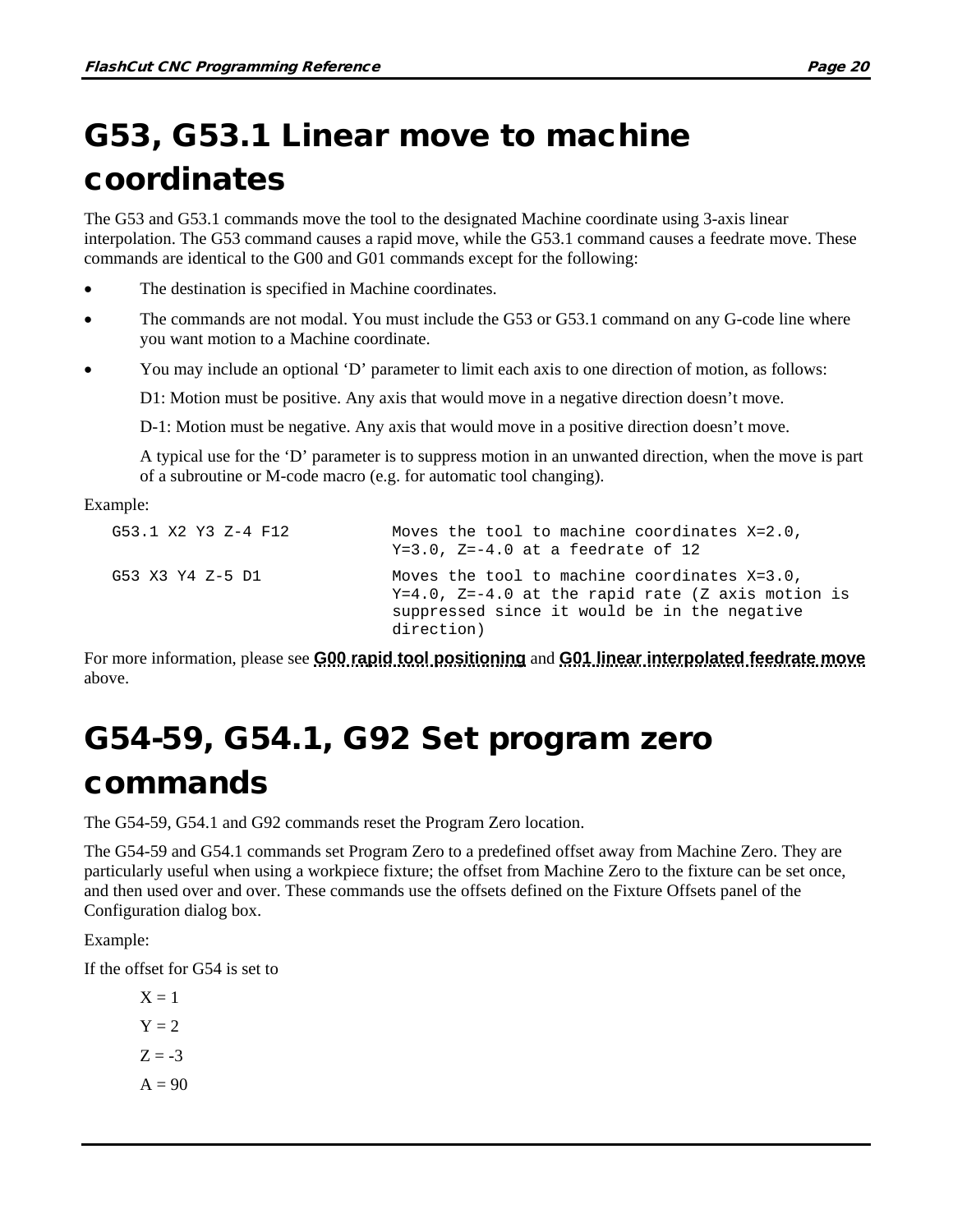# G53, G53.1 Linear move to machine coordinates

The G53 and G53.1 commands move the tool to the designated Machine coordinate using 3-axis linear interpolation. The G53 command causes a rapid move, while the G53.1 command causes a feedrate move. These commands are identical to the G00 and G01 commands except for the following:

- The destination is specified in Machine coordinates.
- The commands are not modal. You must include the G53 or G53.1 command on any G-code line where you want motion to a Machine coordinate.
- You may include an optional 'D' parameter to limit each axis to one direction of motion, as follows:

  D1: Motion must be positive. Any axis that would move in a negative direction doesn't move.

  D-1: Motion must be negative. Any axis that would move in a positive direction doesn't move.

  A typical use for the 'D' parameter is to suppress motion in an unwanted direction, when the move is part of a subroutine or M-code macro (e.g. for automatic tool changing).

Example:

```
G53.1 X2 Y3 Z-4 F12          Moves the tool to machine coordinates X=2.0,
                             Y=3.0, Z=-4.0 at a feedrate of 12

G53 X3 Y4 Z-5 D1             Moves the tool to machine coordinates X=3.0,
                             Y=4.0, Z=-4.0 at the rapid rate (Z axis motion is
                             suppressed since it would be in the negative
                             direction)
```

For more information, please see **G00 rapid tool positioning** and **G01 linear interpolated feedrate move** above.

# G54-59, G54.1, G92 Set program zero commands

The G54-59, G54.1 and G92 commands reset the Program Zero location.

The G54-59 and G54.1 commands set Program Zero to a predefined offset away from Machine Zero. They are particularly useful when using a workpiece fixture; the offset from Machine Zero to the fixture can be set once, and then used over and over. These commands use the offsets defined on the Fixture Offsets panel of the Configuration dialog box.

Example:

If the offset for G54 is set to

X = 1

Y = 2

Z = -3

A = 90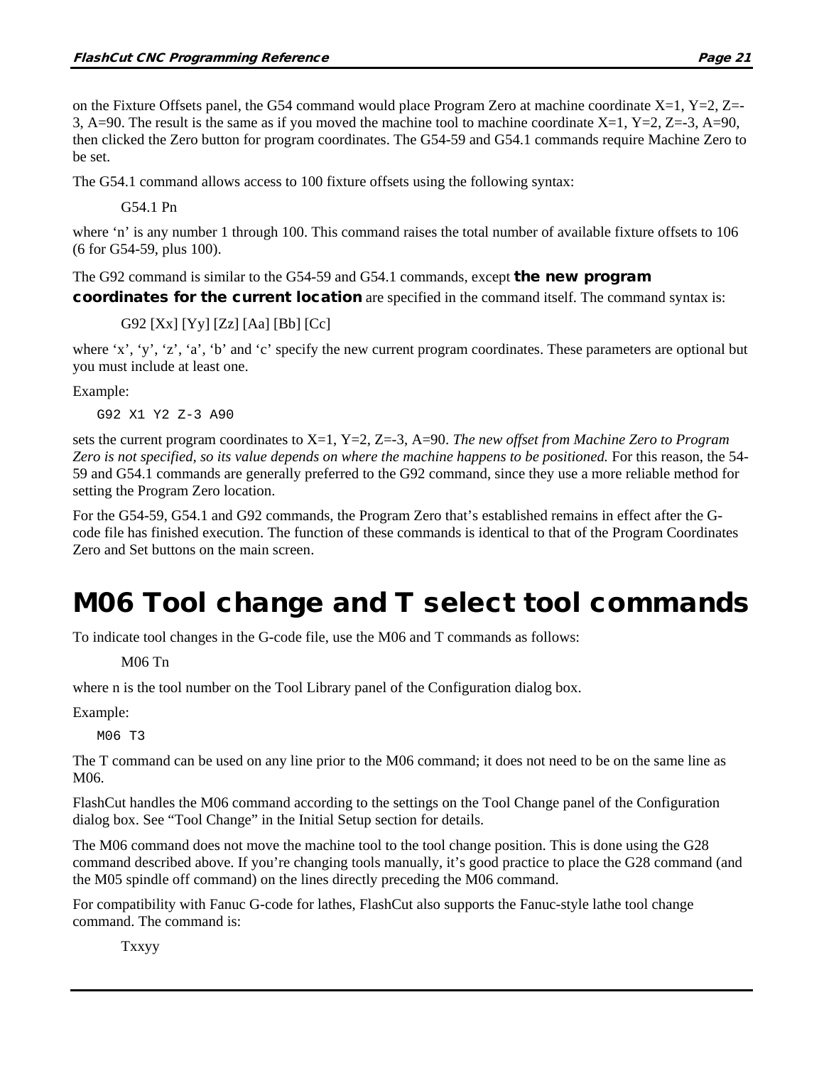on the Fixture Offsets panel, the G54 command would place Program Zero at machine coordinate X=1, Y=2, Z=-3, A=90. The result is the same as if you moved the machine tool to machine coordinate X=1, Y=2, Z=-3, A=90, then clicked the Zero button for program coordinates. The G54-59 and G54.1 commands require Machine Zero to be set.

The G54.1 command allows access to 100 fixture offsets using the following syntax:

G54.1 Pn

where 'n' is any number 1 through 100. This command raises the total number of available fixture offsets to 106 (6 for G54-59, plus 100).

The G92 command is similar to the G54-59 and G54.1 commands, except **the new program coordinates for the current location** are specified in the command itself. The command syntax is:

G92 [Xx] [Yy] [Zz] [Aa] [Bb] [Cc]

where 'x', 'y', 'z', 'a', 'b' and 'c' specify the new current program coordinates. These parameters are optional but you must include at least one.

Example:

```
G92 X1 Y2 Z-3 A90
```

sets the current program coordinates to X=1, Y=2, Z=-3, A=90. *The new offset from Machine Zero to Program Zero is not specified, so its value depends on where the machine happens to be positioned.* For this reason, the 54-59 and G54.1 commands are generally preferred to the G92 command, since they use a more reliable method for setting the Program Zero location.

For the G54-59, G54.1 and G92 commands, the Program Zero that's established remains in effect after the G-code file has finished execution. The function of these commands is identical to that of the Program Coordinates Zero and Set buttons on the main screen.

# M06 Tool change and T select tool commands

To indicate tool changes in the G-code file, use the M06 and T commands as follows:

M06 Tn

where n is the tool number on the Tool Library panel of the Configuration dialog box.

Example:

```
M06 T3
```

The T command can be used on any line prior to the M06 command; it does not need to be on the same line as M06.

FlashCut handles the M06 command according to the settings on the Tool Change panel of the Configuration dialog box. See "Tool Change" in the Initial Setup section for details.

The M06 command does not move the machine tool to the tool change position. This is done using the G28 command described above. If you're changing tools manually, it's good practice to place the G28 command (and the M05 spindle off command) on the lines directly preceding the M06 command.

For compatibility with Fanuc G-code for lathes, FlashCut also supports the Fanuc-style lathe tool change command. The command is:

Txxyy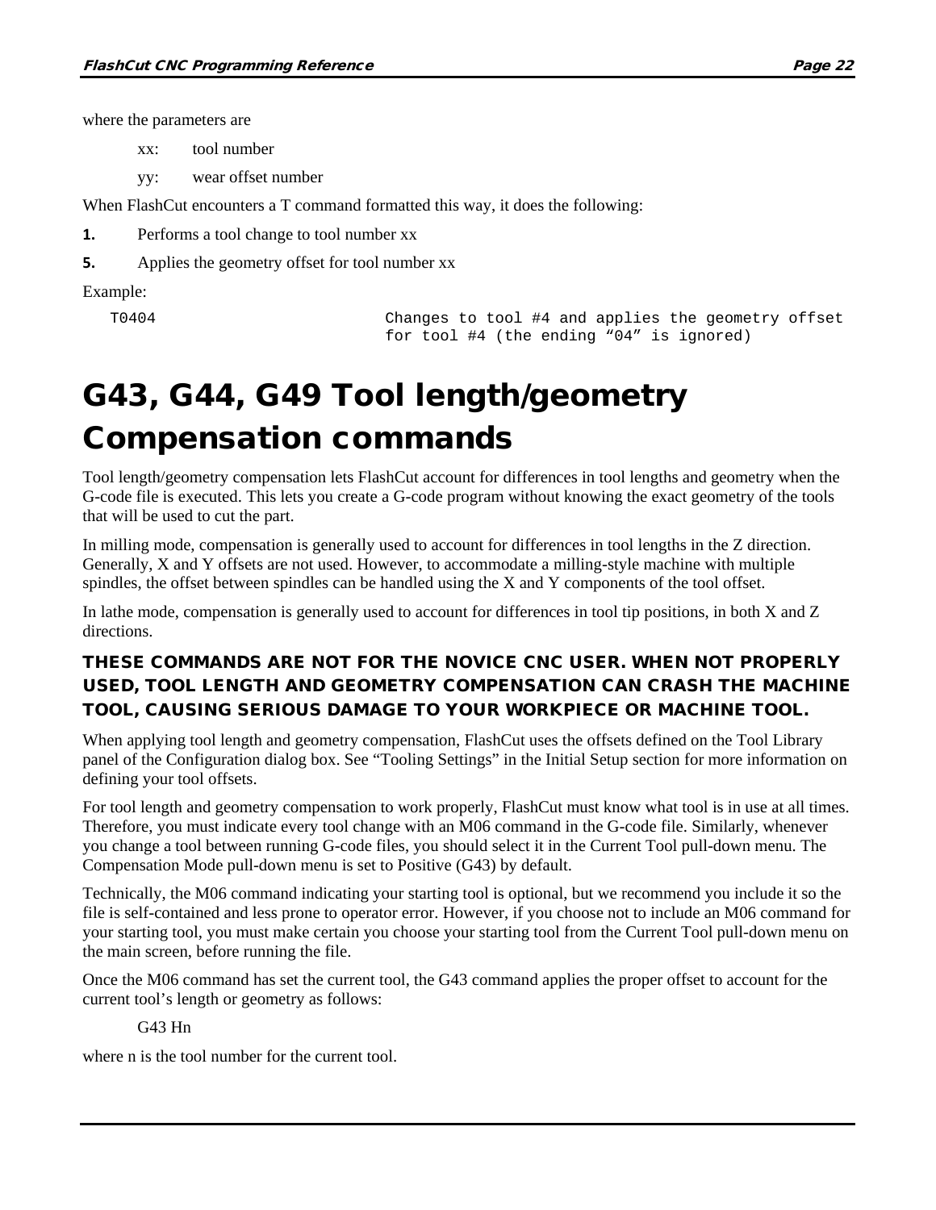where the parameters are

xx: tool number

yy: wear offset number

When FlashCut encounters a T command formatted this way, it does the following:

1. Performs a tool change to tool number xx
5. Applies the geometry offset for tool number xx

Example:

```
T0404                         Changes to tool #4 and applies the geometry offset
                              for tool #4 (the ending "04" is ignored)
```

# G43, G44, G49 Tool length/geometry Compensation commands

Tool length/geometry compensation lets FlashCut account for differences in tool lengths and geometry when the G-code file is executed. This lets you create a G-code program without knowing the exact geometry of the tools that will be used to cut the part.

In milling mode, compensation is generally used to account for differences in tool lengths in the Z direction. Generally, X and Y offsets are not used. However, to accommodate a milling-style machine with multiple spindles, the offset between spindles can be handled using the X and Y components of the tool offset.

In lathe mode, compensation is generally used to account for differences in tool tip positions, in both X and Z directions.

**THESE COMMANDS ARE NOT FOR THE NOVICE CNC USER. WHEN NOT PROPERLY USED, TOOL LENGTH AND GEOMETRY COMPENSATION CAN CRASH THE MACHINE TOOL, CAUSING SERIOUS DAMAGE TO YOUR WORKPIECE OR MACHINE TOOL.**

When applying tool length and geometry compensation, FlashCut uses the offsets defined on the Tool Library panel of the Configuration dialog box. See "Tooling Settings" in the Initial Setup section for more information on defining your tool offsets.

For tool length and geometry compensation to work properly, FlashCut must know what tool is in use at all times. Therefore, you must indicate every tool change with an M06 command in the G-code file. Similarly, whenever you change a tool between running G-code files, you should select it in the Current Tool pull-down menu. The Compensation Mode pull-down menu is set to Positive (G43) by default.

Technically, the M06 command indicating your starting tool is optional, but we recommend you include it so the file is self-contained and less prone to operator error. However, if you choose not to include an M06 command for your starting tool, you must make certain you choose your starting tool from the Current Tool pull-down menu on the main screen, before running the file.

Once the M06 command has set the current tool, the G43 command applies the proper offset to account for the current tool's length or geometry as follows:

G43 Hn

where n is the tool number for the current tool.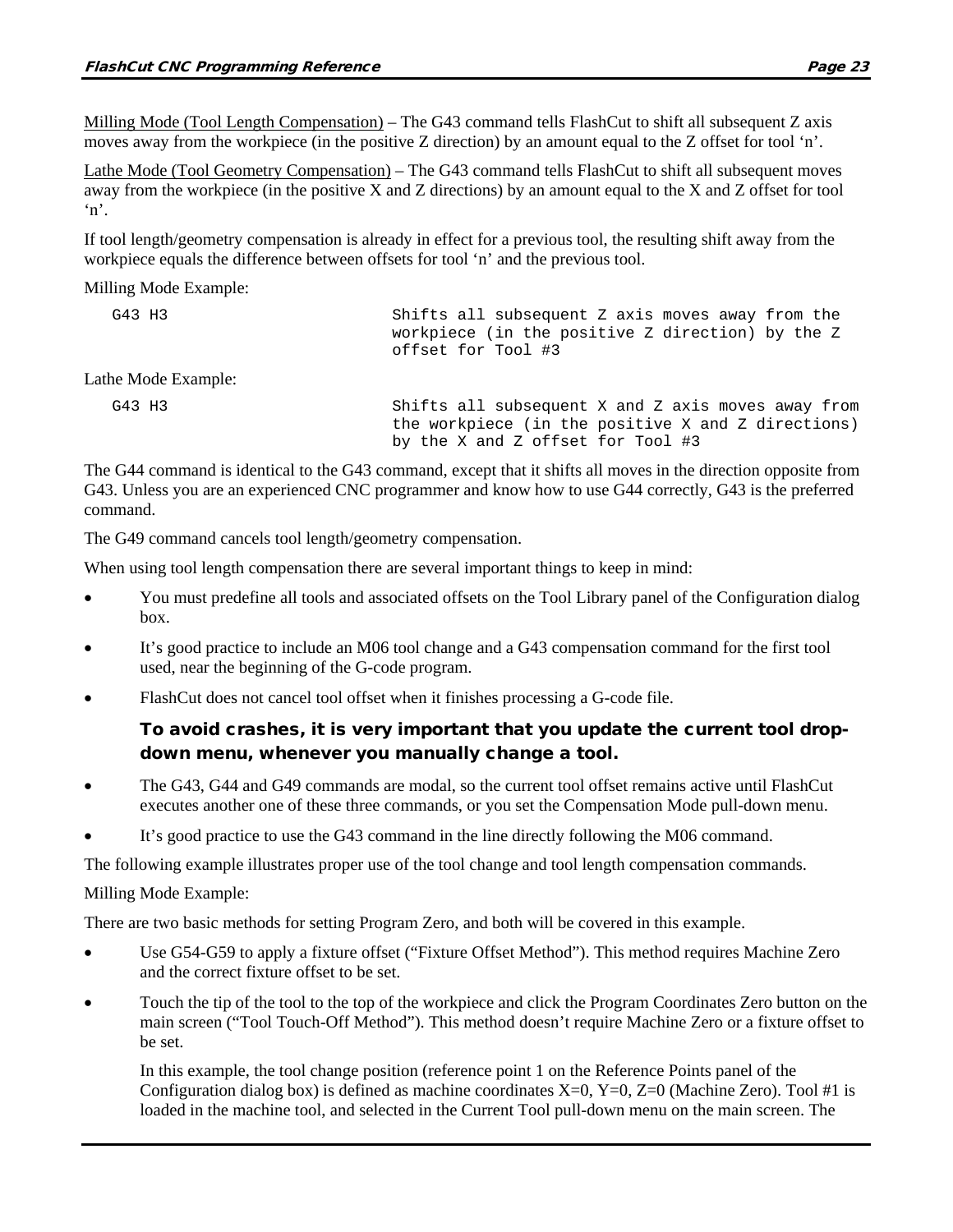Milling Mode (Tool Length Compensation) – The G43 command tells FlashCut to shift all subsequent Z axis moves away from the workpiece (in the positive Z direction) by an amount equal to the Z offset for tool ‘n’.

Lathe Mode (Tool Geometry Compensation) – The G43 command tells FlashCut to shift all subsequent moves away from the workpiece (in the positive X and Z directions) by an amount equal to the X and Z offset for tool ‘n’.

If tool length/geometry compensation is already in effect for a previous tool, the resulting shift away from the workpiece equals the difference between offsets for tool ‘n’ and the previous tool.

Milling Mode Example:

```
G43 H3                    Shifts all subsequent Z axis moves away from the
                          workpiece (in the positive Z direction) by the Z
                          offset for Tool #3
```

Lathe Mode Example:

```
G43 H3                    Shifts all subsequent X and Z axis moves away from
                          the workpiece (in the positive X and Z directions)
                          by the X and Z offset for Tool #3
```

The G44 command is identical to the G43 command, except that it shifts all moves in the direction opposite from G43. Unless you are an experienced CNC programmer and know how to use G44 correctly, G43 is the preferred command.

The G49 command cancels tool length/geometry compensation.

When using tool length compensation there are several important things to keep in mind:

- You must predefine all tools and associated offsets on the Tool Library panel of the Configuration dialog box.
- It’s good practice to include an M06 tool change and a G43 compensation command for the first tool used, near the beginning of the G-code program.
- FlashCut does not cancel tool offset when it finishes processing a G-code file.

  **To avoid crashes, it is very important that you update the current tool drop-down menu, whenever you manually change a tool.**

- The G43, G44 and G49 commands are modal, so the current tool offset remains active until FlashCut executes another one of these three commands, or you set the Compensation Mode pull-down menu.
- It’s good practice to use the G43 command in the line directly following the M06 command.

The following example illustrates proper use of the tool change and tool length compensation commands.

Milling Mode Example:

There are two basic methods for setting Program Zero, and both will be covered in this example.

- Use G54-G59 to apply a fixture offset (“Fixture Offset Method”). This method requires Machine Zero and the correct fixture offset to be set.
- Touch the tip of the tool to the top of the workpiece and click the Program Coordinates Zero button on the main screen (“Tool Touch-Off Method”). This method doesn’t require Machine Zero or a fixture offset to be set.

  In this example, the tool change position (reference point 1 on the Reference Points panel of the Configuration dialog box) is defined as machine coordinates X=0, Y=0, Z=0 (Machine Zero). Tool #1 is loaded in the machine tool, and selected in the Current Tool pull-down menu on the main screen. The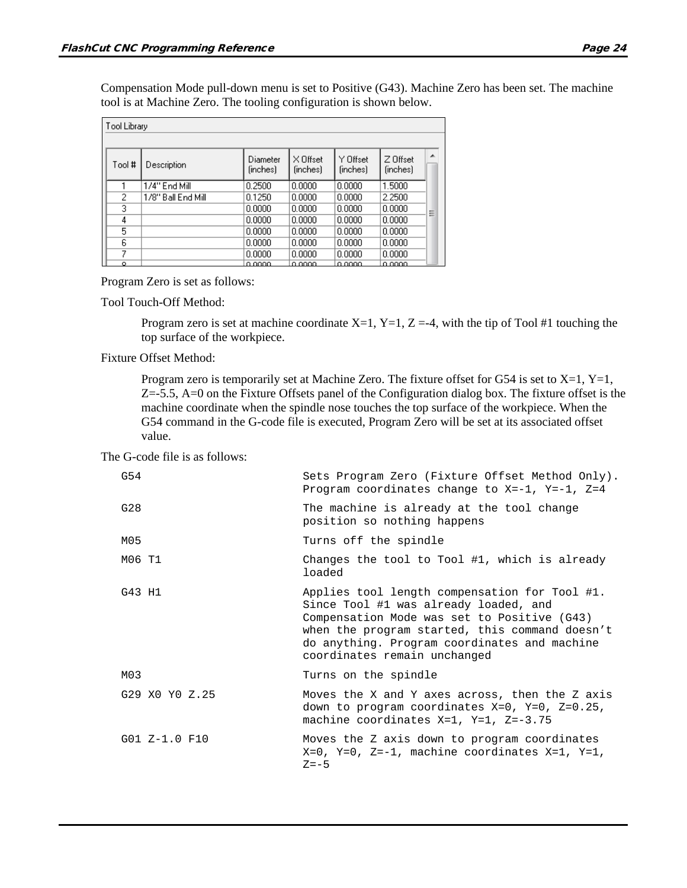Compensation Mode pull-down menu is set to Positive (G43). Machine Zero has been set. The machine tool is at Machine Zero. The tooling configuration is shown below.

Tool Library

| Tool # | Description | Diameter (inches) | X Offset (inches) | Y Offset (inches) | Z Offset (inches) |
|---|---|---|---|---|---|
| 1 | 1/4" End Mill | 0.2500 | 0.0000 | 0.0000 | 1.5000 |
| 2 | 1/8" Ball End Mill | 0.1250 | 0.0000 | 0.0000 | 2.2500 |
| 3 | | 0.0000 | 0.0000 | 0.0000 | 0.0000 |
| 4 | | 0.0000 | 0.0000 | 0.0000 | 0.0000 |
| 5 | | 0.0000 | 0.0000 | 0.0000 | 0.0000 |
| 6 | | 0.0000 | 0.0000 | 0.0000 | 0.0000 |
| 7 | | 0.0000 | 0.0000 | 0.0000 | 0.0000 |
| 8 | | 0.0000 | 0.0000 | 0.0000 | 0.0000 |

Program Zero is set as follows:

Tool Touch-Off Method:

> Program zero is set at machine coordinate X=1, Y=1, Z =-4, with the tip of Tool #1 touching the top surface of the workpiece.

Fixture Offset Method:

> Program zero is temporarily set at Machine Zero. The fixture offset for G54 is set to X=1, Y=1, Z=-5.5, A=0 on the Fixture Offsets panel of the Configuration dialog box. The fixture offset is the machine coordinate when the spindle nose touches the top surface of the workpiece. When the G54 command in the G-code file is executed, Program Zero will be set at its associated offset value.

The G-code file is as follows:

```
G54                     Sets Program Zero (Fixture Offset Method Only).
                        Program coordinates change to X=-1, Y=-1, Z=4

G28                     The machine is already at the tool change
                        position so nothing happens

M05                     Turns off the spindle

M06 T1                  Changes the tool to Tool #1, which is already
                        loaded

G43 H1                  Applies tool length compensation for Tool #1.
                        Since Tool #1 was already loaded, and
                        Compensation Mode was set to Positive (G43)
                        when the program started, this command doesn't
                        do anything. Program coordinates and machine
                        coordinates remain unchanged

M03                     Turns on the spindle

G29 X0 Y0 Z.25          Moves the X and Y axes across, then the Z axis
                        down to program coordinates X=0, Y=0, Z=0.25,
                        machine coordinates X=1, Y=1, Z=-3.75

G01 Z-1.0 F10           Moves the Z axis down to program coordinates
                        X=0, Y=0, Z=-1, machine coordinates X=1, Y=1,
                        Z=-5
```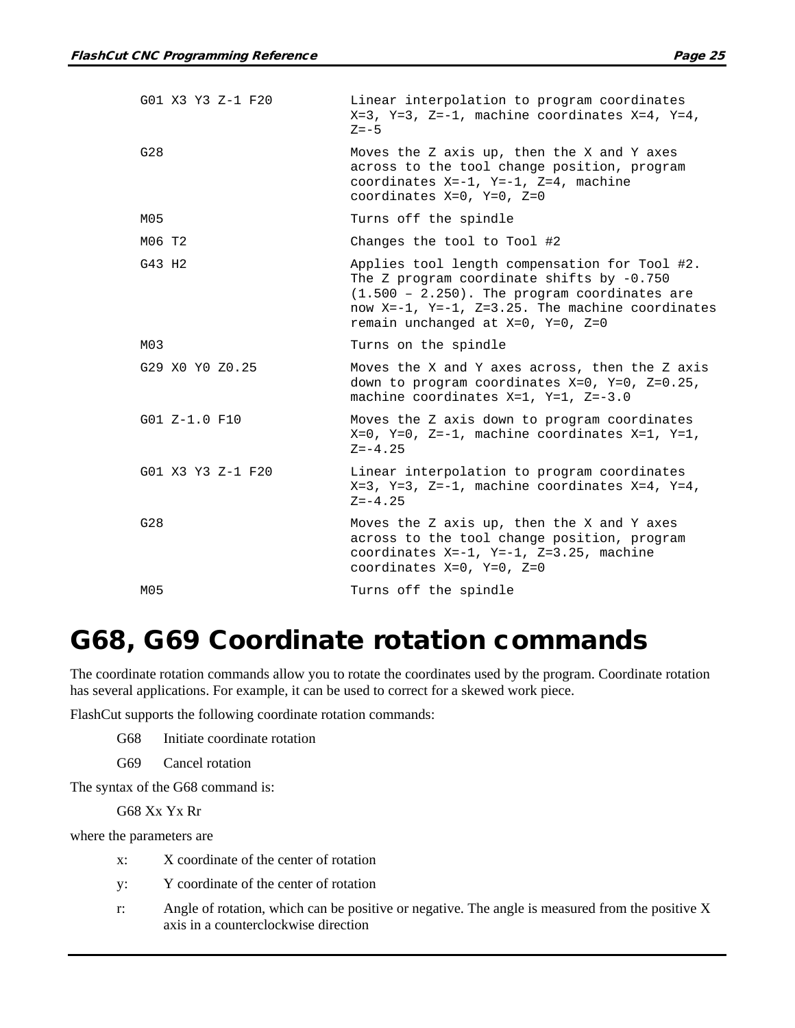| | |
|---|---|
| G01 X3 Y3 Z-1 F20 | Linear interpolation to program coordinates X=3, Y=3, Z=-1, machine coordinates X=4, Y=4, Z=-5 |
| G28 | Moves the Z axis up, then the X and Y axes across to the tool change position, program coordinates X=-1, Y=-1, Z=4, machine coordinates X=0, Y=0, Z=0 |
| M05 | Turns off the spindle |
| M06 T2 | Changes the tool to Tool #2 |
| G43 H2 | Applies tool length compensation for Tool #2. The Z program coordinate shifts by -0.750 (1.500 – 2.250). The program coordinates are now X=-1, Y=-1, Z=3.25. The machine coordinates remain unchanged at X=0, Y=0, Z=0 |
| M03 | Turns on the spindle |
| G29 X0 Y0 Z0.25 | Moves the X and Y axes across, then the Z axis down to program coordinates X=0, Y=0, Z=0.25, machine coordinates X=1, Y=1, Z=-3.0 |
| G01 Z-1.0 F10 | Moves the Z axis down to program coordinates X=0, Y=0, Z=-1, machine coordinates X=1, Y=1, Z=-4.25 |
| G01 X3 Y3 Z-1 F20 | Linear interpolation to program coordinates X=3, Y=3, Z=-1, machine coordinates X=4, Y=4, Z=-4.25 |
| G28 | Moves the Z axis up, then the X and Y axes across to the tool change position, program coordinates X=-1, Y=-1, Z=3.25, machine coordinates X=0, Y=0, Z=0 |
| M05 | Turns off the spindle |

# G68, G69 Coordinate rotation commands

The coordinate rotation commands allow you to rotate the coordinates used by the program. Coordinate rotation has several applications. For example, it can be used to correct for a skewed work piece.

FlashCut supports the following coordinate rotation commands:

- G68 Initiate coordinate rotation
- G69 Cancel rotation

The syntax of the G68 command is:

G68 Xx Yx Rr

where the parameters are

- x: X coordinate of the center of rotation
- y: Y coordinate of the center of rotation
- r: Angle of rotation, which can be positive or negative. The angle is measured from the positive X axis in a counterclockwise direction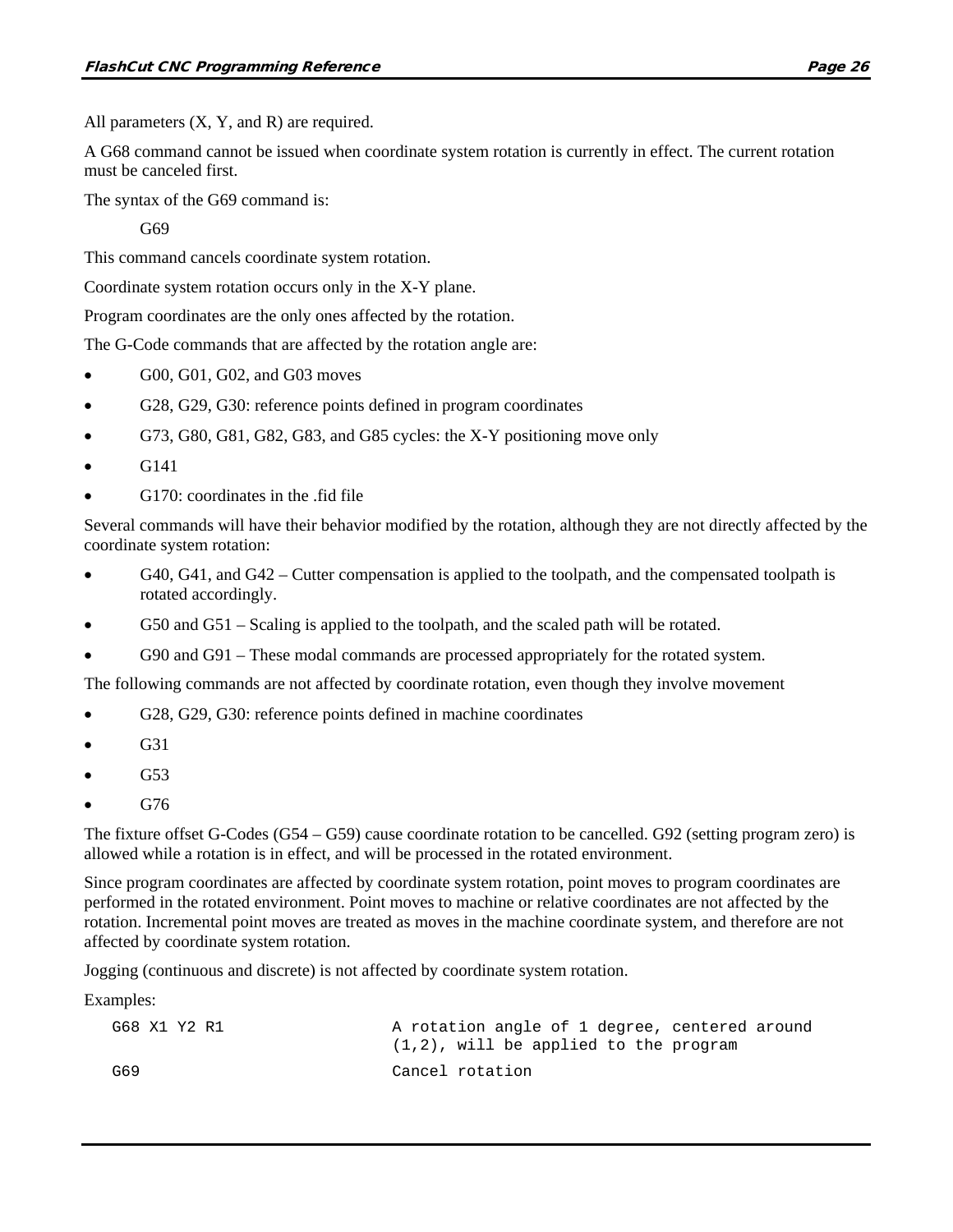All parameters (X, Y, and R) are required.

A G68 command cannot be issued when coordinate system rotation is currently in effect. The current rotation must be canceled first.

The syntax of the G69 command is:

```
G69
```

This command cancels coordinate system rotation.

Coordinate system rotation occurs only in the X-Y plane.

Program coordinates are the only ones affected by the rotation.

The G-Code commands that are affected by the rotation angle are:

- G00, G01, G02, and G03 moves
- G28, G29, G30: reference points defined in program coordinates
- G73, G80, G81, G82, G83, and G85 cycles: the X-Y positioning move only
- G141
- G170: coordinates in the .fid file

Several commands will have their behavior modified by the rotation, although they are not directly affected by the coordinate system rotation:

- G40, G41, and G42 – Cutter compensation is applied to the toolpath, and the compensated toolpath is rotated accordingly.
- G50 and G51 – Scaling is applied to the toolpath, and the scaled path will be rotated.
- G90 and G91 – These modal commands are processed appropriately for the rotated system.

The following commands are not affected by coordinate rotation, even though they involve movement

- G28, G29, G30: reference points defined in machine coordinates
- G31
- G53
- G76

The fixture offset G-Codes (G54 – G59) cause coordinate rotation to be cancelled. G92 (setting program zero) is allowed while a rotation is in effect, and will be processed in the rotated environment.

Since program coordinates are affected by coordinate system rotation, point moves to program coordinates are performed in the rotated environment. Point moves to machine or relative coordinates are not affected by the rotation. Incremental point moves are treated as moves in the machine coordinate system, and therefore are not affected by coordinate system rotation.

Jogging (continuous and discrete) is not affected by coordinate system rotation.

Examples:

```
G68 X1 Y2 R1          A rotation angle of 1 degree, centered around
                      (1,2), will be applied to the program
G69                   Cancel rotation
```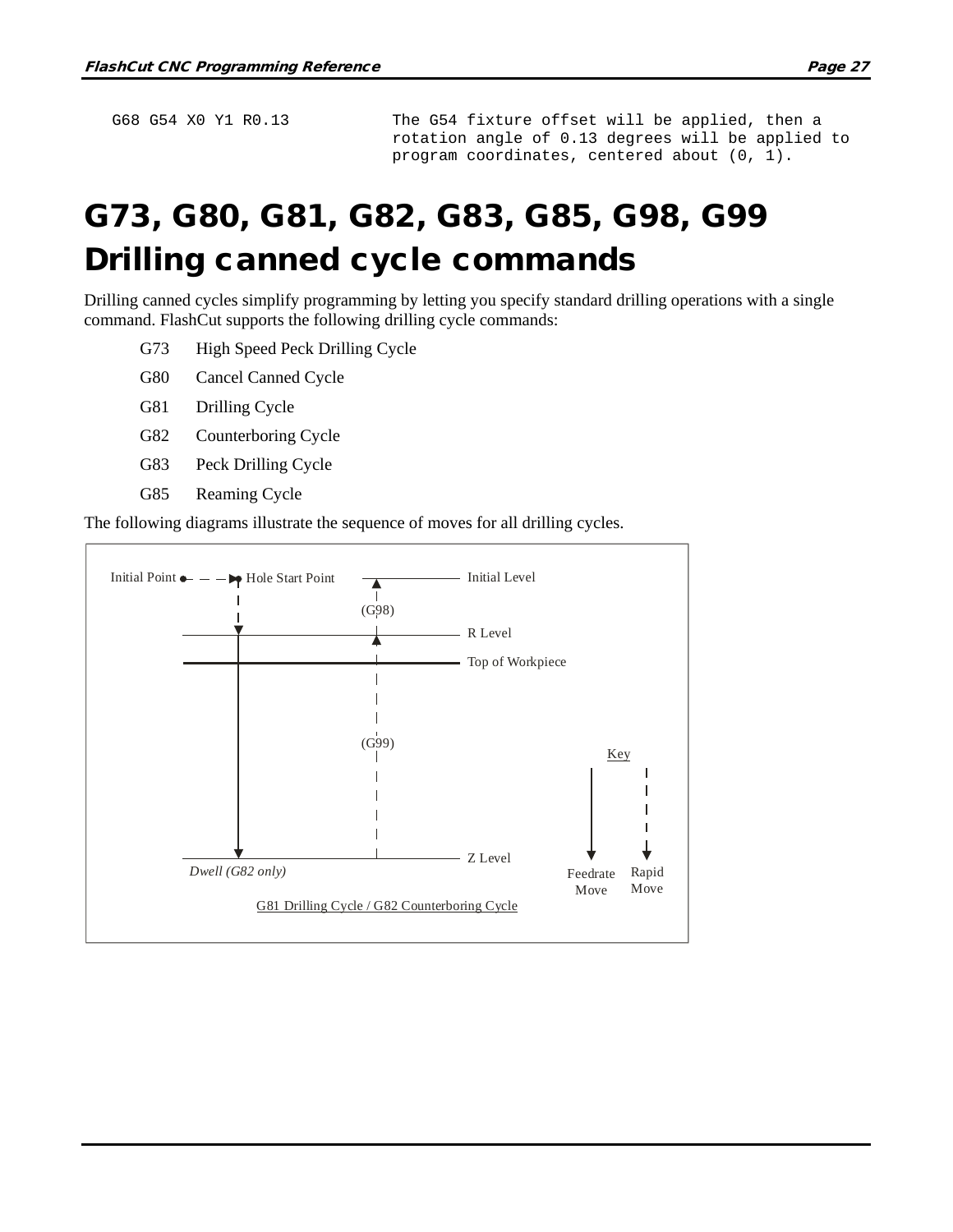```
G68 G54 X0 Y1 R0.13          The G54 fixture offset will be applied, then a
                             rotation angle of 0.13 degrees will be applied to
                             program coordinates, centered about (0, 1).
```

# G73, G80, G81, G82, G83, G85, G98, G99 Drilling canned cycle commands

Drilling canned cycles simplify programming by letting you specify standard drilling operations with a single command. FlashCut supports the following drilling cycle commands:

| | |
|---|---|
| G73 | High Speed Peck Drilling Cycle |
| G80 | Cancel Canned Cycle |
| G81 | Drilling Cycle |
| G82 | Counterboring Cycle |
| G83 | Peck Drilling Cycle |
| G85 | Reaming Cycle |

The following diagrams illustrate the sequence of moves for all drilling cycles.

Initial Point — Hole Start Point — Initial Level — (G98) — R Level — Top of Workpiece — (G99) — Z Level — *Dwell (G82 only)*

Key: Feedrate Move, Rapid Move

G81 Drilling Cycle / G82 Counterboring Cycle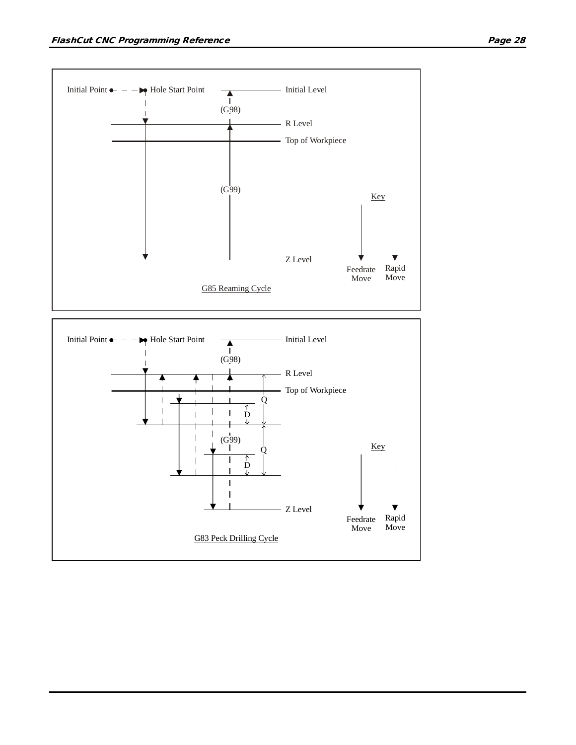Initial Point → Hole Start Point

Initial Level

(G98)

R Level

Top of Workpiece

(G99)

Z Level

Key

Feedrate Move

Rapid Move

G85 Reaming Cycle

Initial Point → Hole Start Point

Initial Level

(G98)

R Level

Top of Workpiece

Q

D

(G99)

Q

D

Z Level

Key

Feedrate Move

Rapid Move

G83 Peck Drilling Cycle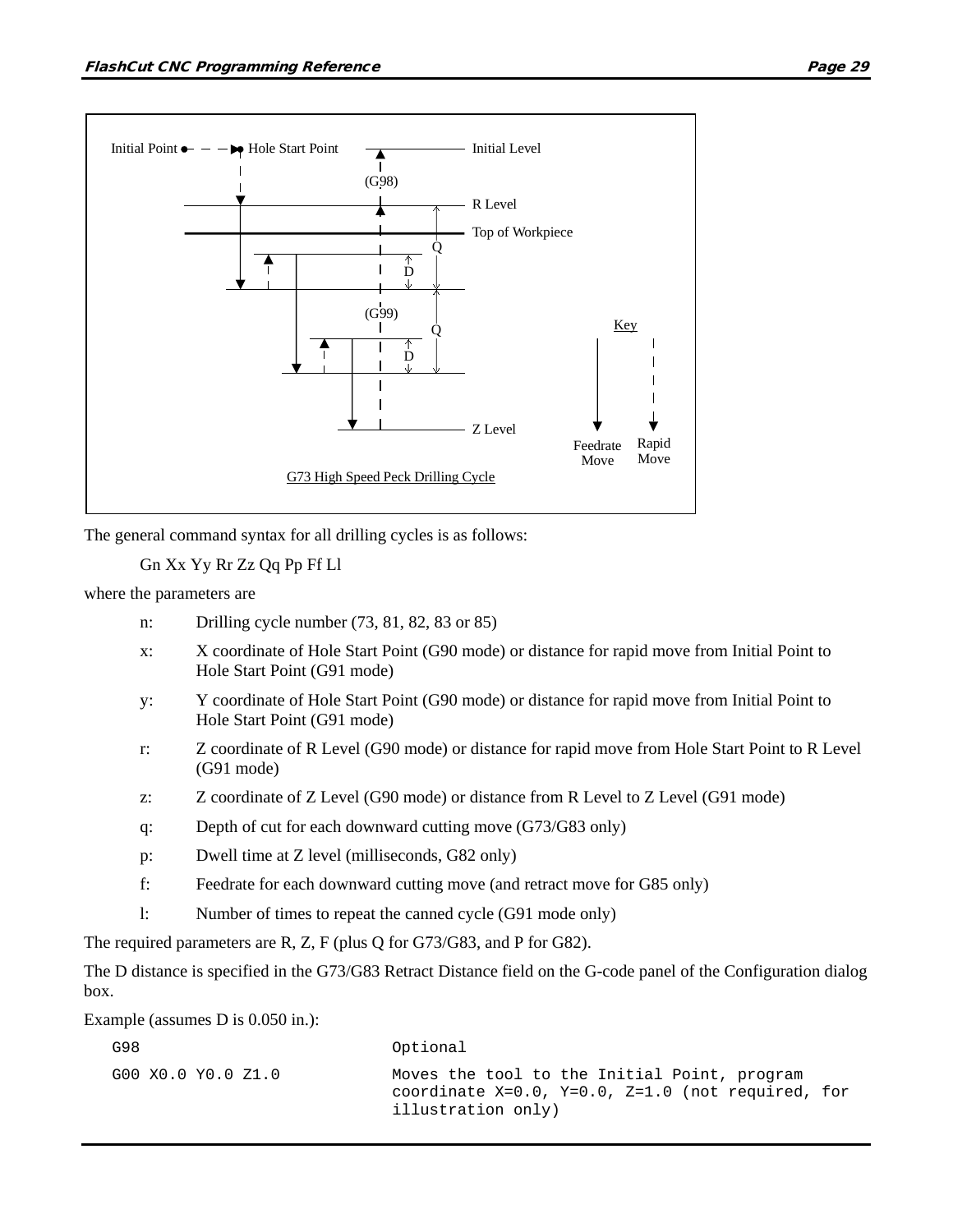G73 High Speed Peck Drilling Cycle

The general command syntax for all drilling cycles is as follows:

Gn Xx Yy Rr Zz Qq Pp Ff Ll

where the parameters are

- n: Drilling cycle number (73, 81, 82, 83 or 85)
- x: X coordinate of Hole Start Point (G90 mode) or distance for rapid move from Initial Point to Hole Start Point (G91 mode)
- y: Y coordinate of Hole Start Point (G90 mode) or distance for rapid move from Initial Point to Hole Start Point (G91 mode)
- r: Z coordinate of R Level (G90 mode) or distance for rapid move from Hole Start Point to R Level (G91 mode)
- z: Z coordinate of Z Level (G90 mode) or distance from R Level to Z Level (G91 mode)
- q: Depth of cut for each downward cutting move (G73/G83 only)
- p: Dwell time at Z level (milliseconds, G82 only)
- f: Feedrate for each downward cutting move (and retract move for G85 only)
- l: Number of times to repeat the canned cycle (G91 mode only)

The required parameters are R, Z, F (plus Q for G73/G83, and P for G82).

The D distance is specified in the G73/G83 Retract Distance field on the G-code panel of the Configuration dialog box.

Example (assumes D is 0.050 in.):

```
G98                        Optional
G00 X0.0 Y0.0 Z1.0         Moves the tool to the Initial Point, program
                           coordinate X=0.0, Y=0.0, Z=1.0 (not required, for
                           illustration only)
```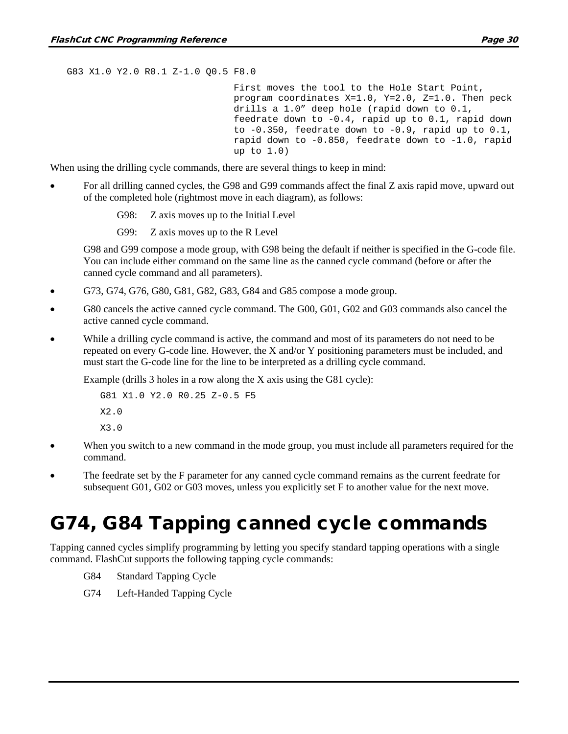```
G83 X1.0 Y2.0 R0.1 Z-1.0 Q0.5 F8.0
```

First moves the tool to the Hole Start Point, program coordinates X=1.0, Y=2.0, Z=1.0. Then peck drills a 1.0" deep hole (rapid down to 0.1, feedrate down to -0.4, rapid up to 0.1, rapid down to -0.350, feedrate down to -0.9, rapid up to 0.1, rapid down to -0.850, feedrate down to -1.0, rapid up to 1.0)

When using the drilling cycle commands, there are several things to keep in mind:

- For all drilling canned cycles, the G98 and G99 commands affect the final Z axis rapid move, upward out of the completed hole (rightmost move in each diagram), as follows:

  G98: Z axis moves up to the Initial Level

  G99: Z axis moves up to the R Level

  G98 and G99 compose a mode group, with G98 being the default if neither is specified in the G-code file. You can include either command on the same line as the canned cycle command (before or after the canned cycle command and all parameters).

- G73, G74, G76, G80, G81, G82, G83, G84 and G85 compose a mode group.
- G80 cancels the active canned cycle command. The G00, G01, G02 and G03 commands also cancel the active canned cycle command.
- While a drilling cycle command is active, the command and most of its parameters do not need to be repeated on every G-code line. However, the X and/or Y positioning parameters must be included, and must start the G-code line for the line to be interpreted as a drilling cycle command.

  Example (drills 3 holes in a row along the X axis using the G81 cycle):

  ```
  G81 X1.0 Y2.0 R0.25 Z-0.5 F5
  X2.0
  X3.0
  ```

- When you switch to a new command in the mode group, you must include all parameters required for the command.
- The feedrate set by the F parameter for any canned cycle command remains as the current feedrate for subsequent G01, G02 or G03 moves, unless you explicitly set F to another value for the next move.

# G74, G84 Tapping canned cycle commands

Tapping canned cycles simplify programming by letting you specify standard tapping operations with a single command. FlashCut supports the following tapping cycle commands:

G84 Standard Tapping Cycle

G74 Left-Handed Tapping Cycle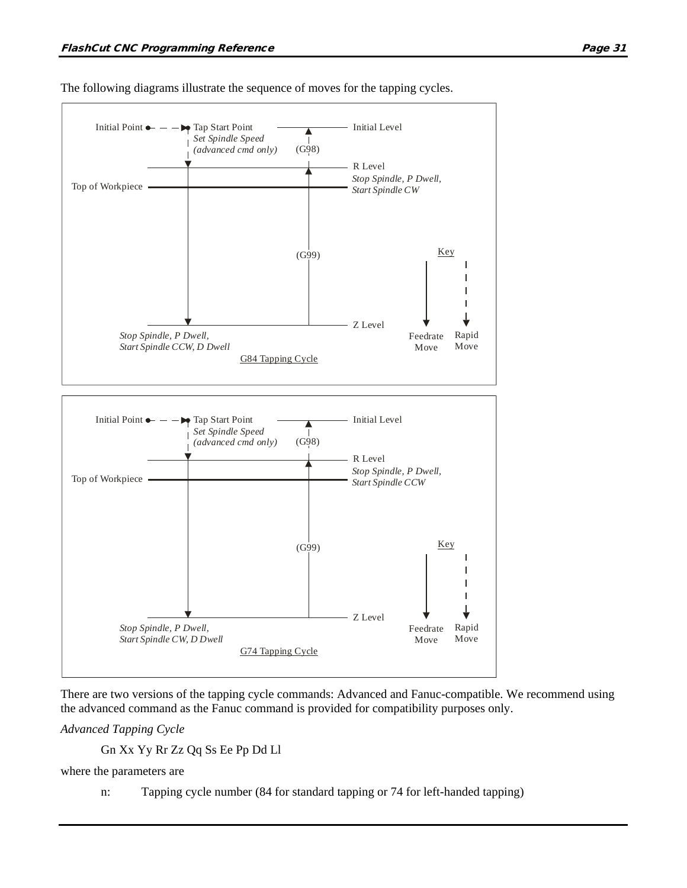The following diagrams illustrate the sequence of moves for the tapping cycles.

Initial Point → Tap Start Point — Initial Level

*Set Spindle Speed (advanced cmd only)*

(G98)

R Level

*Stop Spindle, P Dwell, Start Spindle CW*

Top of Workpiece

(G99)

Z Level

*Stop Spindle, P Dwell, Start Spindle CCW, D Dwell*

Key: Feedrate Move, Rapid Move

G84 Tapping Cycle

Initial Point → Tap Start Point — Initial Level

*Set Spindle Speed (advanced cmd only)*

(G98)

R Level

*Stop Spindle, P Dwell, Start Spindle CCW*

Top of Workpiece

(G99)

Z Level

*Stop Spindle, P Dwell, Start Spindle CW, D Dwell*

Key: Feedrate Move, Rapid Move

G74 Tapping Cycle

There are two versions of the tapping cycle commands: Advanced and Fanuc-compatible. We recommend using the advanced command as the Fanuc command is provided for compatibility purposes only.

*Advanced Tapping Cycle*

Gn Xx Yy Rr Zz Qq Ss Ee Pp Dd Ll

where the parameters are

n: Tapping cycle number (84 for standard tapping or 74 for left-handed tapping)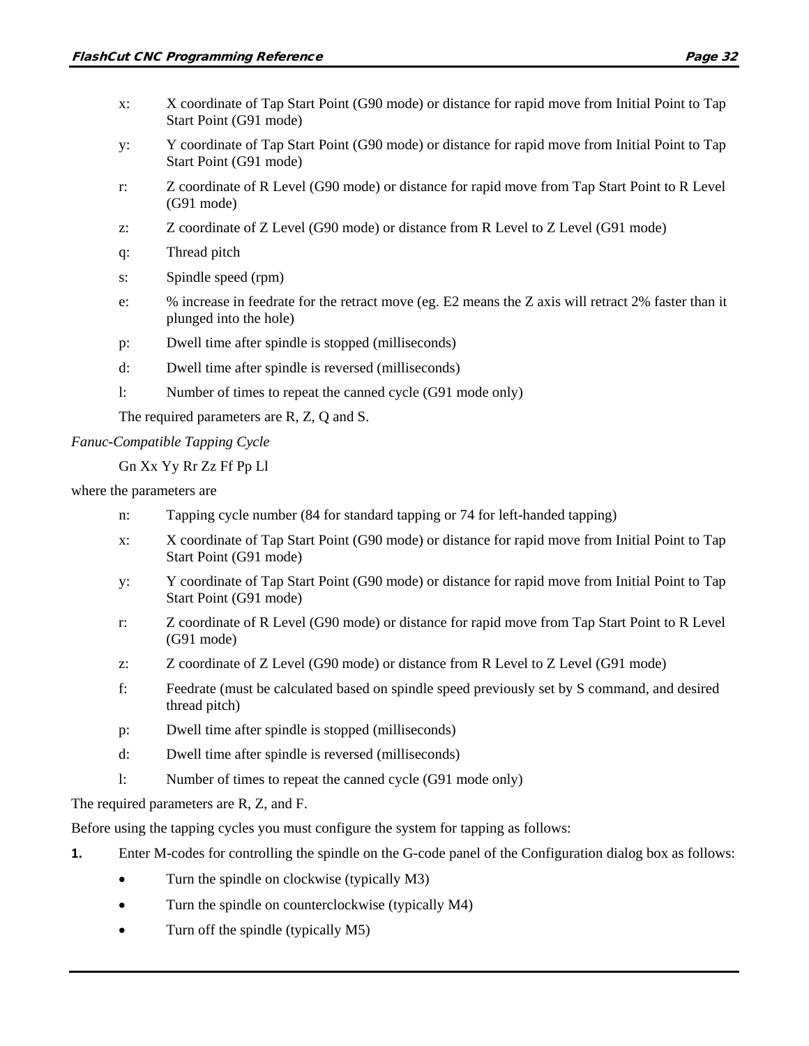x: X coordinate of Tap Start Point (G90 mode) or distance for rapid move from Initial Point to Tap Start Point (G91 mode)

y: Y coordinate of Tap Start Point (G90 mode) or distance for rapid move from Initial Point to Tap Start Point (G91 mode)

r: Z coordinate of R Level (G90 mode) or distance for rapid move from Tap Start Point to R Level (G91 mode)

z: Z coordinate of Z Level (G90 mode) or distance from R Level to Z Level (G91 mode)

q: Thread pitch

s: Spindle speed (rpm)

e: % increase in feedrate for the retract move (eg. E2 means the Z axis will retract 2% faster than it plunged into the hole)

p: Dwell time after spindle is stopped (milliseconds)

d: Dwell time after spindle is reversed (milliseconds)

l: Number of times to repeat the canned cycle (G91 mode only)

The required parameters are R, Z, Q and S.

*Fanuc-Compatible Tapping Cycle*

Gn Xx Yy Rr Zz Ff Pp Ll

where the parameters are

n: Tapping cycle number (84 for standard tapping or 74 for left-handed tapping)

x: X coordinate of Tap Start Point (G90 mode) or distance for rapid move from Initial Point to Tap Start Point (G91 mode)

y: Y coordinate of Tap Start Point (G90 mode) or distance for rapid move from Initial Point to Tap Start Point (G91 mode)

r: Z coordinate of R Level (G90 mode) or distance for rapid move from Tap Start Point to R Level (G91 mode)

z: Z coordinate of Z Level (G90 mode) or distance from R Level to Z Level (G91 mode)

f: Feedrate (must be calculated based on spindle speed previously set by S command, and desired thread pitch)

p: Dwell time after spindle is stopped (milliseconds)

d: Dwell time after spindle is reversed (milliseconds)

l: Number of times to repeat the canned cycle (G91 mode only)

The required parameters are R, Z, and F.

Before using the tapping cycles you must configure the system for tapping as follows:

1. Enter M-codes for controlling the spindle on the G-code panel of the Configuration dialog box as follows:
   - Turn the spindle on clockwise (typically M3)
   - Turn the spindle on counterclockwise (typically M4)
   - Turn off the spindle (typically M5)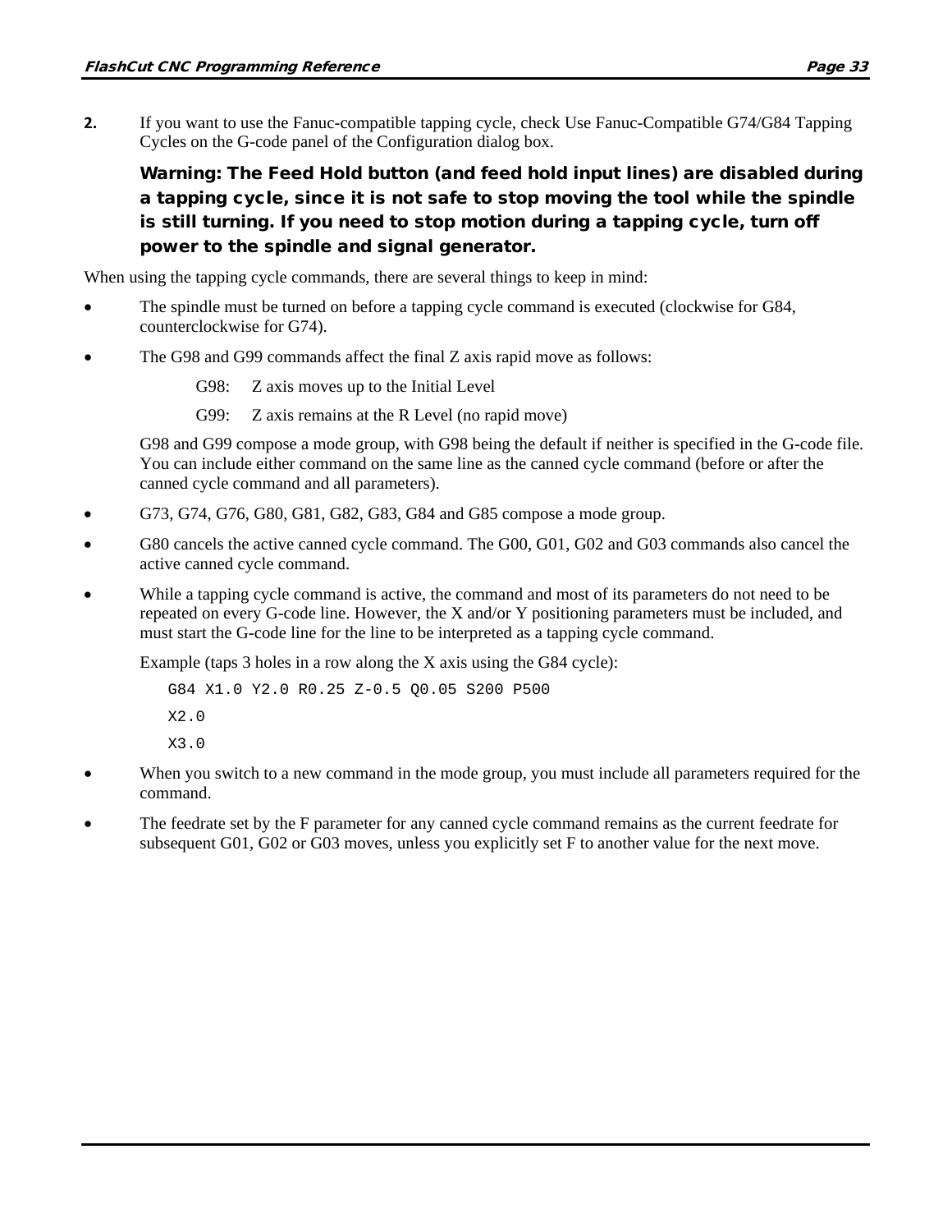2. If you want to use the Fanuc-compatible tapping cycle, check Use Fanuc-Compatible G74/G84 Tapping Cycles on the G-code panel of the Configuration dialog box.

   **Warning: The Feed Hold button (and feed hold input lines) are disabled during a tapping cycle, since it is not safe to stop moving the tool while the spindle is still turning. If you need to stop motion during a tapping cycle, turn off power to the spindle and signal generator.**

When using the tapping cycle commands, there are several things to keep in mind:

- The spindle must be turned on before a tapping cycle command is executed (clockwise for G84, counterclockwise for G74).
- The G98 and G99 commands affect the final Z axis rapid move as follows:

  G98: Z axis moves up to the Initial Level

  G99: Z axis remains at the R Level (no rapid move)

  G98 and G99 compose a mode group, with G98 being the default if neither is specified in the G-code file. You can include either command on the same line as the canned cycle command (before or after the canned cycle command and all parameters).
- G73, G74, G76, G80, G81, G82, G83, G84 and G85 compose a mode group.
- G80 cancels the active canned cycle command. The G00, G01, G02 and G03 commands also cancel the active canned cycle command.
- While a tapping cycle command is active, the command and most of its parameters do not need to be repeated on every G-code line. However, the X and/or Y positioning parameters must be included, and must start the G-code line for the line to be interpreted as a tapping cycle command.

  Example (taps 3 holes in a row along the X axis using the G84 cycle):

  ```
  G84 X1.0 Y2.0 R0.25 Z-0.5 Q0.05 S200 P500
  X2.0
  X3.0
  ```
- When you switch to a new command in the mode group, you must include all parameters required for the command.
- The feedrate set by the F parameter for any canned cycle command remains as the current feedrate for subsequent G01, G02 or G03 moves, unless you explicitly set F to another value for the next move.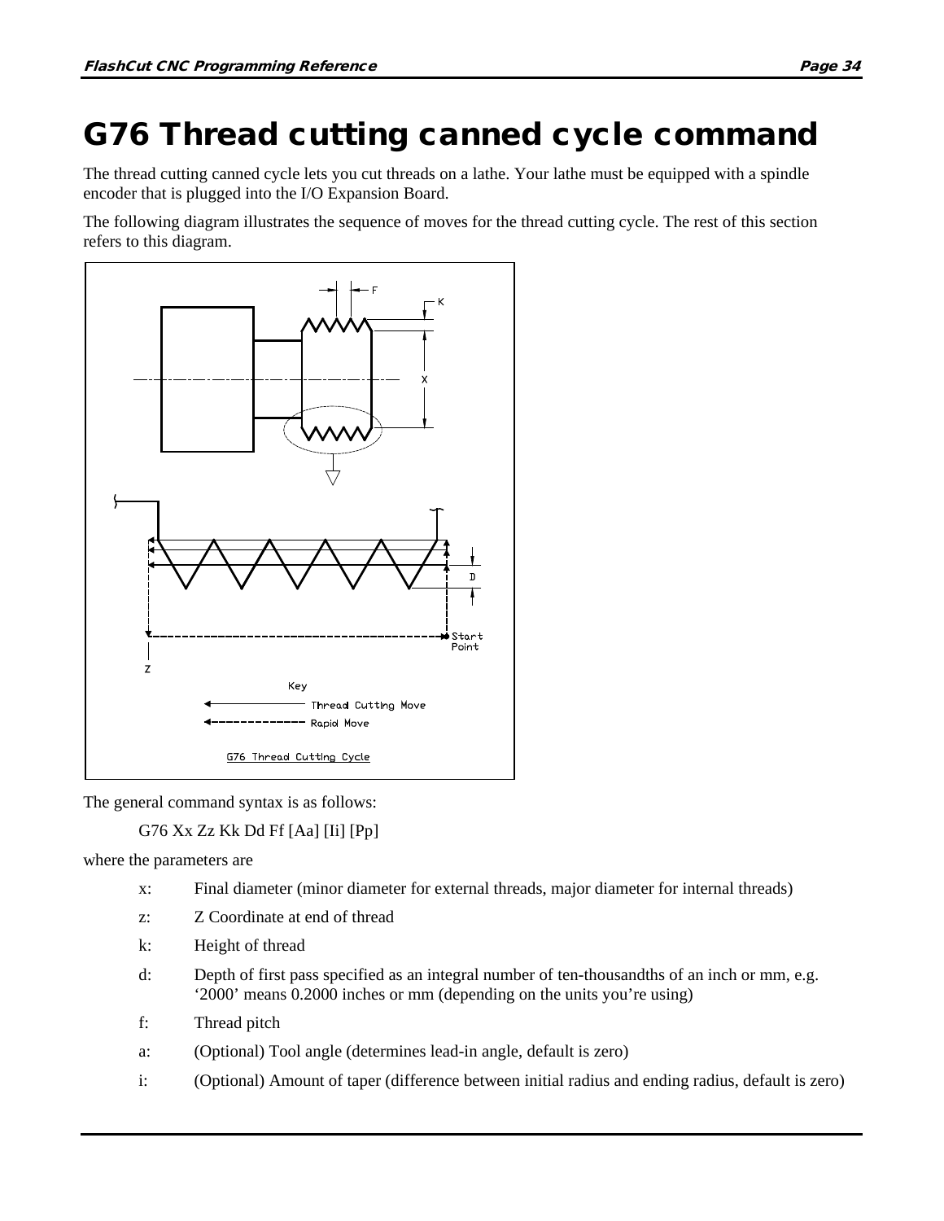# G76 Thread cutting canned cycle command

The thread cutting canned cycle lets you cut threads on a lathe. Your lathe must be equipped with a spindle encoder that is plugged into the I/O Expansion Board.

The following diagram illustrates the sequence of moves for the thread cutting cycle. The rest of this section refers to this diagram.

G76 Thread Cutting Cycle

The general command syntax is as follows:

G76 Xx Zz Kk Dd Ff [Aa] [Ii] [Pp]

where the parameters are

- x: Final diameter (minor diameter for external threads, major diameter for internal threads)
- z: Z Coordinate at end of thread
- k: Height of thread
- d: Depth of first pass specified as an integral number of ten-thousandths of an inch or mm, e.g. '2000' means 0.2000 inches or mm (depending on the units you're using)
- f: Thread pitch
- a: (Optional) Tool angle (determines lead-in angle, default is zero)
- i: (Optional) Amount of taper (difference between initial radius and ending radius, default is zero)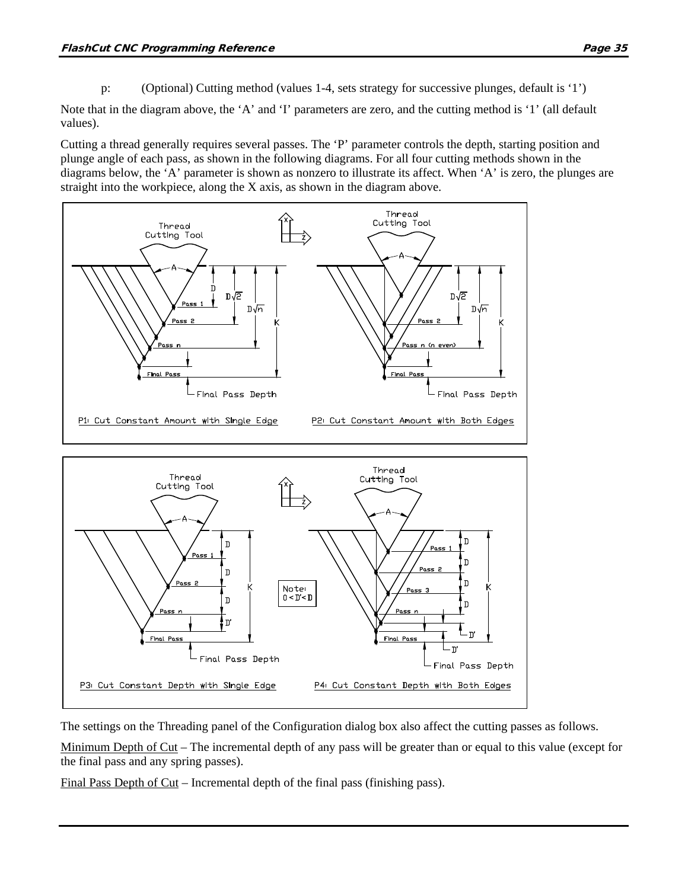p: (Optional) Cutting method (values 1-4, sets strategy for successive plunges, default is '1')

Note that in the diagram above, the 'A' and 'I' parameters are zero, and the cutting method is '1' (all default values).

Cutting a thread generally requires several passes. The 'P' parameter controls the depth, starting position and plunge angle of each pass, as shown in the following diagrams. For all four cutting methods shown in the diagrams below, the 'A' parameter is shown as nonzero to illustrate its affect. When 'A' is zero, the plunges are straight into the workpiece, along the X axis, as shown in the diagram above.

P1: Cut Constant Amount with Single Edge

P2: Cut Constant Amount with Both Edges

P3: Cut Constant Depth with Single Edge

P4: Cut Constant Depth with Both Edges

The settings on the Threading panel of the Configuration dialog box also affect the cutting passes as follows.

Minimum Depth of Cut – The incremental depth of any pass will be greater than or equal to this value (except for the final pass and any spring passes).

Final Pass Depth of Cut – Incremental depth of the final pass (finishing pass).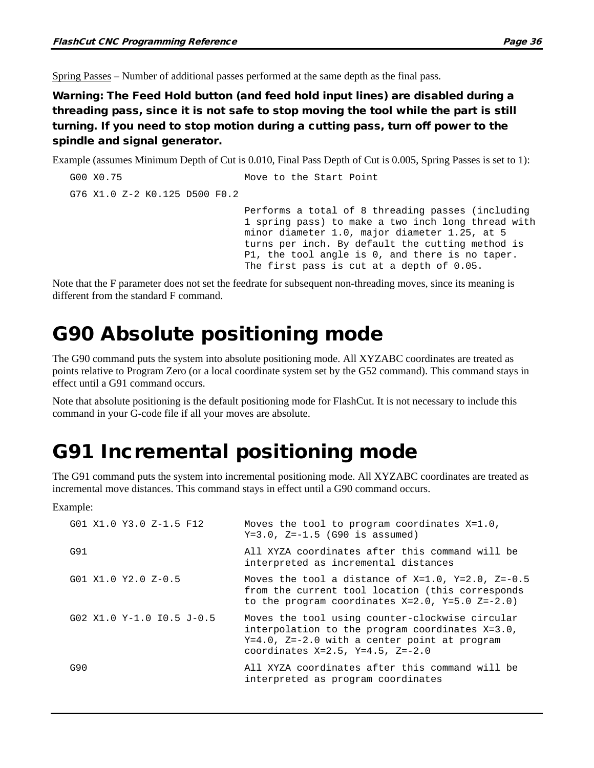Spring Passes – Number of additional passes performed at the same depth as the final pass.

**Warning: The Feed Hold button (and feed hold input lines) are disabled during a threading pass, since it is not safe to stop moving the tool while the part is still turning. If you need to stop motion during a cutting pass, turn off power to the spindle and signal generator.**

Example (assumes Minimum Depth of Cut is 0.010, Final Pass Depth of Cut is 0.005, Spring Passes is set to 1):

| Code | Description |
| --- | --- |
| `G00 X0.75` | Move to the Start Point |
| `G76 X1.0 Z-2 K0.125 D500 F0.2` | Performs a total of 8 threading passes (including 1 spring pass) to make a two inch long thread with minor diameter 1.0, major diameter 1.25, at 5 turns per inch. By default the cutting method is P1, the tool angle is 0, and there is no taper. The first pass is cut at a depth of 0.05. |

Note that the F parameter does not set the feedrate for subsequent non-threading moves, since its meaning is different from the standard F command.

# G90 Absolute positioning mode

The G90 command puts the system into absolute positioning mode. All XYZABC coordinates are treated as points relative to Program Zero (or a local coordinate system set by the G52 command). This command stays in effect until a G91 command occurs.

Note that absolute positioning is the default positioning mode for FlashCut. It is not necessary to include this command in your G-code file if all your moves are absolute.

# G91 Incremental positioning mode

The G91 command puts the system into incremental positioning mode. All XYZABC coordinates are treated as incremental move distances. This command stays in effect until a G90 command occurs.

Example:

| Code | Description |
| --- | --- |
| `G01 X1.0 Y3.0 Z-1.5 F12` | Moves the tool to program coordinates X=1.0, Y=3.0, Z=-1.5 (G90 is assumed) |
| `G91` | All XYZA coordinates after this command will be interpreted as incremental distances |
| `G01 X1.0 Y2.0 Z-0.5` | Moves the tool a distance of X=1.0, Y=2.0, Z=-0.5 from the current tool location (this corresponds to the program coordinates X=2.0, Y=5.0 Z=-2.0) |
| `G02 X1.0 Y-1.0 I0.5 J-0.5` | Moves the tool using counter-clockwise circular interpolation to the program coordinates X=3.0, Y=4.0, Z=-2.0 with a center point at program coordinates X=2.5, Y=4.5, Z=-2.0 |
| `G90` | All XYZA coordinates after this command will be interpreted as program coordinates |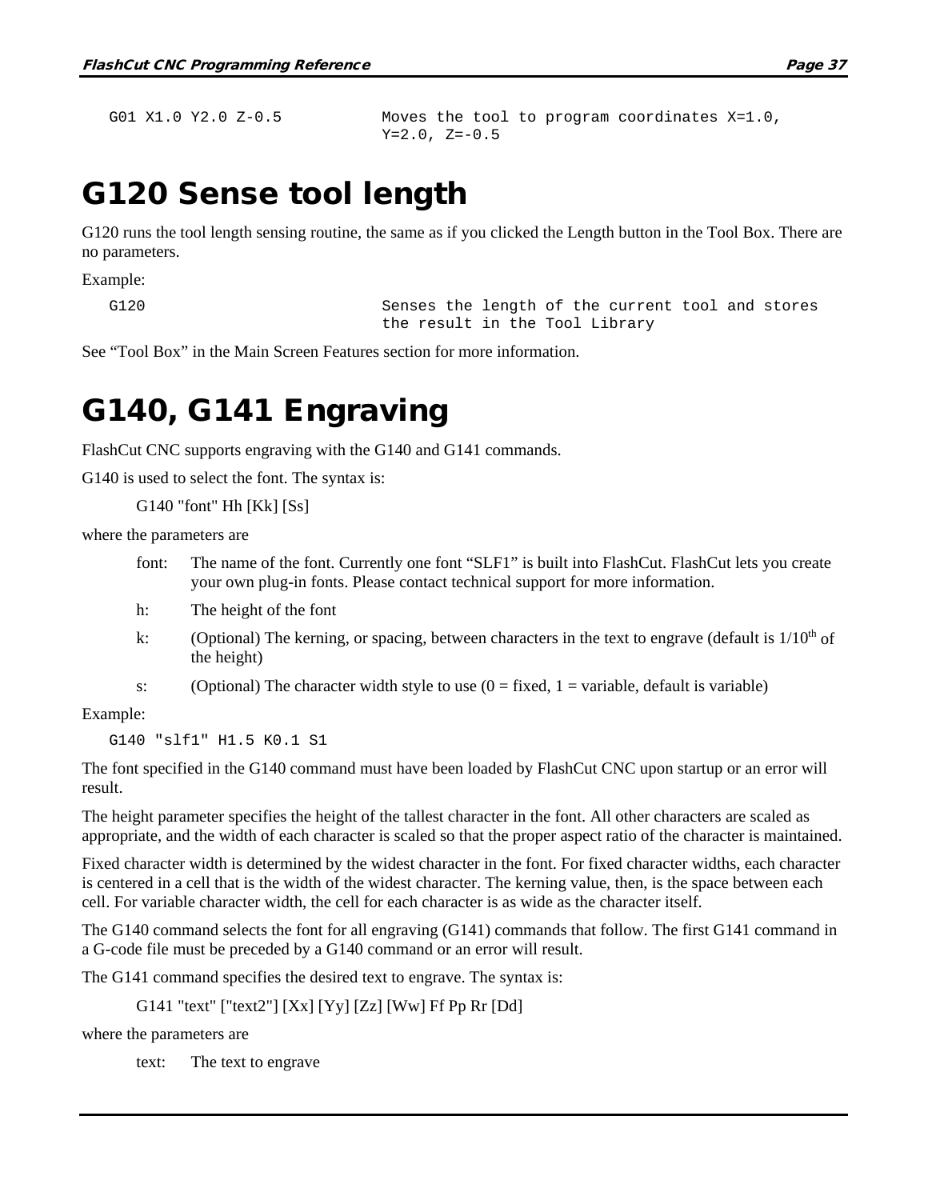```
G01 X1.0 Y2.0 Z-0.5          Moves the tool to program coordinates X=1.0,
                             Y=2.0, Z=-0.5
```

# G120 Sense tool length

G120 runs the tool length sensing routine, the same as if you clicked the Length button in the Tool Box. There are no parameters.

Example:

```
G120                         Senses the length of the current tool and stores
                             the result in the Tool Library
```

See “Tool Box” in the Main Screen Features section for more information.

# G140, G141 Engraving

FlashCut CNC supports engraving with the G140 and G141 commands.

G140 is used to select the font. The syntax is:

G140 "font" Hh [Kk] [Ss]

where the parameters are

- font: The name of the font. Currently one font “SLF1” is built into FlashCut. FlashCut lets you create your own plug-in fonts. Please contact technical support for more information.
- h: The height of the font
- k: (Optional) The kerning, or spacing, between characters in the text to engrave (default is 1/10th of the height)
- s: (Optional) The character width style to use (0 = fixed, 1 = variable, default is variable)

Example:

```
G140 "slf1" H1.5 K0.1 S1
```

The font specified in the G140 command must have been loaded by FlashCut CNC upon startup or an error will result.

The height parameter specifies the height of the tallest character in the font. All other characters are scaled as appropriate, and the width of each character is scaled so that the proper aspect ratio of the character is maintained.

Fixed character width is determined by the widest character in the font. For fixed character widths, each character is centered in a cell that is the width of the widest character. The kerning value, then, is the space between each cell. For variable character width, the cell for each character is as wide as the character itself.

The G140 command selects the font for all engraving (G141) commands that follow. The first G141 command in a G-code file must be preceded by a G140 command or an error will result.

The G141 command specifies the desired text to engrave. The syntax is:

G141 "text" ["text2"] [Xx] [Yy] [Zz] [Ww] Ff Pp Rr [Dd]

where the parameters are

- text: The text to engrave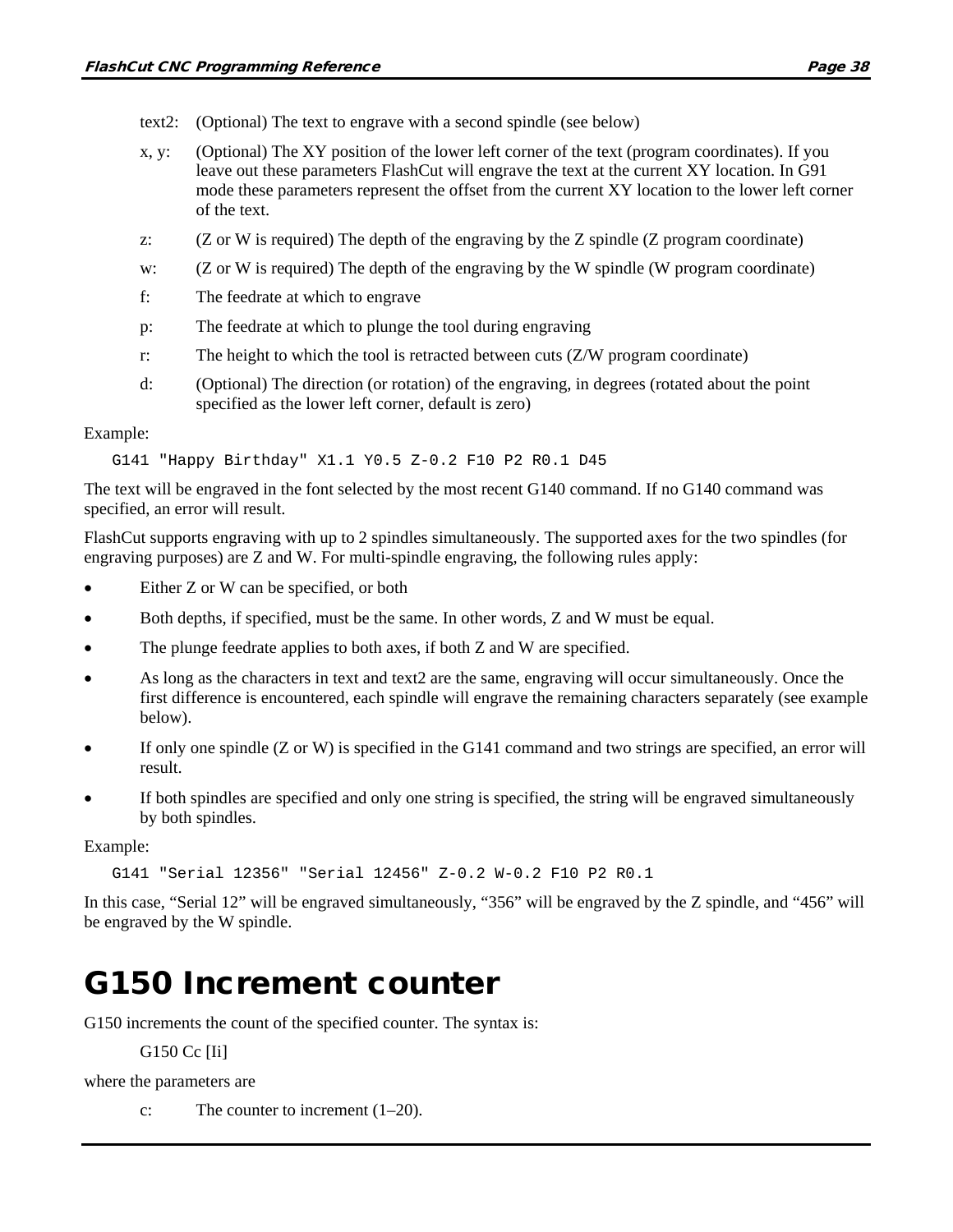text2: (Optional) The text to engrave with a second spindle (see below)

x, y: (Optional) The XY position of the lower left corner of the text (program coordinates). If you leave out these parameters FlashCut will engrave the text at the current XY location. In G91 mode these parameters represent the offset from the current XY location to the lower left corner of the text.

z: (Z or W is required) The depth of the engraving by the Z spindle (Z program coordinate)

w: (Z or W is required) The depth of the engraving by the W spindle (W program coordinate)

f: The feedrate at which to engrave

p: The feedrate at which to plunge the tool during engraving

r: The height to which the tool is retracted between cuts (Z/W program coordinate)

d: (Optional) The direction (or rotation) of the engraving, in degrees (rotated about the point specified as the lower left corner, default is zero)

Example:

```
G141 "Happy Birthday" X1.1 Y0.5 Z-0.2 F10 P2 R0.1 D45
```

The text will be engraved in the font selected by the most recent G140 command. If no G140 command was specified, an error will result.

FlashCut supports engraving with up to 2 spindles simultaneously. The supported axes for the two spindles (for engraving purposes) are Z and W. For multi-spindle engraving, the following rules apply:

- Either Z or W can be specified, or both
- Both depths, if specified, must be the same. In other words, Z and W must be equal.
- The plunge feedrate applies to both axes, if both Z and W are specified.
- As long as the characters in text and text2 are the same, engraving will occur simultaneously. Once the first difference is encountered, each spindle will engrave the remaining characters separately (see example below).
- If only one spindle (Z or W) is specified in the G141 command and two strings are specified, an error will result.
- If both spindles are specified and only one string is specified, the string will be engraved simultaneously by both spindles.

Example:

```
G141 "Serial 12356" "Serial 12456" Z-0.2 W-0.2 F10 P2 R0.1
```

In this case, “Serial 12” will be engraved simultaneously, “356” will be engraved by the Z spindle, and “456” will be engraved by the W spindle.

# G150 Increment counter

G150 increments the count of the specified counter. The syntax is:

G150 Cc [Ii]

where the parameters are

c: The counter to increment (1–20).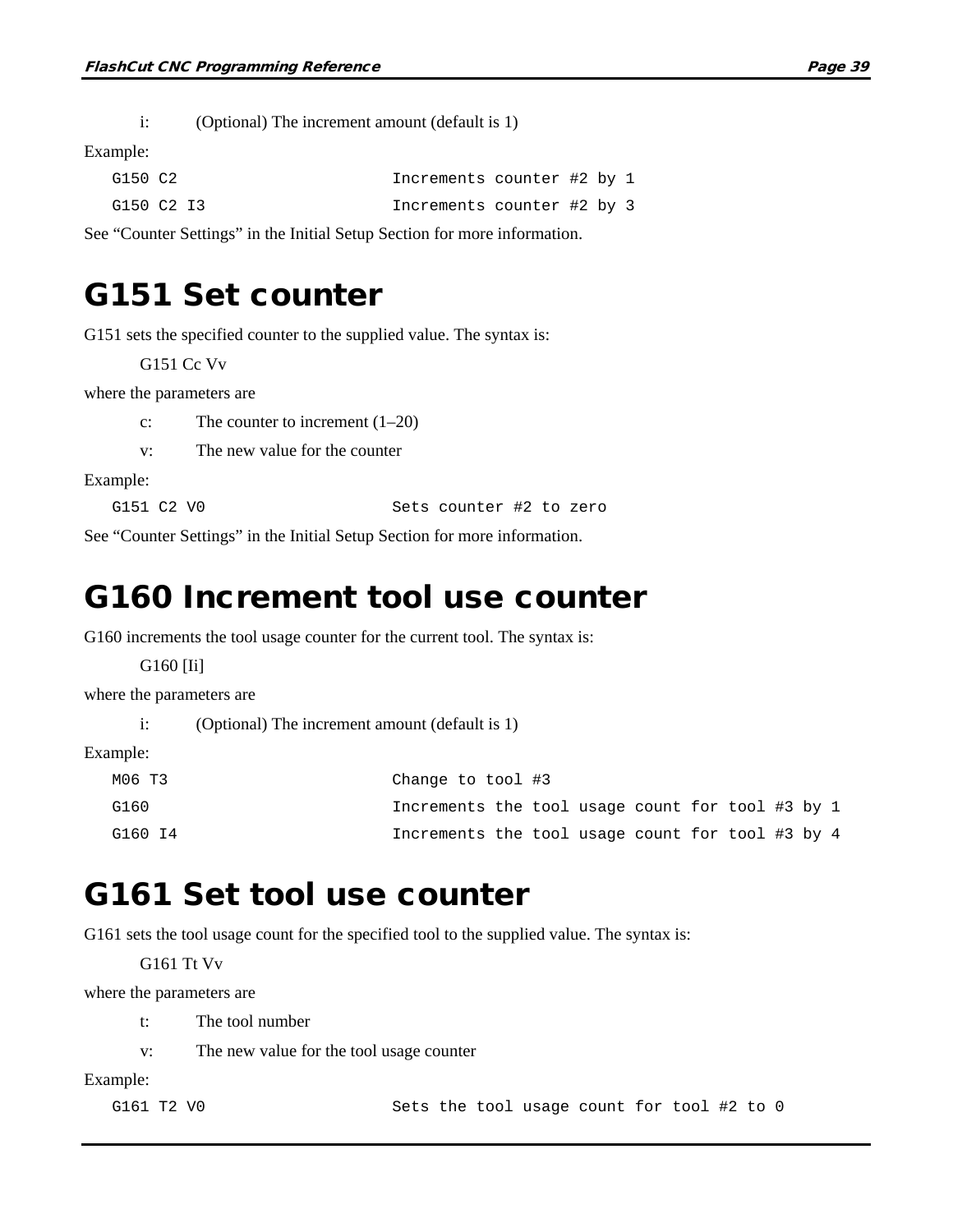i: (Optional) The increment amount (default is 1)

Example:

```
G150 C2                      Increments counter #2 by 1
G150 C2 I3                   Increments counter #2 by 3
```

See “Counter Settings” in the Initial Setup Section for more information.

# G151 Set counter

G151 sets the specified counter to the supplied value. The syntax is:

G151 Cc Vv

where the parameters are

c: The counter to increment (1–20)

v: The new value for the counter

Example:

```
G151 C2 V0                   Sets counter #2 to zero
```

See “Counter Settings” in the Initial Setup Section for more information.

# G160 Increment tool use counter

G160 increments the tool usage counter for the current tool. The syntax is:

G160 [Ii]

where the parameters are

i: (Optional) The increment amount (default is 1)

Example:

```
M06 T3                       Change to tool #3
G160                         Increments the tool usage count for tool #3 by 1
G160 I4                      Increments the tool usage count for tool #3 by 4
```

# G161 Set tool use counter

G161 sets the tool usage count for the specified tool to the supplied value. The syntax is:

G161 Tt Vv

where the parameters are

t: The tool number

v: The new value for the tool usage counter

Example:

```
G161 T2 V0                   Sets the tool usage count for tool #2 to 0
```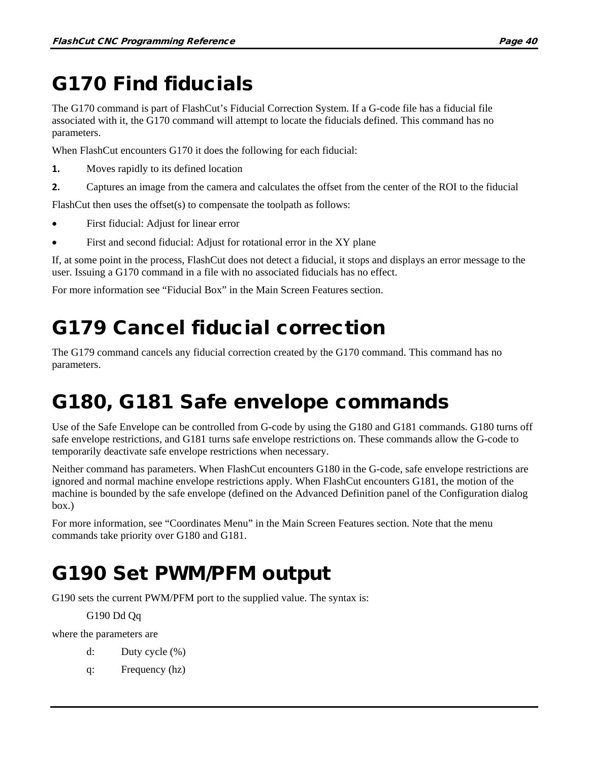# G170 Find fiducials

The G170 command is part of FlashCut's Fiducial Correction System. If a G-code file has a fiducial file associated with it, the G170 command will attempt to locate the fiducials defined. This command has no parameters.

When FlashCut encounters G170 it does the following for each fiducial:

1. Moves rapidly to its defined location
2. Captures an image from the camera and calculates the offset from the center of the ROI to the fiducial

FlashCut then uses the offset(s) to compensate the toolpath as follows:

- First fiducial: Adjust for linear error
- First and second fiducial: Adjust for rotational error in the XY plane

If, at some point in the process, FlashCut does not detect a fiducial, it stops and displays an error message to the user. Issuing a G170 command in a file with no associated fiducials has no effect.

For more information see "Fiducial Box" in the Main Screen Features section.

# G179 Cancel fiducial correction

The G179 command cancels any fiducial correction created by the G170 command. This command has no parameters.

# G180, G181 Safe envelope commands

Use of the Safe Envelope can be controlled from G-code by using the G180 and G181 commands. G180 turns off safe envelope restrictions, and G181 turns safe envelope restrictions on. These commands allow the G-code to temporarily deactivate safe envelope restrictions when necessary.

Neither command has parameters. When FlashCut encounters G180 in the G-code, safe envelope restrictions are ignored and normal machine envelope restrictions apply. When FlashCut encounters G181, the motion of the machine is bounded by the safe envelope (defined on the Advanced Definition panel of the Configuration dialog box.)

For more information, see "Coordinates Menu" in the Main Screen Features section. Note that the menu commands take priority over G180 and G181.

# G190 Set PWM/PFM output

G190 sets the current PWM/PFM port to the supplied value. The syntax is:

```
G190 Dd Qq
```

where the parameters are

d: Duty cycle (%)

q: Frequency (hz)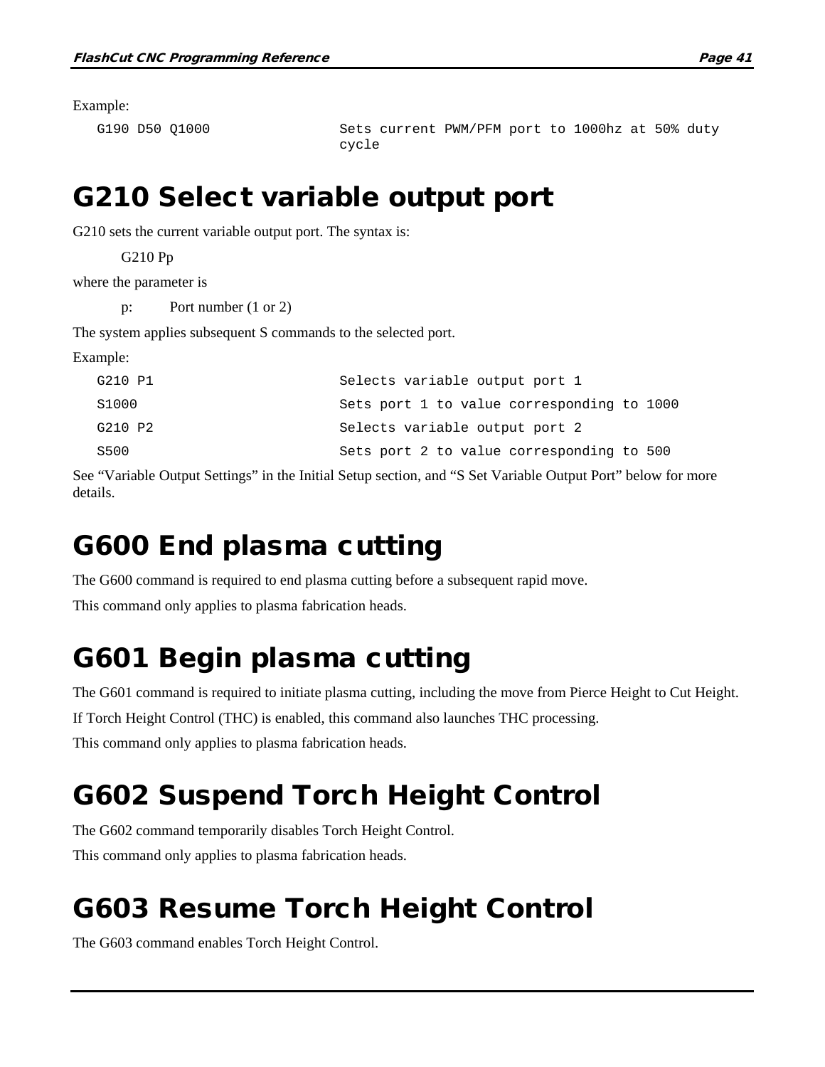Example:

| | |
|---|---|
| G190 D50 Q1000 | Sets current PWM/PFM port to 1000hz at 50% duty cycle |

# G210 Select variable output port

G210 sets the current variable output port. The syntax is:

G210 Pp

where the parameter is

p: Port number (1 or 2)

The system applies subsequent S commands to the selected port.

Example:

| | |
|---|---|
| G210 P1 | Selects variable output port 1 |
| S1000 | Sets port 1 to value corresponding to 1000 |
| G210 P2 | Selects variable output port 2 |
| S500 | Sets port 2 to value corresponding to 500 |

See “Variable Output Settings” in the Initial Setup section, and “S Set Variable Output Port” below for more details.

# G600 End plasma cutting

The G600 command is required to end plasma cutting before a subsequent rapid move.

This command only applies to plasma fabrication heads.

# G601 Begin plasma cutting

The G601 command is required to initiate plasma cutting, including the move from Pierce Height to Cut Height.

If Torch Height Control (THC) is enabled, this command also launches THC processing.

This command only applies to plasma fabrication heads.

# G602 Suspend Torch Height Control

The G602 command temporarily disables Torch Height Control.

This command only applies to plasma fabrication heads.

# G603 Resume Torch Height Control

The G603 command enables Torch Height Control.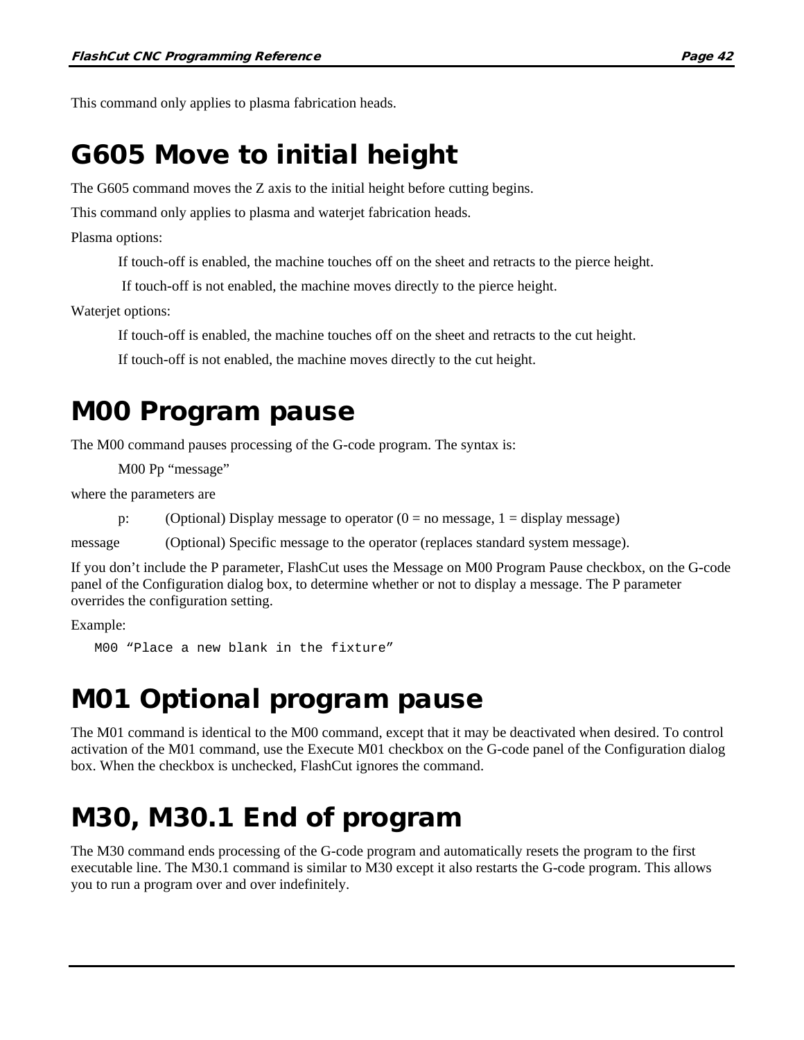This command only applies to plasma fabrication heads.

# G605 Move to initial height

The G605 command moves the Z axis to the initial height before cutting begins.

This command only applies to plasma and waterjet fabrication heads.

Plasma options:

If touch-off is enabled, the machine touches off on the sheet and retracts to the pierce height.

If touch-off is not enabled, the machine moves directly to the pierce height.

Waterjet options:

If touch-off is enabled, the machine touches off on the sheet and retracts to the cut height.

If touch-off is not enabled, the machine moves directly to the cut height.

# M00 Program pause

The M00 command pauses processing of the G-code program. The syntax is:

M00 Pp "message"

where the parameters are

p: (Optional) Display message to operator (0 = no message, 1 = display message)

message (Optional) Specific message to the operator (replaces standard system message).

If you don't include the P parameter, FlashCut uses the Message on M00 Program Pause checkbox, on the G-code panel of the Configuration dialog box, to determine whether or not to display a message. The P parameter overrides the configuration setting.

Example:

```
M00 "Place a new blank in the fixture"
```

# M01 Optional program pause

The M01 command is identical to the M00 command, except that it may be deactivated when desired. To control activation of the M01 command, use the Execute M01 checkbox on the G-code panel of the Configuration dialog box. When the checkbox is unchecked, FlashCut ignores the command.

# M30, M30.1 End of program

The M30 command ends processing of the G-code program and automatically resets the program to the first executable line. The M30.1 command is similar to M30 except it also restarts the G-code program. This allows you to run a program over and over indefinitely.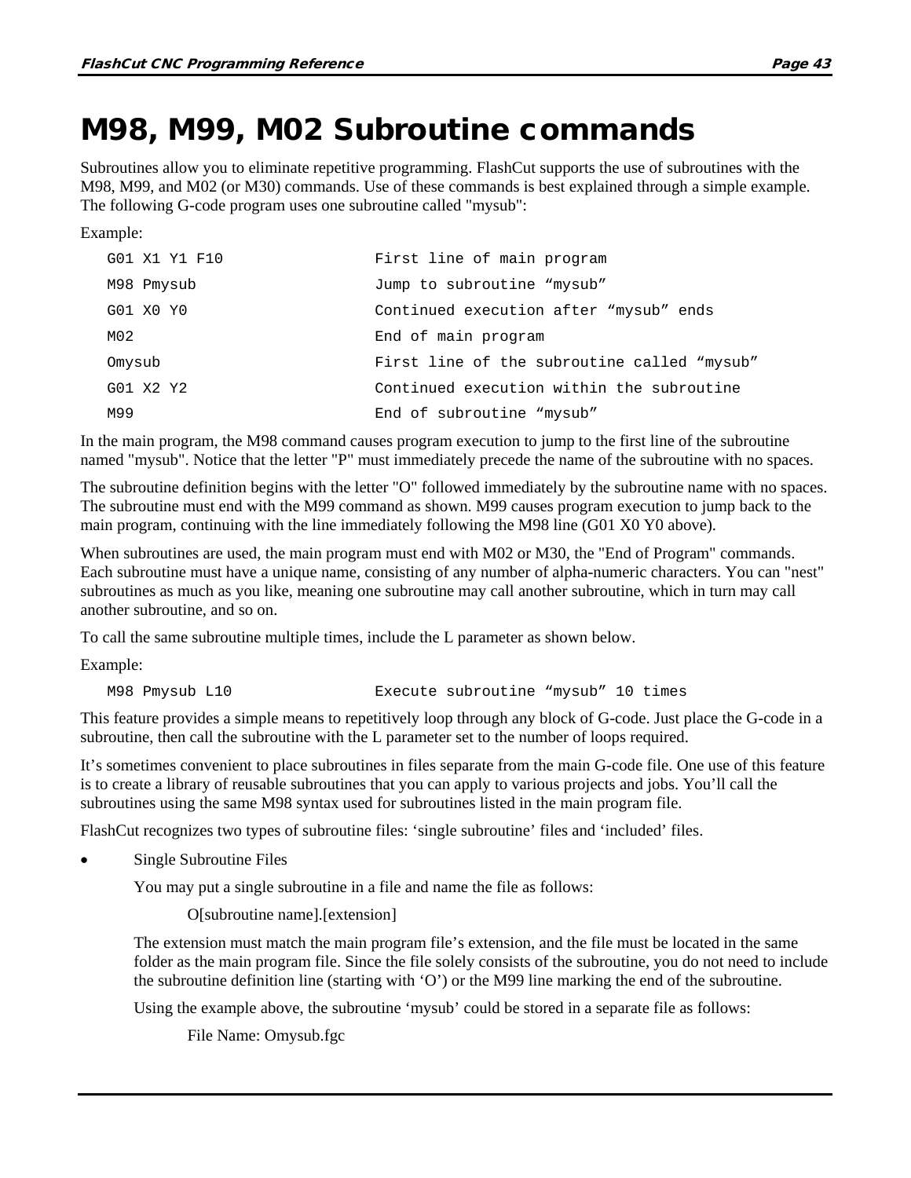# M98, M99, M02 Subroutine commands

Subroutines allow you to eliminate repetitive programming. FlashCut supports the use of subroutines with the M98, M99, and M02 (or M30) commands. Use of these commands is best explained through a simple example. The following G-code program uses one subroutine called "mysub":

Example:

```
G01 X1 Y1 F10               First line of main program
M98 Pmysub                  Jump to subroutine “mysub”
G01 X0 Y0                   Continued execution after “mysub” ends
M02                         End of main program
Omysub                      First line of the subroutine called “mysub”
G01 X2 Y2                   Continued execution within the subroutine
M99                         End of subroutine “mysub”
```

In the main program, the M98 command causes program execution to jump to the first line of the subroutine named "mysub". Notice that the letter "P" must immediately precede the name of the subroutine with no spaces.

The subroutine definition begins with the letter "O" followed immediately by the subroutine name with no spaces. The subroutine must end with the M99 command as shown. M99 causes program execution to jump back to the main program, continuing with the line immediately following the M98 line (G01 X0 Y0 above).

When subroutines are used, the main program must end with M02 or M30, the "End of Program" commands. Each subroutine must have a unique name, consisting of any number of alpha-numeric characters. You can "nest" subroutines as much as you like, meaning one subroutine may call another subroutine, which in turn may call another subroutine, and so on.

To call the same subroutine multiple times, include the L parameter as shown below.

Example:

```
M98 Pmysub L10              Execute subroutine “mysub” 10 times
```

This feature provides a simple means to repetitively loop through any block of G-code. Just place the G-code in a subroutine, then call the subroutine with the L parameter set to the number of loops required.

It’s sometimes convenient to place subroutines in files separate from the main G-code file. One use of this feature is to create a library of reusable subroutines that you can apply to various projects and jobs. You’ll call the subroutines using the same M98 syntax used for subroutines listed in the main program file.

FlashCut recognizes two types of subroutine files: ‘single subroutine’ files and ‘included’ files.

- Single Subroutine Files

  You may put a single subroutine in a file and name the file as follows:

  O[subroutine name].[extension]

  The extension must match the main program file’s extension, and the file must be located in the same folder as the main program file. Since the file solely consists of the subroutine, you do not need to include the subroutine definition line (starting with ‘O’) or the M99 line marking the end of the subroutine.

  Using the example above, the subroutine ‘mysub’ could be stored in a separate file as follows:

  File Name: Omysub.fgc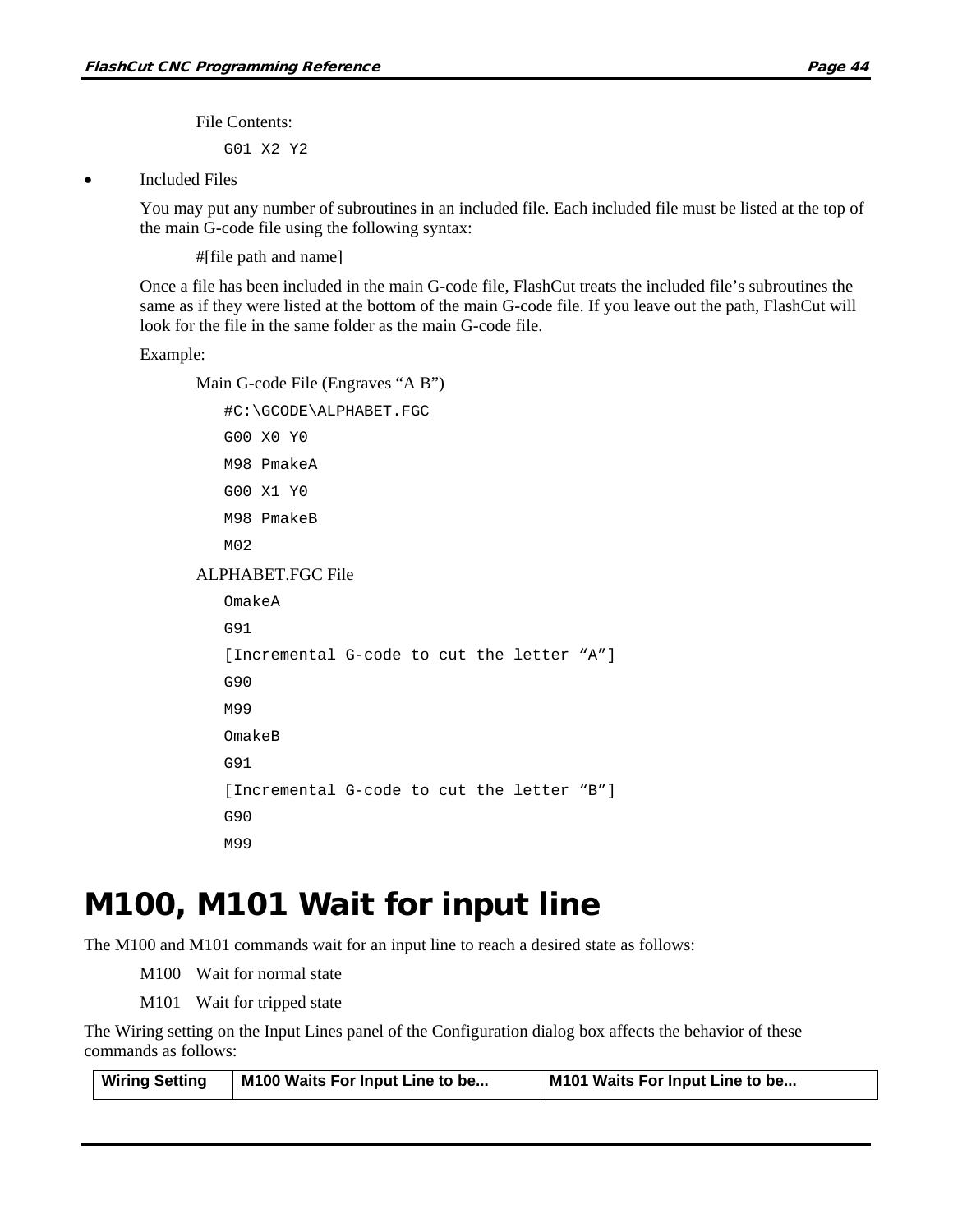File Contents:

```
G01 X2 Y2
```

- Included Files

  You may put any number of subroutines in an included file. Each included file must be listed at the top of the main G-code file using the following syntax:

  #[file path and name]

  Once a file has been included in the main G-code file, FlashCut treats the included file's subroutines the same as if they were listed at the bottom of the main G-code file. If you leave out the path, FlashCut will look for the file in the same folder as the main G-code file.

  Example:

  Main G-code File (Engraves "A B")

  ```
  #C:\GCODE\ALPHABET.FGC
  G00 X0 Y0
  M98 PmakeA
  G00 X1 Y0
  M98 PmakeB
  M02
  ```

  ALPHABET.FGC File

  ```
  OmakeA
  G91
  [Incremental G-code to cut the letter "A"]
  G90
  M99
  OmakeB
  G91
  [Incremental G-code to cut the letter "B"]
  G90
  M99
  ```

# M100, M101 Wait for input line

The M100 and M101 commands wait for an input line to reach a desired state as follows:

M100 Wait for normal state

M101 Wait for tripped state

The Wiring setting on the Input Lines panel of the Configuration dialog box affects the behavior of these commands as follows:

| Wiring Setting | M100 Waits For Input Line to be... | M101 Waits For Input Line to be... |
|---|---|---|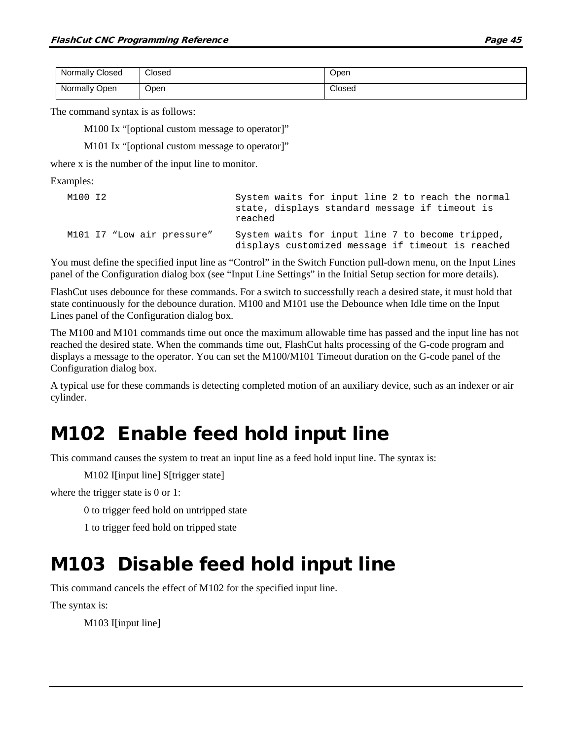| Normally Closed | Closed | Open |
|---|---|---|
| Normally Open | Open | Closed |

The command syntax is as follows:

M100 Ix "[optional custom message to operator]"

M101 Ix "[optional custom message to operator]"

where x is the number of the input line to monitor.

Examples:

| | |
|---|---|
| `M100 I2` | `System waits for input line 2 to reach the normal state, displays standard message if timeout is reached` |
| `M101 I7 "Low air pressure"` | `System waits for input line 7 to become tripped, displays customized message if timeout is reached` |

You must define the specified input line as "Control" in the Switch Function pull-down menu, on the Input Lines panel of the Configuration dialog box (see "Input Line Settings" in the Initial Setup section for more details).

FlashCut uses debounce for these commands. For a switch to successfully reach a desired state, it must hold that state continuously for the debounce duration. M100 and M101 use the Debounce when Idle time on the Input Lines panel of the Configuration dialog box.

The M100 and M101 commands time out once the maximum allowable time has passed and the input line has not reached the desired state. When the commands time out, FlashCut halts processing of the G-code program and displays a message to the operator. You can set the M100/M101 Timeout duration on the G-code panel of the Configuration dialog box.

A typical use for these commands is detecting completed motion of an auxiliary device, such as an indexer or air cylinder.

# M102 Enable feed hold input line

This command causes the system to treat an input line as a feed hold input line. The syntax is:

M102 I[input line] S[trigger state]

where the trigger state is 0 or 1:

0 to trigger feed hold on untripped state

1 to trigger feed hold on tripped state

# M103 Disable feed hold input line

This command cancels the effect of M102 for the specified input line.

The syntax is:

M103 I[input line]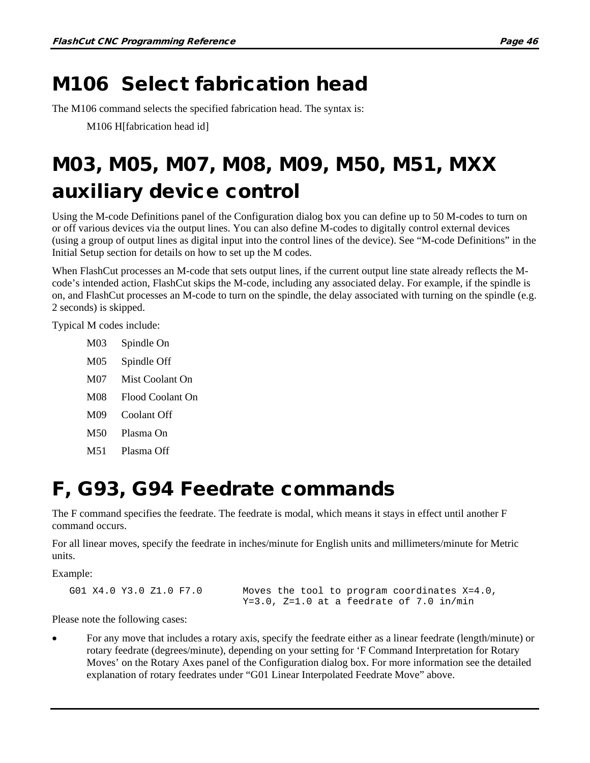# M106 Select fabrication head

The M106 command selects the specified fabrication head. The syntax is:

M106 H[fabrication head id]

# M03, M05, M07, M08, M09, M50, M51, MXX auxiliary device control

Using the M-code Definitions panel of the Configuration dialog box you can define up to 50 M-codes to turn on or off various devices via the output lines. You can also define M-codes to digitally control external devices (using a group of output lines as digital input into the control lines of the device). See “M-code Definitions” in the Initial Setup section for details on how to set up the M codes.

When FlashCut processes an M-code that sets output lines, if the current output line state already reflects the M-code’s intended action, FlashCut skips the M-code, including any associated delay. For example, if the spindle is on, and FlashCut processes an M-code to turn on the spindle, the delay associated with turning on the spindle (e.g. 2 seconds) is skipped.

Typical M codes include:

| | |
|---|---|
| M03 | Spindle On |
| M05 | Spindle Off |
| M07 | Mist Coolant On |
| M08 | Flood Coolant On |
| M09 | Coolant Off |
| M50 | Plasma On |
| M51 | Plasma Off |

# F, G93, G94 Feedrate commands

The F command specifies the feedrate. The feedrate is modal, which means it stays in effect until another F command occurs.

For all linear moves, specify the feedrate in inches/minute for English units and millimeters/minute for Metric units.

Example:

```
G01 X4.0 Y3.0 Z1.0 F7.0       Moves the tool to program coordinates X=4.0,
                              Y=3.0, Z=1.0 at a feedrate of 7.0 in/min
```

Please note the following cases:

- For any move that includes a rotary axis, specify the feedrate either as a linear feedrate (length/minute) or rotary feedrate (degrees/minute), depending on your setting for ‘F Command Interpretation for Rotary Moves’ on the Rotary Axes panel of the Configuration dialog box. For more information see the detailed explanation of rotary feedrates under “G01 Linear Interpolated Feedrate Move” above.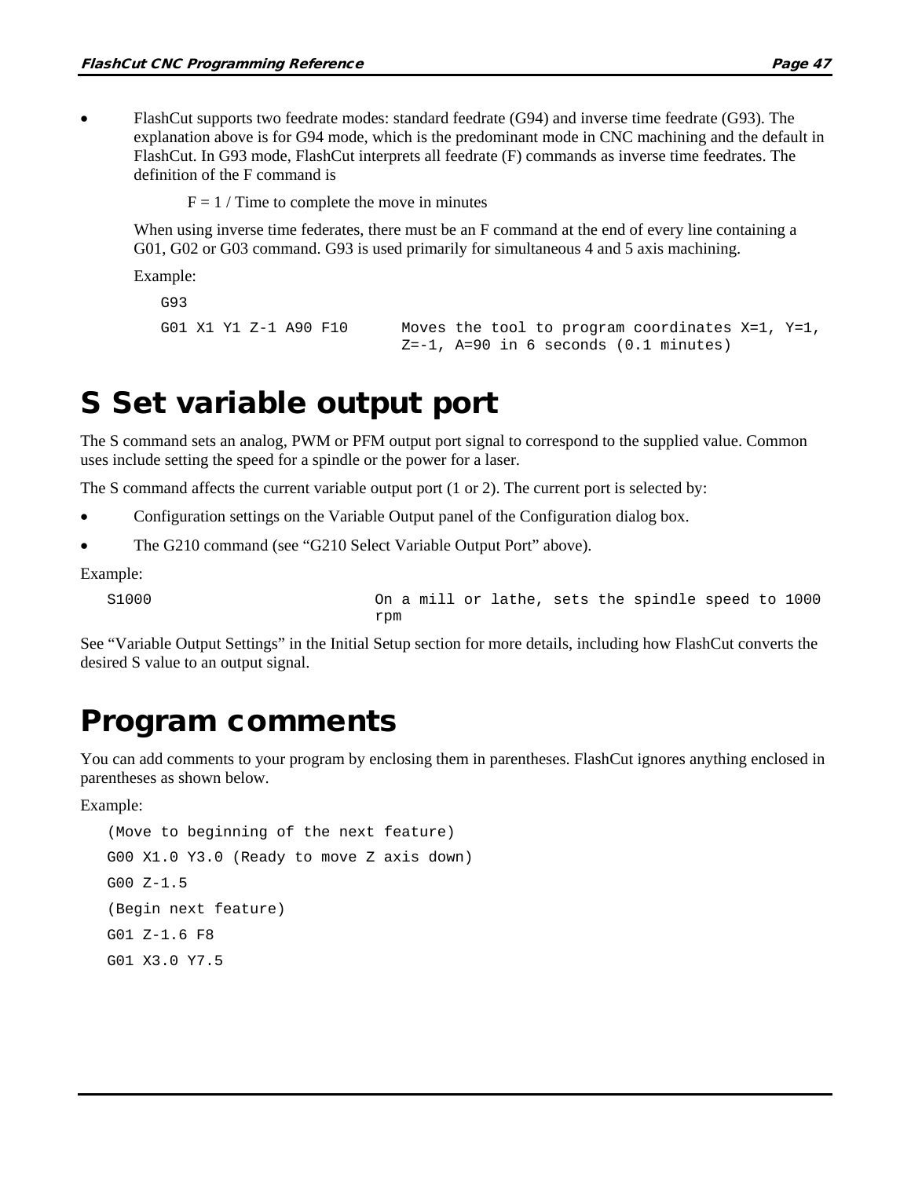- FlashCut supports two feedrate modes: standard feedrate (G94) and inverse time feedrate (G93). The explanation above is for G94 mode, which is the predominant mode in CNC machining and the default in FlashCut. In G93 mode, FlashCut interprets all feedrate (F) commands as inverse time feedrates. The definition of the F command is

  F = 1 / Time to complete the move in minutes

  When using inverse time federates, there must be an F command at the end of every line containing a G01, G02 or G03 command. G93 is used primarily for simultaneous 4 and 5 axis machining.

  Example:

  ```
  G93
  G01 X1 Y1 Z-1 A90 F10      Moves the tool to program coordinates X=1, Y=1,
                             Z=-1, A=90 in 6 seconds (0.1 minutes)
  ```

# S Set variable output port

The S command sets an analog, PWM or PFM output port signal to correspond to the supplied value. Common uses include setting the speed for a spindle or the power for a laser.

The S command affects the current variable output port (1 or 2). The current port is selected by:

- Configuration settings on the Variable Output panel of the Configuration dialog box.
- The G210 command (see "G210 Select Variable Output Port" above).

Example:

```
S1000                      On a mill or lathe, sets the spindle speed to 1000
                           rpm
```

See "Variable Output Settings" in the Initial Setup section for more details, including how FlashCut converts the desired S value to an output signal.

# Program comments

You can add comments to your program by enclosing them in parentheses. FlashCut ignores anything enclosed in parentheses as shown below.

Example:

```
(Move to beginning of the next feature)
G00 X1.0 Y3.0 (Ready to move Z axis down)
G00 Z-1.5
(Begin next feature)
G01 Z-1.6 F8
G01 X3.0 Y7.5
```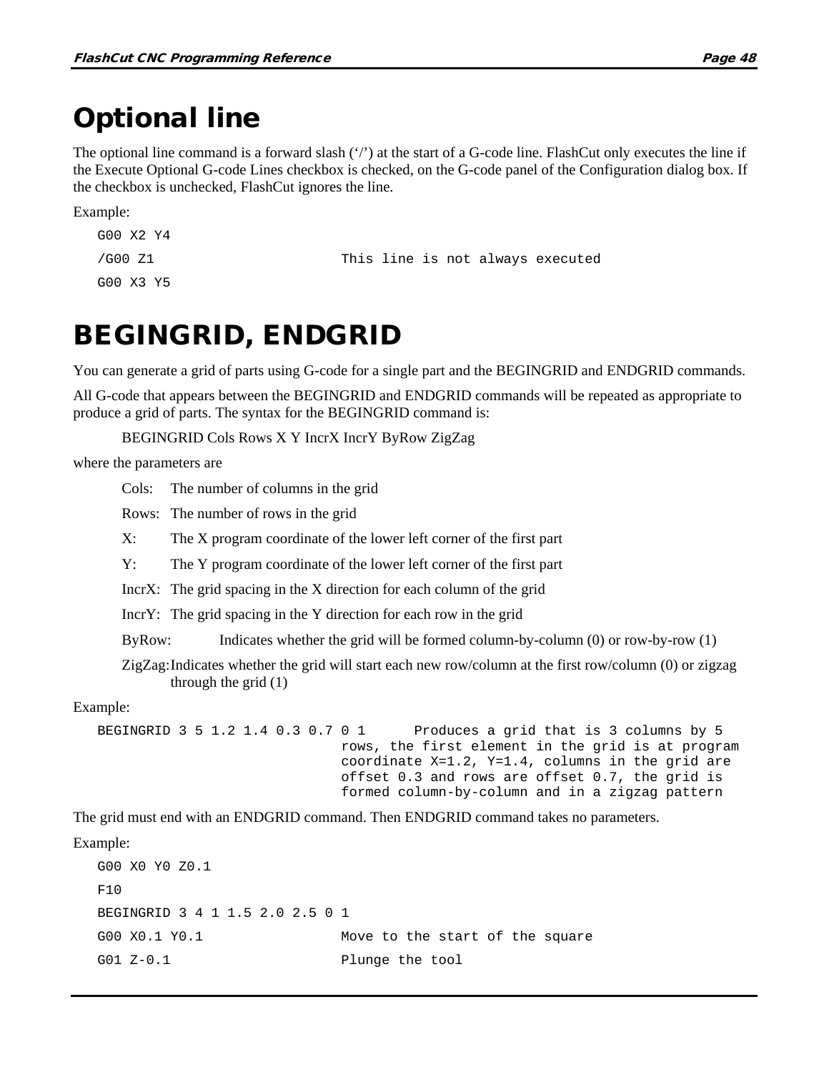# Optional line

The optional line command is a forward slash (‘/’) at the start of a G-code line. FlashCut only executes the line if the Execute Optional G-code Lines checkbox is checked, on the G-code panel of the Configuration dialog box. If the checkbox is unchecked, FlashCut ignores the line.

Example:

```
G00 X2 Y4
/G00 Z1                     This line is not always executed
G00 X3 Y5
```

# BEGINGRID, ENDGRID

You can generate a grid of parts using G-code for a single part and the BEGINGRID and ENDGRID commands.

All G-code that appears between the BEGINGRID and ENDGRID commands will be repeated as appropriate to produce a grid of parts. The syntax for the BEGINGRID command is:

BEGINGRID Cols Rows X Y IncrX IncrY ByRow ZigZag

where the parameters are

- Cols: The number of columns in the grid
- Rows: The number of rows in the grid
- X: The X program coordinate of the lower left corner of the first part
- Y: The Y program coordinate of the lower left corner of the first part
- IncrX: The grid spacing in the X direction for each column of the grid
- IncrY: The grid spacing in the Y direction for each row in the grid
- ByRow: Indicates whether the grid will be formed column-by-column (0) or row-by-row (1)
- ZigZag: Indicates whether the grid will start each new row/column at the first row/column (0) or zigzag through the grid (1)

Example:

```
BEGINGRID 3 5 1.2 1.4 0.3 0.7 0 1      Produces a grid that is 3 columns by 5
                              rows, the first element in the grid is at program
                              coordinate X=1.2, Y=1.4, columns in the grid are
                              offset 0.3 and rows are offset 0.7, the grid is
                              formed column-by-column and in a zigzag pattern
```

The grid must end with an ENDGRID command. Then ENDGRID command takes no parameters.

Example:

```
G00 X0 Y0 Z0.1
F10
BEGINGRID 3 4 1 1.5 2.0 2.5 0 1
G00 X0.1 Y0.1               Move to the start of the square
G01 Z-0.1                   Plunge the tool
```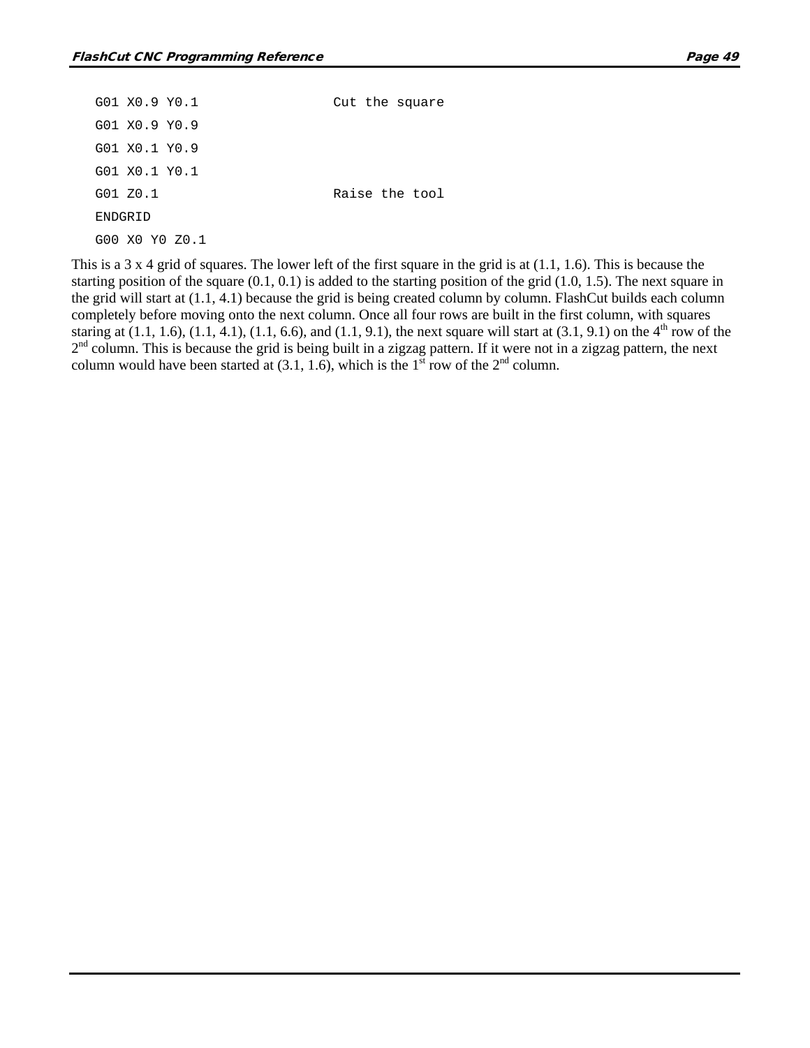```
G01 X0.9 Y0.1                Cut the square
G01 X0.9 Y0.9
G01 X0.1 Y0.9
G01 X0.1 Y0.1
G01 Z0.1                     Raise the tool
ENDGRID
G00 X0 Y0 Z0.1
```

This is a 3 x 4 grid of squares. The lower left of the first square in the grid is at (1.1, 1.6). This is because the starting position of the square (0.1, 0.1) is added to the starting position of the grid (1.0, 1.5). The next square in the grid will start at (1.1, 4.1) because the grid is being created column by column. FlashCut builds each column completely before moving onto the next column. Once all four rows are built in the first column, with squares staring at (1.1, 1.6), (1.1, 4.1), (1.1, 6.6), and (1.1, 9.1), the next square will start at (3.1, 9.1) on the 4th row of the 2nd column. This is because the grid is being built in a zigzag pattern. If it were not in a zigzag pattern, the next column would have been started at (3.1, 1.6), which is the 1st row of the 2nd column.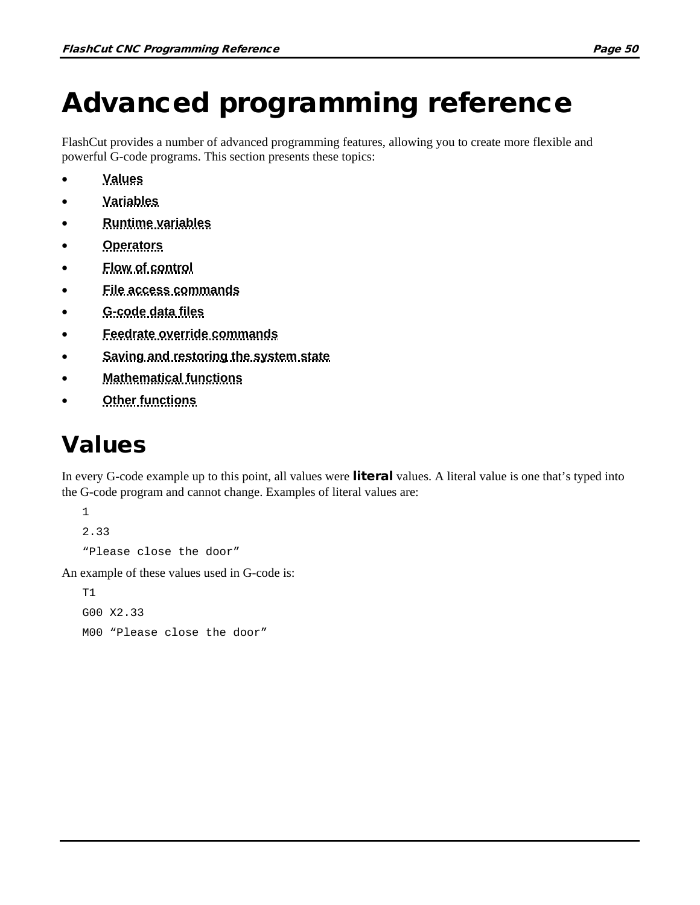# Advanced programming reference

FlashCut provides a number of advanced programming features, allowing you to create more flexible and powerful G-code programs. This section presents these topics:

- **Values**
- **Variables**
- **Runtime variables**
- **Operators**
- **Flow of control**
- **File access commands**
- **G-code data files**
- **Feedrate override commands**
- **Saving and restoring the system state**
- **Mathematical functions**
- **Other functions**

# Values

In every G-code example up to this point, all values were **literal** values. A literal value is one that's typed into the G-code program and cannot change. Examples of literal values are:

```
1
2.33
"Please close the door"
```

An example of these values used in G-code is:

```
T1
G00 X2.33
M00 "Please close the door"
```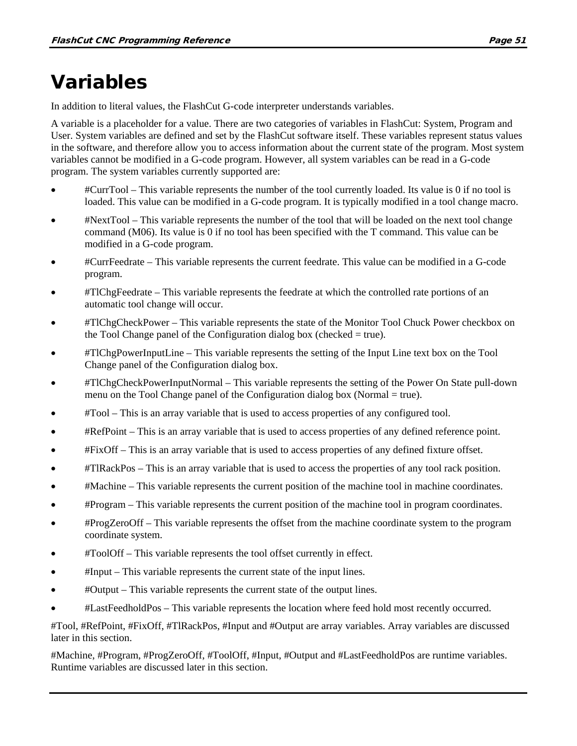# Variables

In addition to literal values, the FlashCut G-code interpreter understands variables.

A variable is a placeholder for a value. There are two categories of variables in FlashCut: System, Program and User. System variables are defined and set by the FlashCut software itself. These variables represent status values in the software, and therefore allow you to access information about the current state of the program. Most system variables cannot be modified in a G-code program. However, all system variables can be read in a G-code program. The system variables currently supported are:

- #CurrTool – This variable represents the number of the tool currently loaded. Its value is 0 if no tool is loaded. This value can be modified in a G-code program. It is typically modified in a tool change macro.
- #NextTool – This variable represents the number of the tool that will be loaded on the next tool change command (M06). Its value is 0 if no tool has been specified with the T command. This value can be modified in a G-code program.
- #CurrFeedrate – This variable represents the current feedrate. This value can be modified in a G-code program.
- #TlChgFeedrate – This variable represents the feedrate at which the controlled rate portions of an automatic tool change will occur.
- #TlChgCheckPower – This variable represents the state of the Monitor Tool Chuck Power checkbox on the Tool Change panel of the Configuration dialog box (checked = true).
- #TlChgPowerInputLine – This variable represents the setting of the Input Line text box on the Tool Change panel of the Configuration dialog box.
- #TlChgCheckPowerInputNormal – This variable represents the setting of the Power On State pull-down menu on the Tool Change panel of the Configuration dialog box (Normal = true).
- #Tool – This is an array variable that is used to access properties of any configured tool.
- #RefPoint – This is an array variable that is used to access properties of any defined reference point.
- #FixOff – This is an array variable that is used to access properties of any defined fixture offset.
- #TlRackPos – This is an array variable that is used to access the properties of any tool rack position.
- #Machine – This variable represents the current position of the machine tool in machine coordinates.
- #Program – This variable represents the current position of the machine tool in program coordinates.
- #ProgZeroOff – This variable represents the offset from the machine coordinate system to the program coordinate system.
- #ToolOff – This variable represents the tool offset currently in effect.
- #Input – This variable represents the current state of the input lines.
- #Output – This variable represents the current state of the output lines.
- #LastFeedholdPos – This variable represents the location where feed hold most recently occurred.

#Tool, #RefPoint, #FixOff, #TlRackPos, #Input and #Output are array variables. Array variables are discussed later in this section.

#Machine, #Program, #ProgZeroOff, #ToolOff, #Input, #Output and #LastFeedholdPos are runtime variables. Runtime variables are discussed later in this section.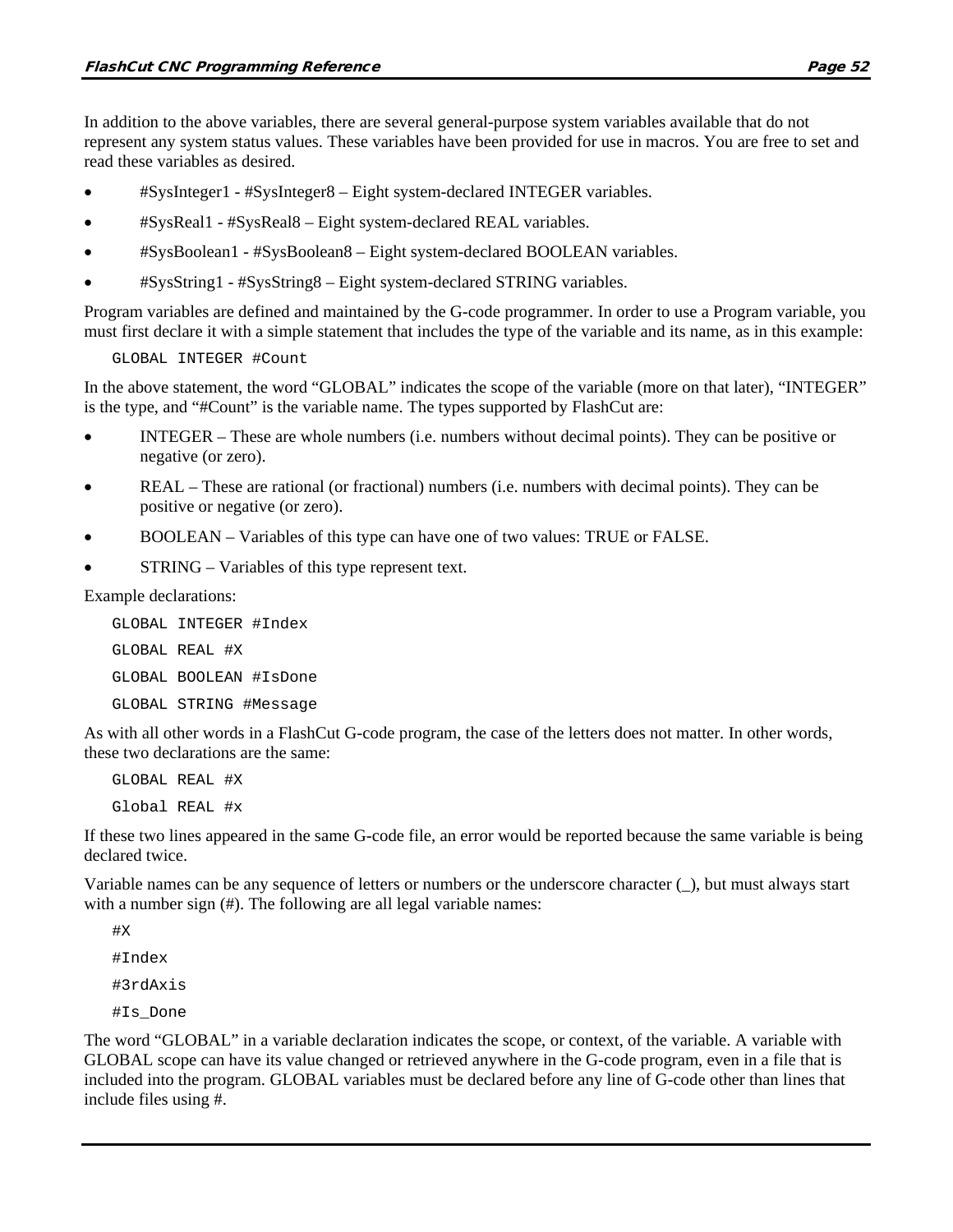In addition to the above variables, there are several general-purpose system variables available that do not represent any system status values. These variables have been provided for use in macros. You are free to set and read these variables as desired.

- #SysInteger1 - #SysInteger8 – Eight system-declared INTEGER variables.
- #SysReal1 - #SysReal8 – Eight system-declared REAL variables.
- #SysBoolean1 - #SysBoolean8 – Eight system-declared BOOLEAN variables.
- #SysString1 - #SysString8 – Eight system-declared STRING variables.

Program variables are defined and maintained by the G-code programmer. In order to use a Program variable, you must first declare it with a simple statement that includes the type of the variable and its name, as in this example:

```
GLOBAL INTEGER #Count
```

In the above statement, the word "GLOBAL" indicates the scope of the variable (more on that later), "INTEGER" is the type, and "#Count" is the variable name. The types supported by FlashCut are:

- INTEGER – These are whole numbers (i.e. numbers without decimal points). They can be positive or negative (or zero).
- REAL – These are rational (or fractional) numbers (i.e. numbers with decimal points). They can be positive or negative (or zero).
- BOOLEAN – Variables of this type can have one of two values: TRUE or FALSE.
- STRING – Variables of this type represent text.

Example declarations:

```
GLOBAL INTEGER #Index
GLOBAL REAL #X
GLOBAL BOOLEAN #IsDone
GLOBAL STRING #Message
```

As with all other words in a FlashCut G-code program, the case of the letters does not matter. In other words, these two declarations are the same:

```
GLOBAL REAL #X
Global REAL #x
```

If these two lines appeared in the same G-code file, an error would be reported because the same variable is being declared twice.

Variable names can be any sequence of letters or numbers or the underscore character (_), but must always start with a number sign (#). The following are all legal variable names:

```
#X
#Index
#3rdAxis
#Is_Done
```

The word "GLOBAL" in a variable declaration indicates the scope, or context, of the variable. A variable with GLOBAL scope can have its value changed or retrieved anywhere in the G-code program, even in a file that is included into the program. GLOBAL variables must be declared before any line of G-code other than lines that include files using #.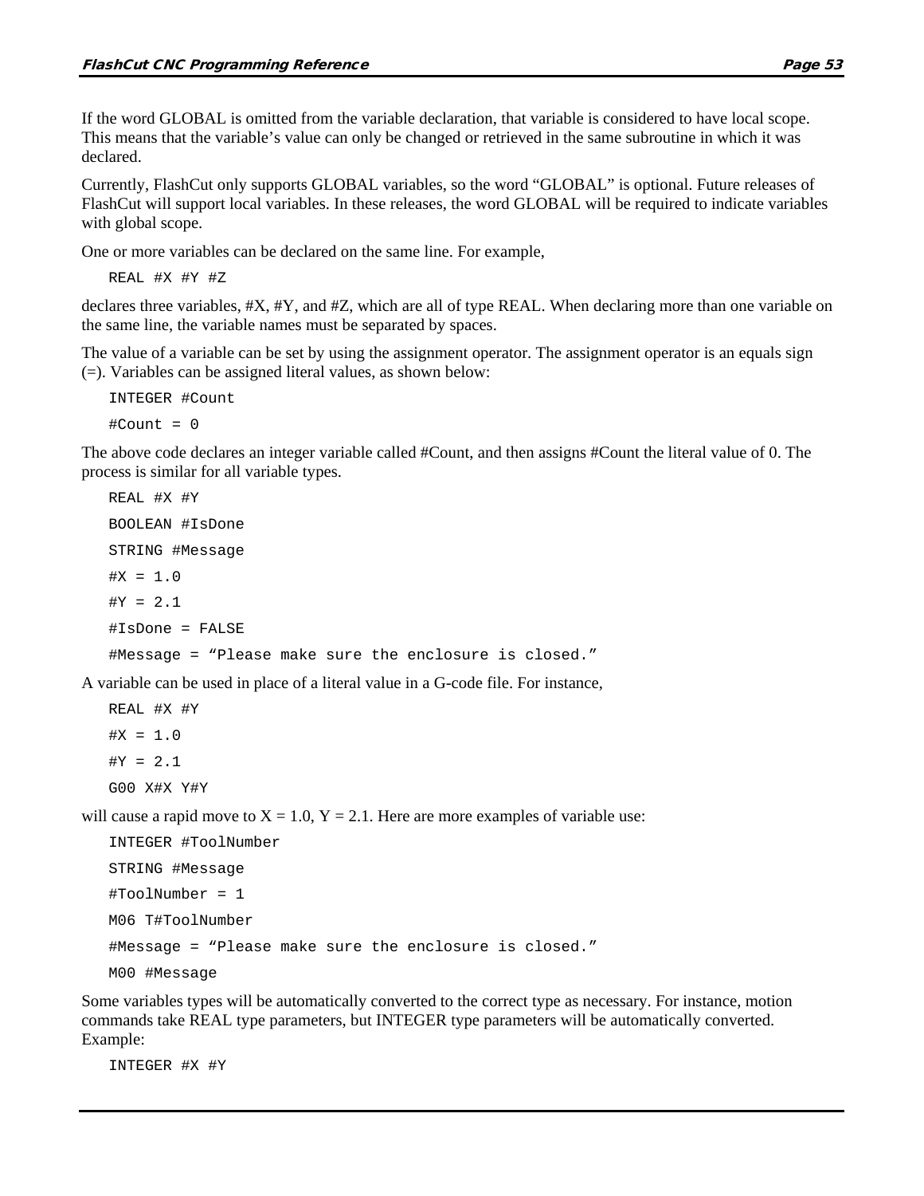If the word GLOBAL is omitted from the variable declaration, that variable is considered to have local scope. This means that the variable's value can only be changed or retrieved in the same subroutine in which it was declared.

Currently, FlashCut only supports GLOBAL variables, so the word "GLOBAL" is optional. Future releases of FlashCut will support local variables. In these releases, the word GLOBAL will be required to indicate variables with global scope.

One or more variables can be declared on the same line. For example,

```
REAL #X #Y #Z
```

declares three variables, #X, #Y, and #Z, which are all of type REAL. When declaring more than one variable on the same line, the variable names must be separated by spaces.

The value of a variable can be set by using the assignment operator. The assignment operator is an equals sign (=). Variables can be assigned literal values, as shown below:

```
INTEGER #Count
#Count = 0
```

The above code declares an integer variable called #Count, and then assigns #Count the literal value of 0. The process is similar for all variable types.

```
REAL #X #Y
BOOLEAN #IsDone
STRING #Message
#X = 1.0
#Y = 2.1
#IsDone = FALSE
#Message = "Please make sure the enclosure is closed."
```

A variable can be used in place of a literal value in a G-code file. For instance,

```
REAL #X #Y
#X = 1.0
#Y = 2.1
G00 X#X Y#Y
```

will cause a rapid move to X = 1.0, Y = 2.1. Here are more examples of variable use:

```
INTEGER #ToolNumber
STRING #Message
#ToolNumber = 1
M06 T#ToolNumber
#Message = "Please make sure the enclosure is closed."
M00 #Message
```

Some variables types will be automatically converted to the correct type as necessary. For instance, motion commands take REAL type parameters, but INTEGER type parameters will be automatically converted. Example:

```
INTEGER #X #Y
```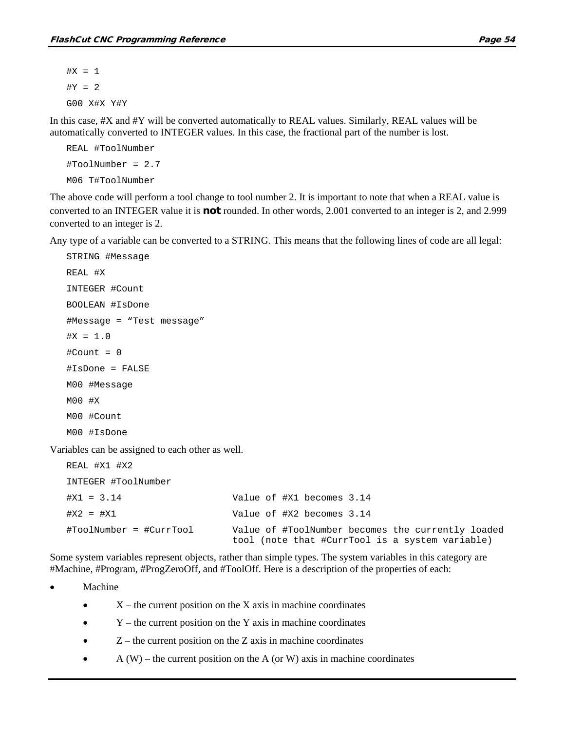```
#X = 1
#Y = 2
G00 X#X Y#Y
```

In this case, #X and #Y will be converted automatically to REAL values. Similarly, REAL values will be automatically converted to INTEGER values. In this case, the fractional part of the number is lost.

```
REAL #ToolNumber
#ToolNumber = 2.7
M06 T#ToolNumber
```

The above code will perform a tool change to tool number 2. It is important to note that when a REAL value is converted to an INTEGER value it is **not** rounded. In other words, 2.001 converted to an integer is 2, and 2.999 converted to an integer is 2.

Any type of a variable can be converted to a STRING. This means that the following lines of code are all legal:

```
STRING #Message
REAL #X
INTEGER #Count
BOOLEAN #IsDone
#Message = "Test message"
#X = 1.0
#Count = 0
#IsDone = FALSE
M00 #Message
M00 #X
M00 #Count
M00 #IsDone
```

Variables can be assigned to each other as well.

```
REAL #X1 #X2
INTEGER #ToolNumber
#X1 = 3.14                  Value of #X1 becomes 3.14
#X2 = #X1                   Value of #X2 becomes 3.14
#ToolNumber = #CurrTool     Value of #ToolNumber becomes the currently loaded
                            tool (note that #CurrTool is a system variable)
```

Some system variables represent objects, rather than simple types. The system variables in this category are #Machine, #Program, #ProgZeroOff, and #ToolOff. Here is a description of the properties of each:

- Machine
  - X – the current position on the X axis in machine coordinates
  - Y – the current position on the Y axis in machine coordinates
  - Z – the current position on the Z axis in machine coordinates
  - A (W) – the current position on the A (or W) axis in machine coordinates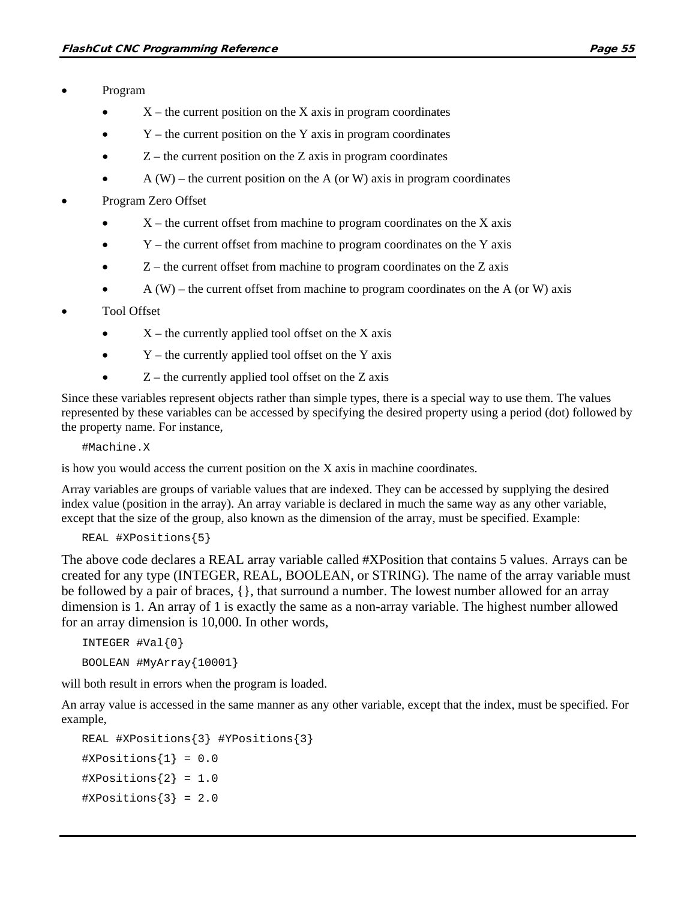- Program
    - X – the current position on the X axis in program coordinates
    - Y – the current position on the Y axis in program coordinates
    - Z – the current position on the Z axis in program coordinates
    - A (W) – the current position on the A (or W) axis in program coordinates
- Program Zero Offset
    - X – the current offset from machine to program coordinates on the X axis
    - Y – the current offset from machine to program coordinates on the Y axis
    - Z – the current offset from machine to program coordinates on the Z axis
    - A (W) – the current offset from machine to program coordinates on the A (or W) axis
- Tool Offset
    - X – the currently applied tool offset on the X axis
    - Y – the currently applied tool offset on the Y axis
    - Z – the currently applied tool offset on the Z axis

Since these variables represent objects rather than simple types, there is a special way to use them. The values represented by these variables can be accessed by specifying the desired property using a period (dot) followed by the property name. For instance,

```
#Machine.X
```

is how you would access the current position on the X axis in machine coordinates.

Array variables are groups of variable values that are indexed. They can be accessed by supplying the desired index value (position in the array). An array variable is declared in much the same way as any other variable, except that the size of the group, also known as the dimension of the array, must be specified. Example:

```
REAL #XPositions{5}
```

The above code declares a REAL array variable called #XPosition that contains 5 values. Arrays can be created for any type (INTEGER, REAL, BOOLEAN, or STRING). The name of the array variable must be followed by a pair of braces, {}, that surround a number. The lowest number allowed for an array dimension is 1. An array of 1 is exactly the same as a non-array variable. The highest number allowed for an array dimension is 10,000. In other words,

```
INTEGER #Val{0}

BOOLEAN #MyArray{10001}
```

will both result in errors when the program is loaded.

An array value is accessed in the same manner as any other variable, except that the index, must be specified. For example,

```
REAL #XPositions{3} #YPositions{3}

#XPositions{1} = 0.0

#XPositions{2} = 1.0

#XPositions{3} = 2.0
```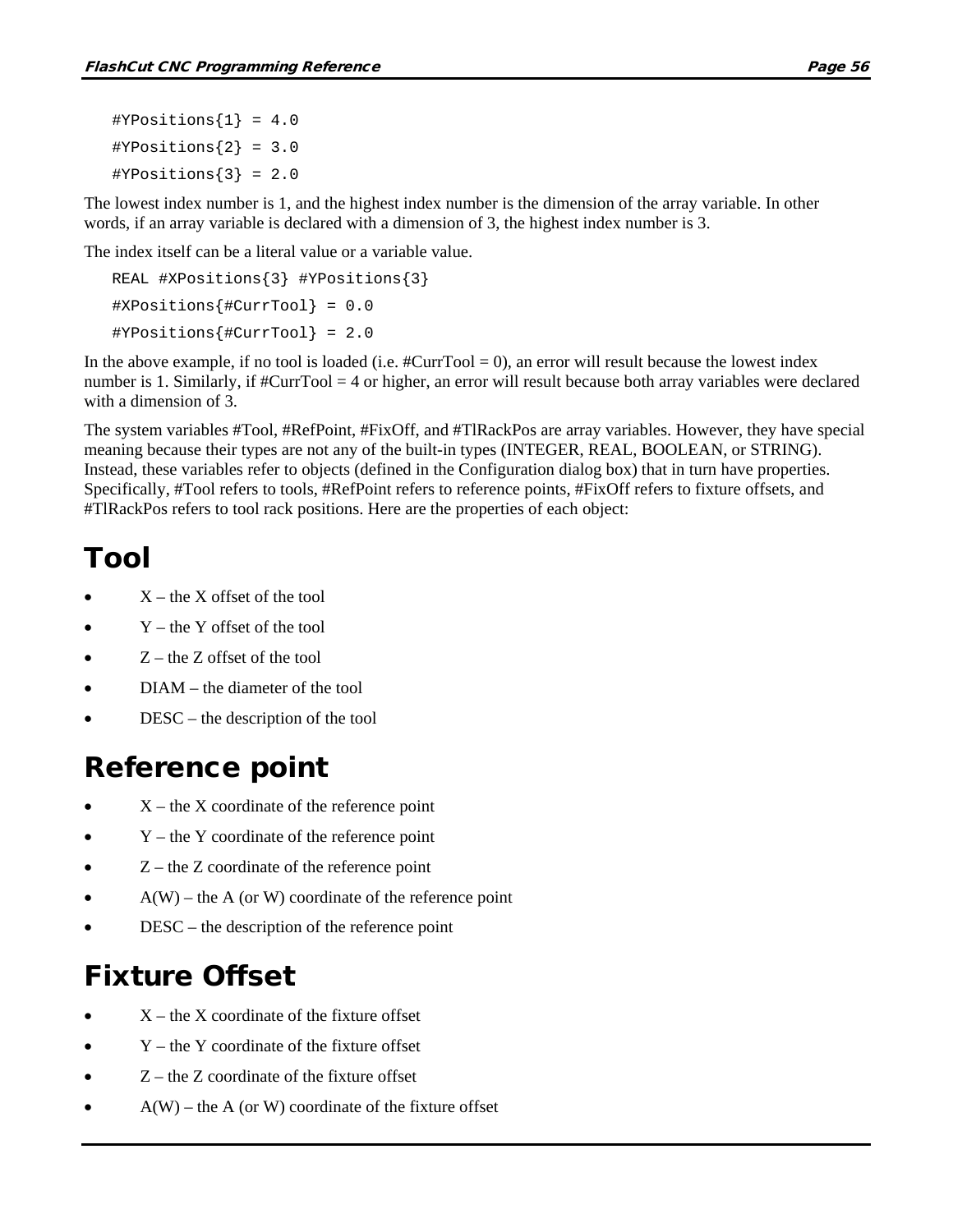```
#YPositions{1} = 4.0
#YPositions{2} = 3.0
#YPositions{3} = 2.0
```

The lowest index number is 1, and the highest index number is the dimension of the array variable. In other words, if an array variable is declared with a dimension of 3, the highest index number is 3.

The index itself can be a literal value or a variable value.

```
REAL #XPositions{3} #YPositions{3}
#XPositions{#CurrTool} = 0.0
#YPositions{#CurrTool} = 2.0
```

In the above example, if no tool is loaded (i.e. #CurrTool = 0), an error will result because the lowest index number is 1. Similarly, if #CurrTool = 4 or higher, an error will result because both array variables were declared with a dimension of 3.

The system variables #Tool, #RefPoint, #FixOff, and #TlRackPos are array variables. However, they have special meaning because their types are not any of the built-in types (INTEGER, REAL, BOOLEAN, or STRING). Instead, these variables refer to objects (defined in the Configuration dialog box) that in turn have properties. Specifically, #Tool refers to tools, #RefPoint refers to reference points, #FixOff refers to fixture offsets, and #TlRackPos refers to tool rack positions. Here are the properties of each object:

# Tool

- X – the X offset of the tool
- Y – the Y offset of the tool
- Z – the Z offset of the tool
- DIAM – the diameter of the tool
- DESC – the description of the tool

# Reference point

- X – the X coordinate of the reference point
- Y – the Y coordinate of the reference point
- Z – the Z coordinate of the reference point
- A(W) – the A (or W) coordinate of the reference point
- DESC – the description of the reference point

# Fixture Offset

- X – the X coordinate of the fixture offset
- Y – the Y coordinate of the fixture offset
- Z – the Z coordinate of the fixture offset
- A(W) – the A (or W) coordinate of the fixture offset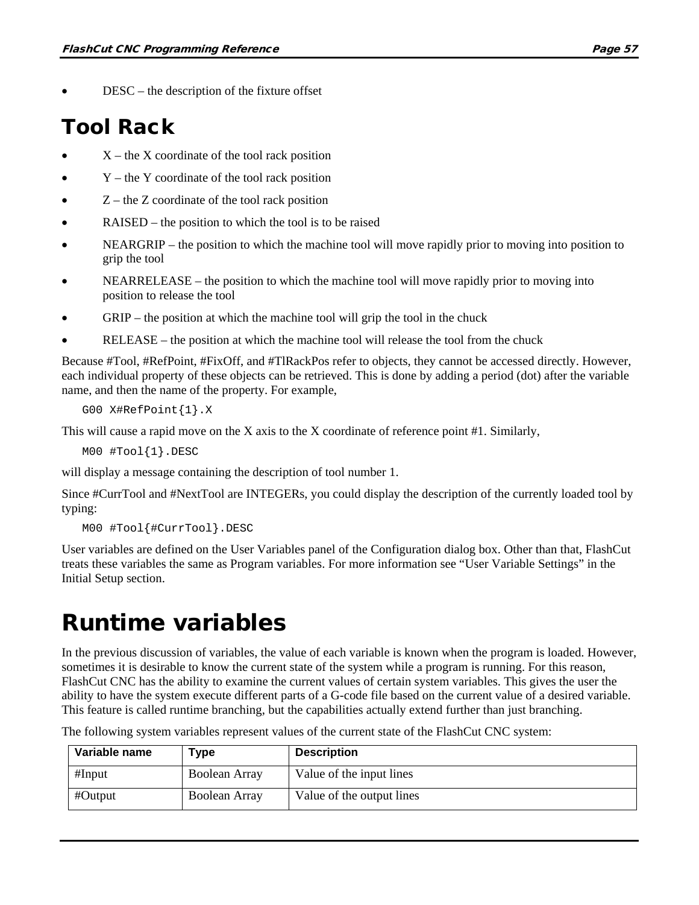- DESC – the description of the fixture offset

## Tool Rack

- X – the X coordinate of the tool rack position
- Y – the Y coordinate of the tool rack position
- Z – the Z coordinate of the tool rack position
- RAISED – the position to which the tool is to be raised
- NEARGRIP – the position to which the machine tool will move rapidly prior to moving into position to grip the tool
- NEARRELEASE – the position to which the machine tool will move rapidly prior to moving into position to release the tool
- GRIP – the position at which the machine tool will grip the tool in the chuck
- RELEASE – the position at which the machine tool will release the tool from the chuck

Because #Tool, #RefPoint, #FixOff, and #TlRackPos refer to objects, they cannot be accessed directly. However, each individual property of these objects can be retrieved. This is done by adding a period (dot) after the variable name, and then the name of the property. For example,

```
G00 X#RefPoint{1}.X
```

This will cause a rapid move on the X axis to the X coordinate of reference point #1. Similarly,

```
M00 #Tool{1}.DESC
```

will display a message containing the description of tool number 1.

Since #CurrTool and #NextTool are INTEGERs, you could display the description of the currently loaded tool by typing:

```
M00 #Tool{#CurrTool}.DESC
```

User variables are defined on the User Variables panel of the Configuration dialog box. Other than that, FlashCut treats these variables the same as Program variables. For more information see "User Variable Settings" in the Initial Setup section.

# Runtime variables

In the previous discussion of variables, the value of each variable is known when the program is loaded. However, sometimes it is desirable to know the current state of the system while a program is running. For this reason, FlashCut CNC has the ability to examine the current values of certain system variables. This gives the user the ability to have the system execute different parts of a G-code file based on the current value of a desired variable. This feature is called runtime branching, but the capabilities actually extend further than just branching.

The following system variables represent values of the current state of the FlashCut CNC system:

| Variable name | Type | Description |
|---|---|---|
| #Input | Boolean Array | Value of the input lines |
| #Output | Boolean Array | Value of the output lines |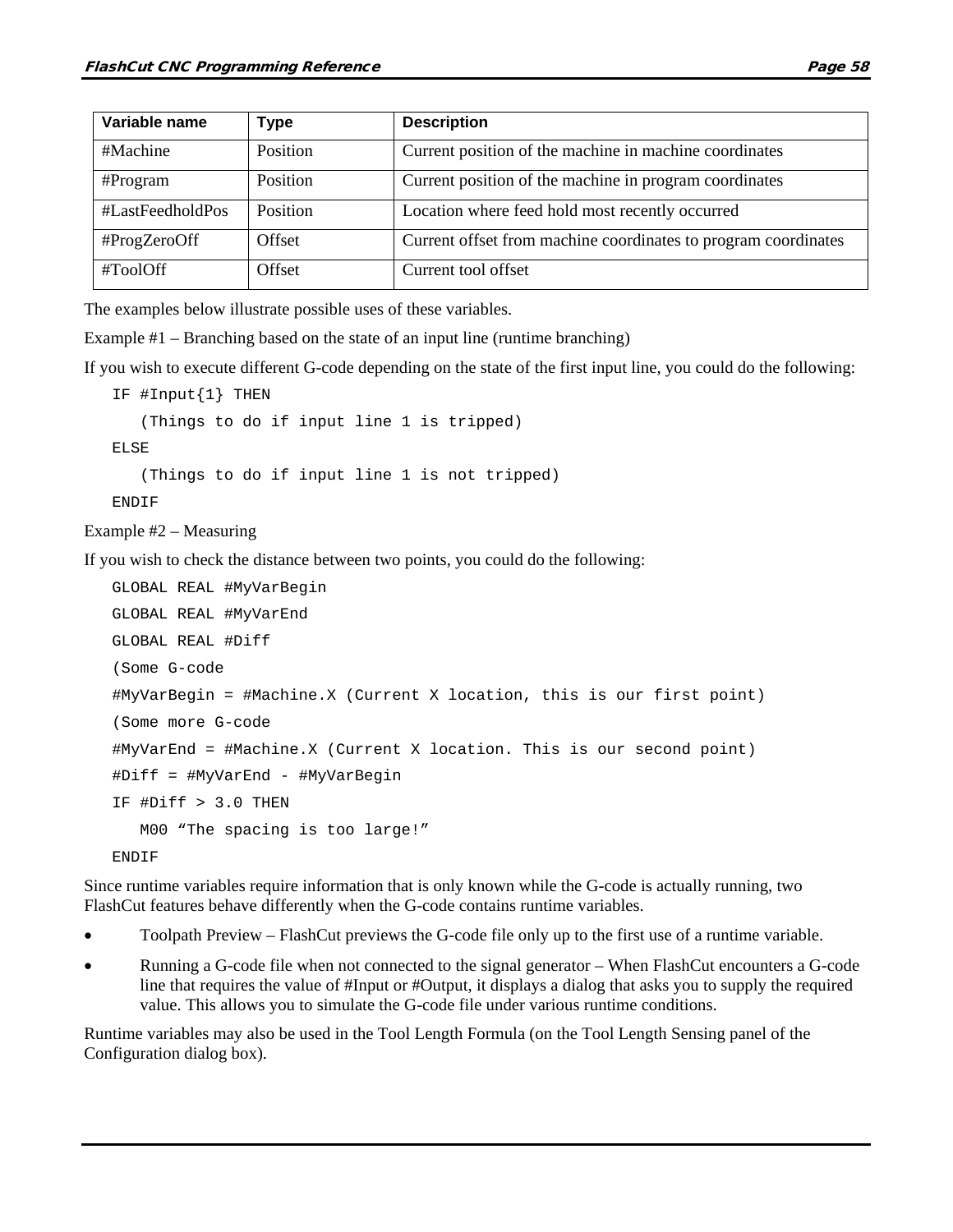| Variable name | Type | Description |
|---|---|---|
| #Machine | Position | Current position of the machine in machine coordinates |
| #Program | Position | Current position of the machine in program coordinates |
| #LastFeedholdPos | Position | Location where feed hold most recently occurred |
| #ProgZeroOff | Offset | Current offset from machine coordinates to program coordinates |
| #ToolOff | Offset | Current tool offset |

The examples below illustrate possible uses of these variables.

Example #1 – Branching based on the state of an input line (runtime branching)

If you wish to execute different G-code depending on the state of the first input line, you could do the following:

```
IF #Input{1} THEN
   (Things to do if input line 1 is tripped)
ELSE
   (Things to do if input line 1 is not tripped)
ENDIF
```

Example #2 – Measuring

If you wish to check the distance between two points, you could do the following:

```
GLOBAL REAL #MyVarBegin
GLOBAL REAL #MyVarEnd
GLOBAL REAL #Diff
(Some G-code
#MyVarBegin = #Machine.X (Current X location, this is our first point)
(Some more G-code
#MyVarEnd = #Machine.X (Current X location. This is our second point)
#Diff = #MyVarEnd - #MyVarBegin
IF #Diff > 3.0 THEN
   M00 “The spacing is too large!”
ENDIF
```

Since runtime variables require information that is only known while the G-code is actually running, two FlashCut features behave differently when the G-code contains runtime variables.

- Toolpath Preview – FlashCut previews the G-code file only up to the first use of a runtime variable.
- Running a G-code file when not connected to the signal generator – When FlashCut encounters a G-code line that requires the value of #Input or #Output, it displays a dialog that asks you to supply the required value. This allows you to simulate the G-code file under various runtime conditions.

Runtime variables may also be used in the Tool Length Formula (on the Tool Length Sensing panel of the Configuration dialog box).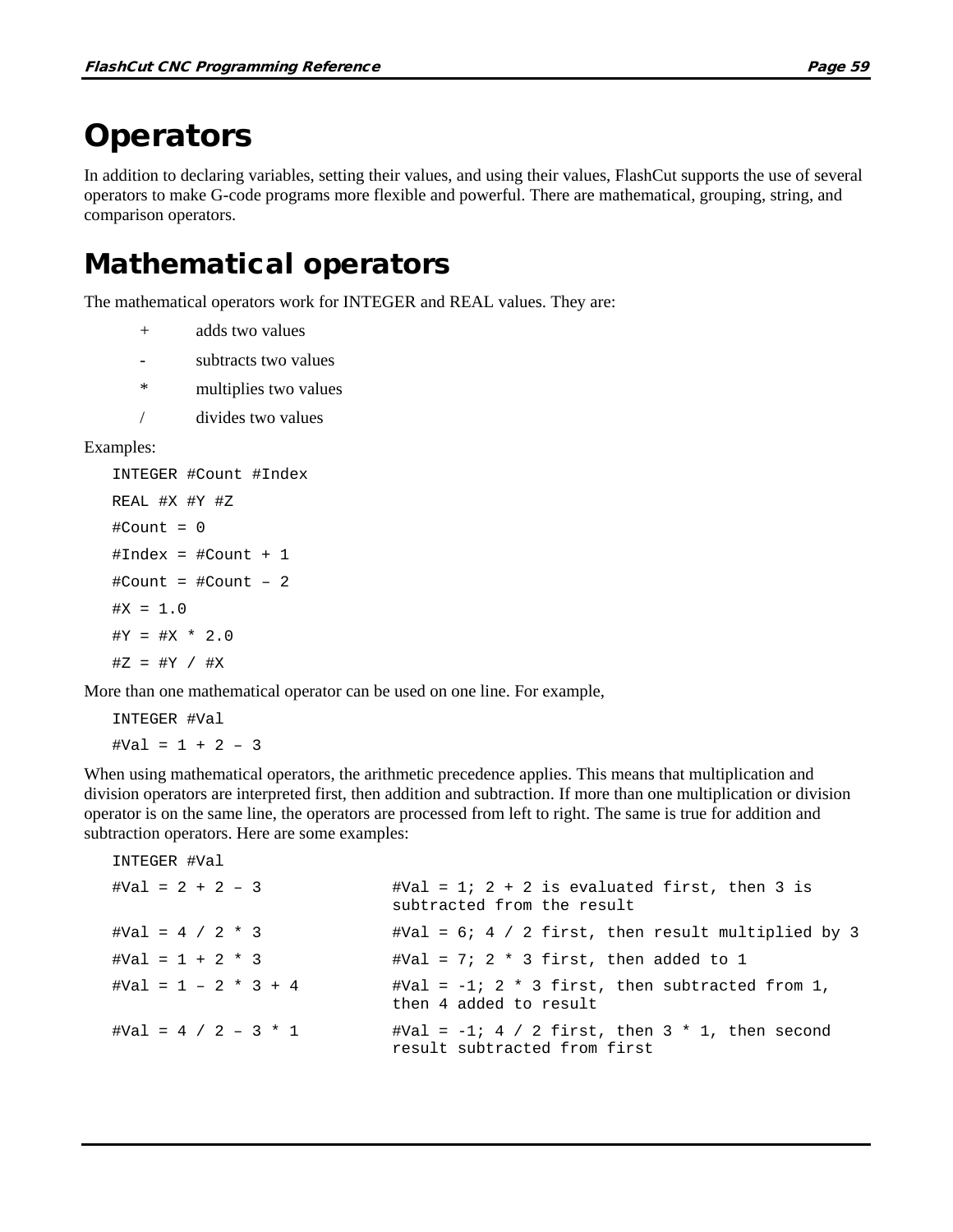# Operators

In addition to declaring variables, setting their values, and using their values, FlashCut supports the use of several operators to make G-code programs more flexible and powerful. There are mathematical, grouping, string, and comparison operators.

## Mathematical operators

The mathematical operators work for INTEGER and REAL values. They are:

| | |
|---|---|
| + | adds two values |
| - | subtracts two values |
| * | multiplies two values |
| / | divides two values |

Examples:

```
INTEGER #Count #Index
REAL #X #Y #Z
#Count = 0
#Index = #Count + 1
#Count = #Count – 2
#X = 1.0
#Y = #X * 2.0
#Z = #Y / #X
```

More than one mathematical operator can be used on one line. For example,

```
INTEGER #Val
#Val = 1 + 2 – 3
```

When using mathematical operators, the arithmetic precedence applies. This means that multiplication and division operators are interpreted first, then addition and subtraction. If more than one multiplication or division operator is on the same line, the operators are processed from left to right. The same is true for addition and subtraction operators. Here are some examples:

```
INTEGER #Val
#Val = 2 + 2 – 3          #Val = 1; 2 + 2 is evaluated first, then 3 is
                          subtracted from the result
#Val = 4 / 2 * 3          #Val = 6; 4 / 2 first, then result multiplied by 3
#Val = 1 + 2 * 3          #Val = 7; 2 * 3 first, then added to 1
#Val = 1 – 2 * 3 + 4      #Val = -1; 2 * 3 first, then subtracted from 1,
                          then 4 added to result
#Val = 4 / 2 – 3 * 1      #Val = -1; 4 / 2 first, then 3 * 1, then second
                          result subtracted from first
```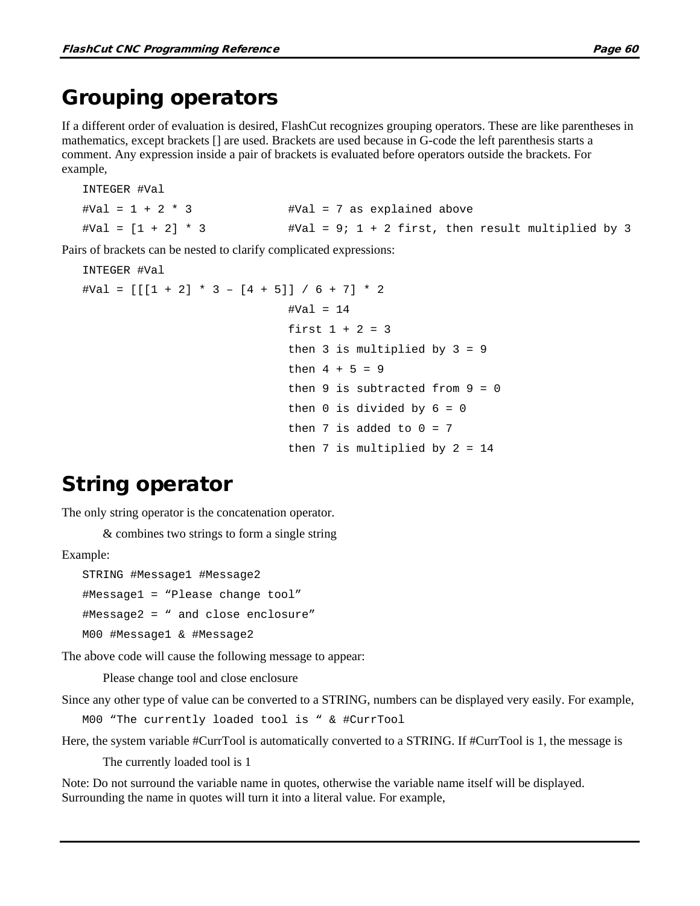## Grouping operators

If a different order of evaluation is desired, FlashCut recognizes grouping operators. These are like parentheses in mathematics, except brackets [] are used. Brackets are used because in G-code the left parenthesis starts a comment. Any expression inside a pair of brackets is evaluated before operators outside the brackets. For example,

```
INTEGER #Val
#Val = 1 + 2 * 3                #Val = 7 as explained above
#Val = [1 + 2] * 3              #Val = 9; 1 + 2 first, then result multiplied by 3
```

Pairs of brackets can be nested to clarify complicated expressions:

```
INTEGER #Val
#Val = [[[1 + 2] * 3 – [4 + 5]] / 6 + 7] * 2
                                #Val = 14
                                first 1 + 2 = 3
                                then 3 is multiplied by 3 = 9
                                then 4 + 5 = 9
                                then 9 is subtracted from 9 = 0
                                then 0 is divided by 6 = 0
                                then 7 is added to 0 = 7
                                then 7 is multiplied by 2 = 14
```

## String operator

The only string operator is the concatenation operator.

& combines two strings to form a single string

Example:

```
STRING #Message1 #Message2
#Message1 = “Please change tool”
#Message2 = “ and close enclosure”
M00 #Message1 & #Message2
```

The above code will cause the following message to appear:

Please change tool and close enclosure

Since any other type of value can be converted to a STRING, numbers can be displayed very easily. For example,

```
M00 “The currently loaded tool is “ & #CurrTool
```

Here, the system variable #CurrTool is automatically converted to a STRING. If #CurrTool is 1, the message is

The currently loaded tool is 1

Note: Do not surround the variable name in quotes, otherwise the variable name itself will be displayed. Surrounding the name in quotes will turn it into a literal value. For example,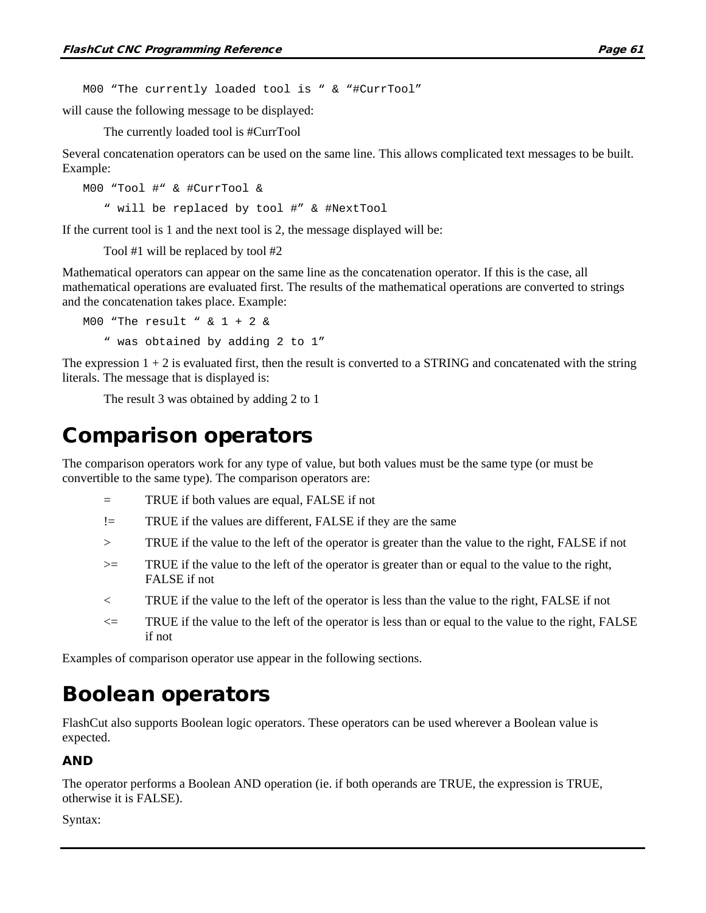```
M00 “The currently loaded tool is “ & “#CurrTool”
```

will cause the following message to be displayed:

The currently loaded tool is #CurrTool

Several concatenation operators can be used on the same line. This allows complicated text messages to be built. Example:

```
M00 “Tool #“ & #CurrTool &
    “ will be replaced by tool #” & #NextTool
```

If the current tool is 1 and the next tool is 2, the message displayed will be:

Tool #1 will be replaced by tool #2

Mathematical operators can appear on the same line as the concatenation operator. If this is the case, all mathematical operations are evaluated first. The results of the mathematical operations are converted to strings and the concatenation takes place. Example:

```
M00 “The result “ & 1 + 2 &
    “ was obtained by adding 2 to 1”
```

The expression 1 + 2 is evaluated first, then the result is converted to a STRING and concatenated with the string literals. The message that is displayed is:

The result 3 was obtained by adding 2 to 1

# Comparison operators

The comparison operators work for any type of value, but both values must be the same type (or must be convertible to the same type). The comparison operators are:

- = TRUE if both values are equal, FALSE if not
- != TRUE if the values are different, FALSE if they are the same
- > TRUE if the value to the left of the operator is greater than the value to the right, FALSE if not
- >= TRUE if the value to the left of the operator is greater than or equal to the value to the right, FALSE if not
- < TRUE if the value to the left of the operator is less than the value to the right, FALSE if not
- <= TRUE if the value to the left of the operator is less than or equal to the value to the right, FALSE if not

Examples of comparison operator use appear in the following sections.

# Boolean operators

FlashCut also supports Boolean logic operators. These operators can be used wherever a Boolean value is expected.

### AND

The operator performs a Boolean AND operation (ie. if both operands are TRUE, the expression is TRUE, otherwise it is FALSE).

Syntax: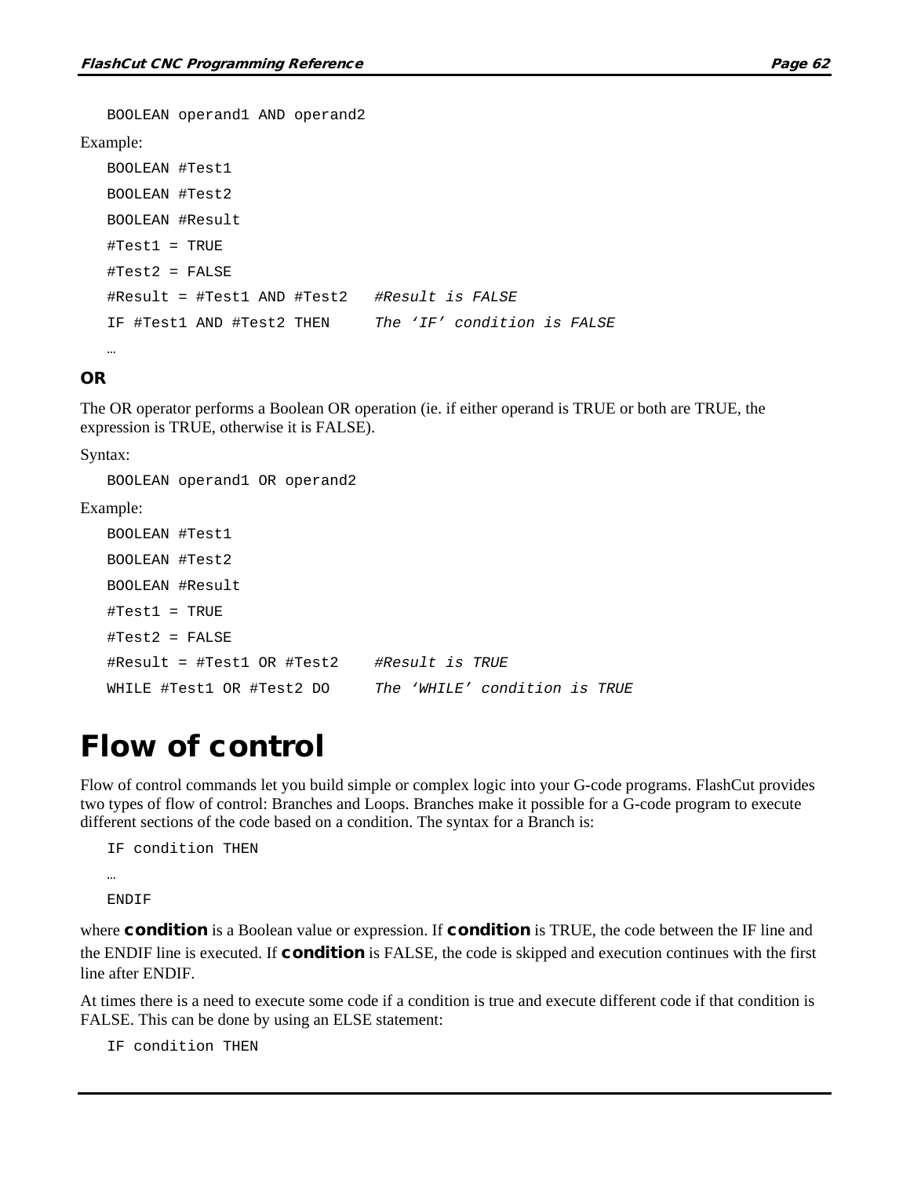```
BOOLEAN operand1 AND operand2
```

Example:

```
BOOLEAN #Test1
BOOLEAN #Test2
BOOLEAN #Result
#Test1 = TRUE
#Test2 = FALSE
#Result = #Test1 AND #Test2   #Result is FALSE
IF #Test1 AND #Test2 THEN     The 'IF' condition is FALSE
…
```

### OR

The OR operator performs a Boolean OR operation (ie. if either operand is TRUE or both are TRUE, the expression is TRUE, otherwise it is FALSE).

Syntax:

```
BOOLEAN operand1 OR operand2
```

Example:

```
BOOLEAN #Test1
BOOLEAN #Test2
BOOLEAN #Result
#Test1 = TRUE
#Test2 = FALSE
#Result = #Test1 OR #Test2    #Result is TRUE
WHILE #Test1 OR #Test2 DO     The 'WHILE' condition is TRUE
```

# Flow of control

Flow of control commands let you build simple or complex logic into your G-code programs. FlashCut provides two types of flow of control: Branches and Loops. Branches make it possible for a G-code program to execute different sections of the code based on a condition. The syntax for a Branch is:

```
IF condition THEN
…
ENDIF
```

where **condition** is a Boolean value or expression. If **condition** is TRUE, the code between the IF line and the ENDIF line is executed. If **condition** is FALSE, the code is skipped and execution continues with the first line after ENDIF.

At times there is a need to execute some code if a condition is true and execute different code if that condition is FALSE. This can be done by using an ELSE statement:

```
IF condition THEN
```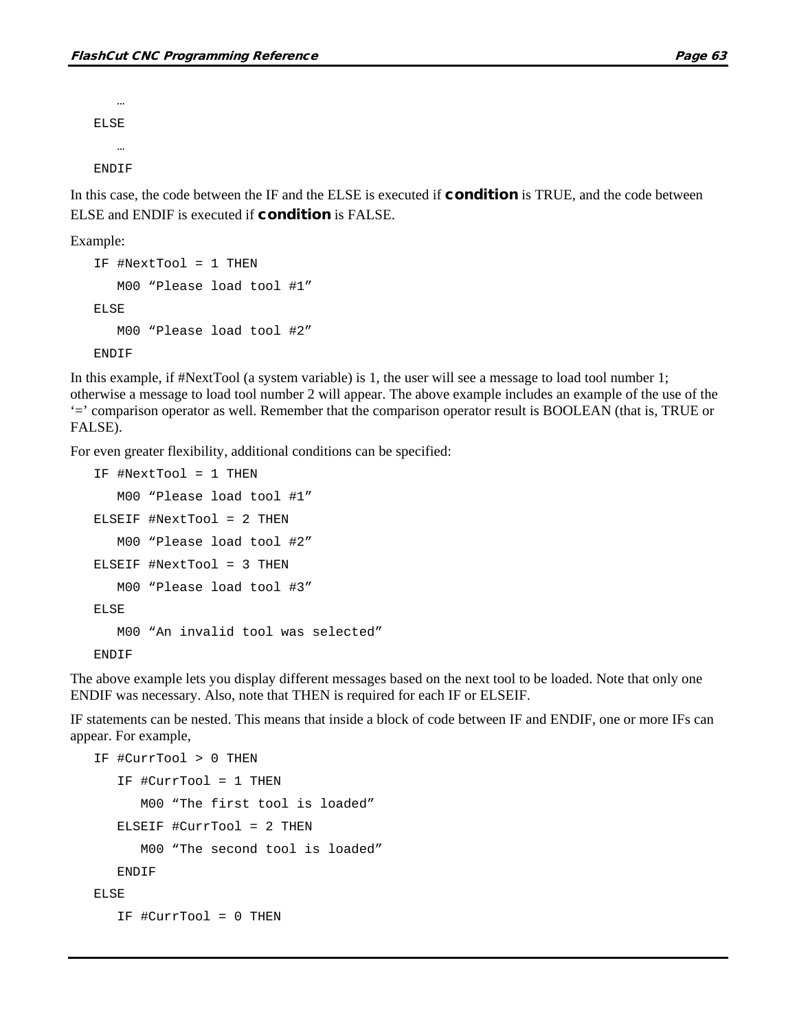```
   …
ELSE
   …
ENDIF
```

In this case, the code between the IF and the ELSE is executed if **condition** is TRUE, and the code between ELSE and ENDIF is executed if **condition** is FALSE.

Example:

```
IF #NextTool = 1 THEN
   M00 "Please load tool #1"
ELSE
   M00 "Please load tool #2"
ENDIF
```

In this example, if #NextTool (a system variable) is 1, the user will see a message to load tool number 1; otherwise a message to load tool number 2 will appear. The above example includes an example of the use of the '=' comparison operator as well. Remember that the comparison operator result is BOOLEAN (that is, TRUE or FALSE).

For even greater flexibility, additional conditions can be specified:

```
IF #NextTool = 1 THEN
   M00 "Please load tool #1"
ELSEIF #NextTool = 2 THEN
   M00 "Please load tool #2"
ELSEIF #NextTool = 3 THEN
   M00 "Please load tool #3"
ELSE
   M00 "An invalid tool was selected"
ENDIF
```

The above example lets you display different messages based on the next tool to be loaded. Note that only one ENDIF was necessary. Also, note that THEN is required for each IF or ELSEIF.

IF statements can be nested. This means that inside a block of code between IF and ENDIF, one or more IFs can appear. For example,

```
IF #CurrTool > 0 THEN
   IF #CurrTool = 1 THEN
      M00 "The first tool is loaded"
   ELSEIF #CurrTool = 2 THEN
      M00 "The second tool is loaded"
   ENDIF
ELSE
   IF #CurrTool = 0 THEN
```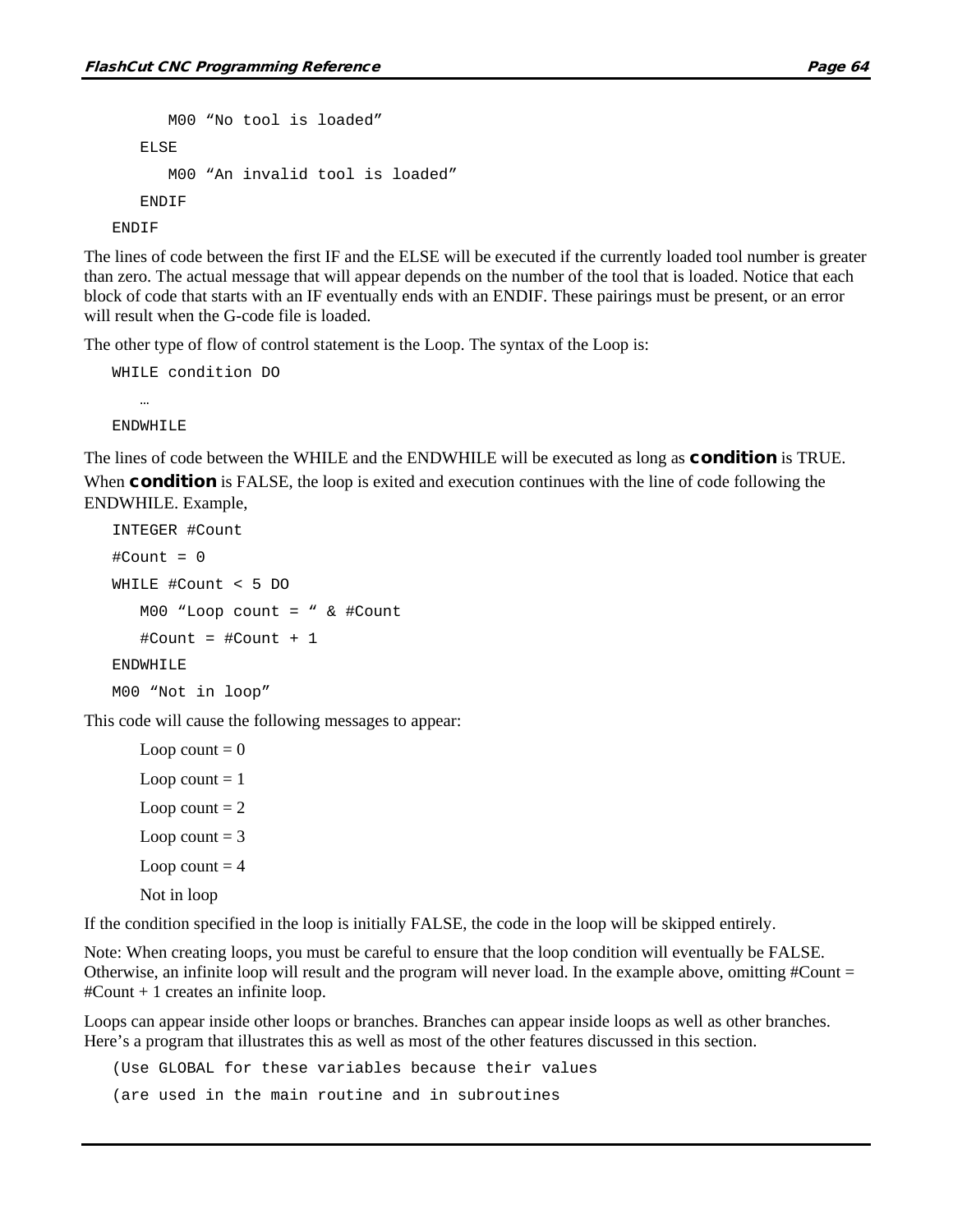```
        M00 “No tool is loaded”
    ELSE
        M00 “An invalid tool is loaded”
    ENDIF
ENDIF
```

The lines of code between the first IF and the ELSE will be executed if the currently loaded tool number is greater than zero. The actual message that will appear depends on the number of the tool that is loaded. Notice that each block of code that starts with an IF eventually ends with an ENDIF. These pairings must be present, or an error will result when the G-code file is loaded.

The other type of flow of control statement is the Loop. The syntax of the Loop is:

```
WHILE condition DO
    …
ENDWHILE
```

The lines of code between the WHILE and the ENDWHILE will be executed as long as **condition** is TRUE. When **condition** is FALSE, the loop is exited and execution continues with the line of code following the ENDWHILE. Example,

```
INTEGER #Count
#Count = 0
WHILE #Count < 5 DO
    M00 “Loop count = “ & #Count
    #Count = #Count + 1
ENDWHILE
M00 “Not in loop”
```

This code will cause the following messages to appear:

Loop count = 0

Loop count = 1

Loop count = 2

Loop count = 3

Loop count = 4

Not in loop

If the condition specified in the loop is initially FALSE, the code in the loop will be skipped entirely.

Note: When creating loops, you must be careful to ensure that the loop condition will eventually be FALSE. Otherwise, an infinite loop will result and the program will never load. In the example above, omitting #Count = #Count + 1 creates an infinite loop.

Loops can appear inside other loops or branches. Branches can appear inside loops as well as other branches. Here’s a program that illustrates this as well as most of the other features discussed in this section.

```
(Use GLOBAL for these variables because their values
(are used in the main routine and in subroutines
```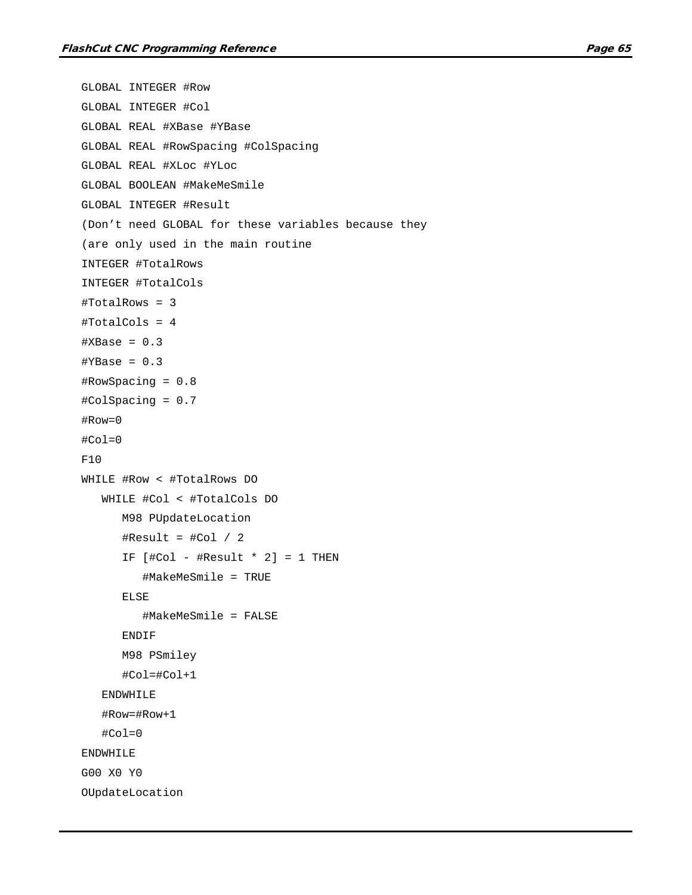```
GLOBAL INTEGER #Row
GLOBAL INTEGER #Col
GLOBAL REAL #XBase #YBase
GLOBAL REAL #RowSpacing #ColSpacing
GLOBAL REAL #XLoc #YLoc
GLOBAL BOOLEAN #MakeMeSmile
GLOBAL INTEGER #Result
(Don’t need GLOBAL for these variables because they
(are only used in the main routine
INTEGER #TotalRows
INTEGER #TotalCols
#TotalRows = 3
#TotalCols = 4
#XBase = 0.3
#YBase = 0.3
#RowSpacing = 0.8
#ColSpacing = 0.7
#Row=0
#Col=0
F10
WHILE #Row < #TotalRows DO
   WHILE #Col < #TotalCols DO
      M98 PUpdateLocation
      #Result = #Col / 2
      IF [#Col - #Result * 2] = 1 THEN
         #MakeMeSmile = TRUE
      ELSE
         #MakeMeSmile = FALSE
      ENDIF
      M98 PSmiley
      #Col=#Col+1
   ENDWHILE
   #Row=#Row+1
   #Col=0
ENDWHILE
G00 X0 Y0
OUpdateLocation
```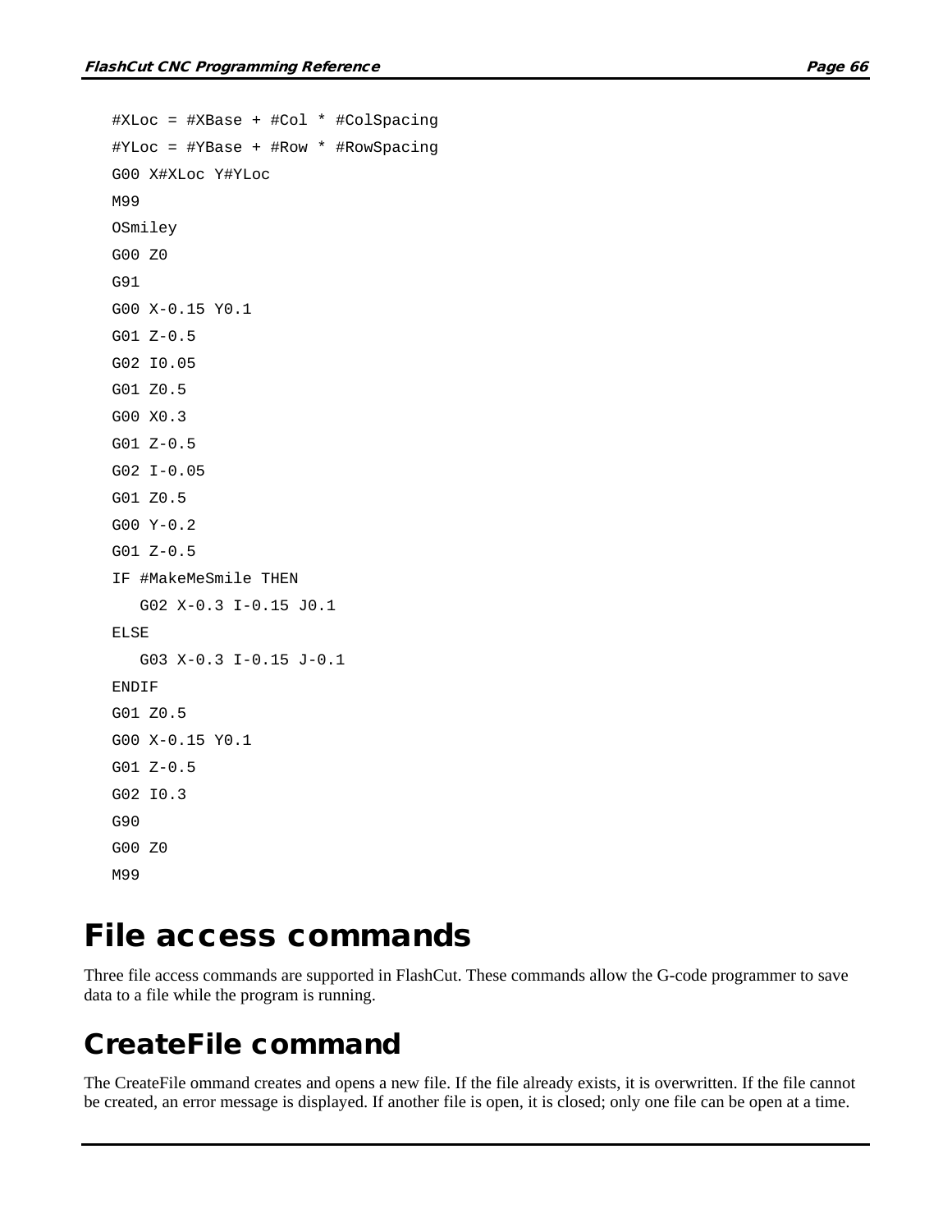```
#XLoc = #XBase + #Col * #ColSpacing
#YLoc = #YBase + #Row * #RowSpacing
G00 X#XLoc Y#YLoc
M99
OSmiley
G00 Z0
G91
G00 X-0.15 Y0.1
G01 Z-0.5
G02 I0.05
G01 Z0.5
G00 X0.3
G01 Z-0.5
G02 I-0.05
G01 Z0.5
G00 Y-0.2
G01 Z-0.5
IF #MakeMeSmile THEN
   G02 X-0.3 I-0.15 J0.1
ELSE
   G03 X-0.3 I-0.15 J-0.1
ENDIF
G01 Z0.5
G00 X-0.15 Y0.1
G01 Z-0.5
G02 I0.3
G90
G00 Z0
M99
```

# File access commands

Three file access commands are supported in FlashCut. These commands allow the G-code programmer to save data to a file while the program is running.

## CreateFile command

The CreateFile ommand creates and opens a new file. If the file already exists, it is overwritten. If the file cannot be created, an error message is displayed. If another file is open, it is closed; only one file can be open at a time.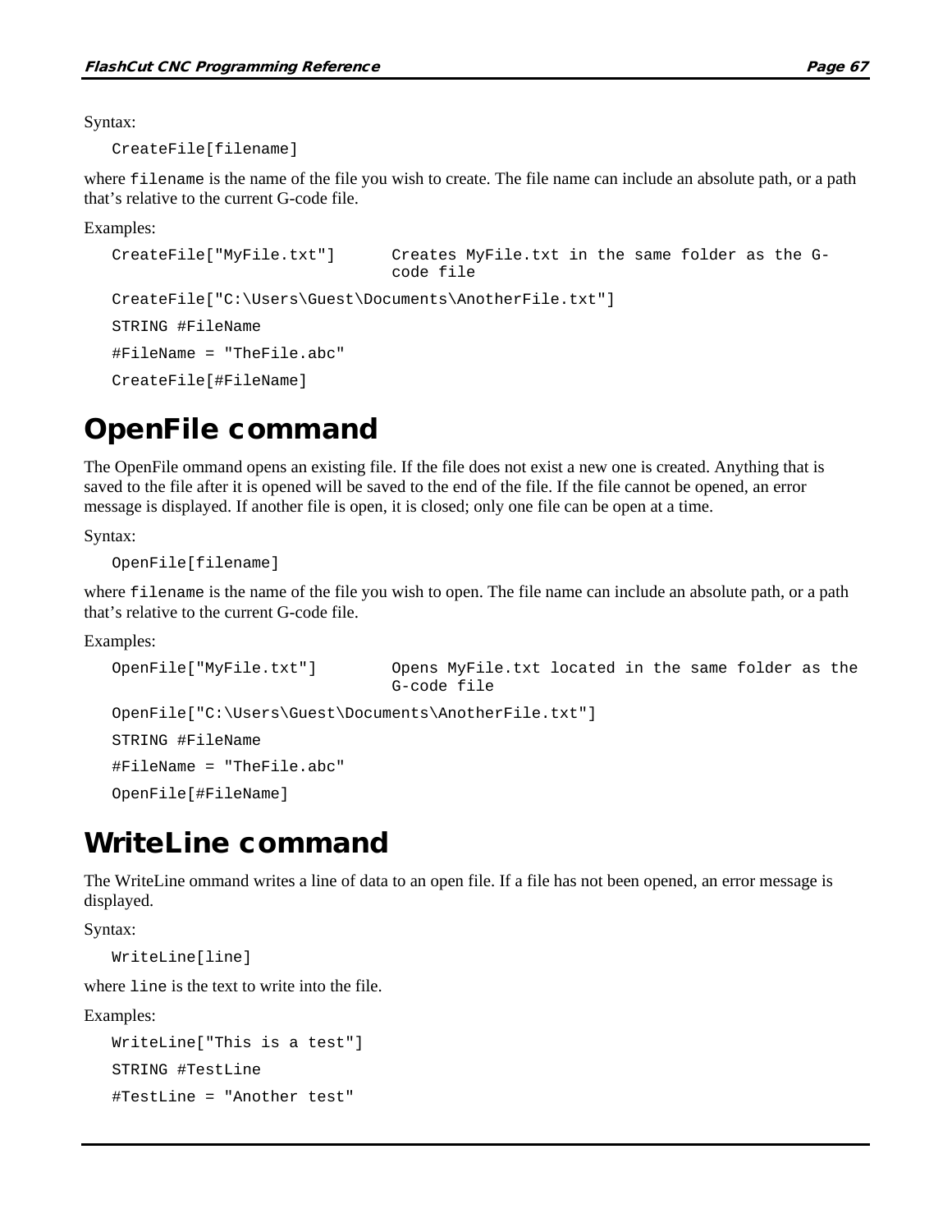Syntax:

```
CreateFile[filename]
```

where `filename` is the name of the file you wish to create. The file name can include an absolute path, or a path that's relative to the current G-code file.

Examples:

```
CreateFile["MyFile.txt"]       Creates MyFile.txt in the same folder as the G-
                               code file
CreateFile["C:\Users\Guest\Documents\AnotherFile.txt"]
STRING #FileName
#FileName = "TheFile.abc"
CreateFile[#FileName]
```

# OpenFile command

The OpenFile ommand opens an existing file. If the file does not exist a new one is created. Anything that is saved to the file after it is opened will be saved to the end of the file. If the file cannot be opened, an error message is displayed. If another file is open, it is closed; only one file can be open at a time.

Syntax:

```
OpenFile[filename]
```

where `filename` is the name of the file you wish to open. The file name can include an absolute path, or a path that's relative to the current G-code file.

Examples:

```
OpenFile["MyFile.txt"]         Opens MyFile.txt located in the same folder as the
                               G-code file
OpenFile["C:\Users\Guest\Documents\AnotherFile.txt"]
STRING #FileName
#FileName = "TheFile.abc"
OpenFile[#FileName]
```

# WriteLine command

The WriteLine ommand writes a line of data to an open file. If a file has not been opened, an error message is displayed.

Syntax:

```
WriteLine[line]
```

where `line` is the text to write into the file.

Examples:

```
WriteLine["This is a test"]
STRING #TestLine
#TestLine = "Another test"
```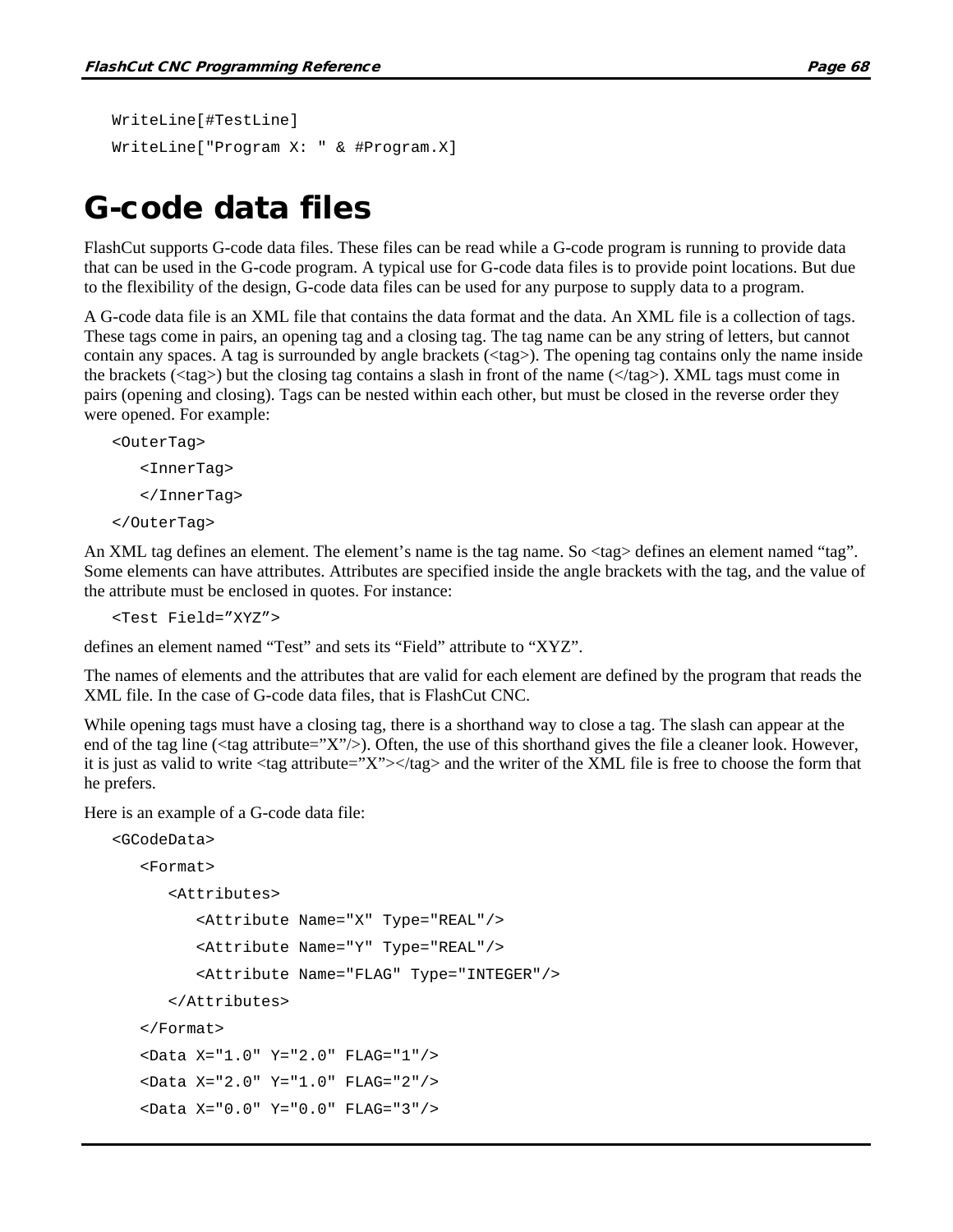```
WriteLine[#TestLine]
WriteLine["Program X: " & #Program.X]
```

# G-code data files

FlashCut supports G-code data files. These files can be read while a G-code program is running to provide data that can be used in the G-code program. A typical use for G-code data files is to provide point locations. But due to the flexibility of the design, G-code data files can be used for any purpose to supply data to a program.

A G-code data file is an XML file that contains the data format and the data. An XML file is a collection of tags. These tags come in pairs, an opening tag and a closing tag. The tag name can be any string of letters, but cannot contain any spaces. A tag is surrounded by angle brackets (<tag>). The opening tag contains only the name inside the brackets (<tag>) but the closing tag contains a slash in front of the name (</tag>). XML tags must come in pairs (opening and closing). Tags can be nested within each other, but must be closed in the reverse order they were opened. For example:

```
<OuterTag>
   <InnerTag>
   </InnerTag>
</OuterTag>
```

An XML tag defines an element. The element's name is the tag name. So <tag> defines an element named "tag". Some elements can have attributes. Attributes are specified inside the angle brackets with the tag, and the value of the attribute must be enclosed in quotes. For instance:

```
<Test Field="XYZ">
```

defines an element named "Test" and sets its "Field" attribute to "XYZ".

The names of elements and the attributes that are valid for each element are defined by the program that reads the XML file. In the case of G-code data files, that is FlashCut CNC.

While opening tags must have a closing tag, there is a shorthand way to close a tag. The slash can appear at the end of the tag line (<tag attribute="X"/>). Often, the use of this shorthand gives the file a cleaner look. However, it is just as valid to write <tag attribute="X"></tag> and the writer of the XML file is free to choose the form that he prefers.

Here is an example of a G-code data file:

```
<GCodeData>
   <Format>
      <Attributes>
         <Attribute Name="X" Type="REAL"/>
         <Attribute Name="Y" Type="REAL"/>
         <Attribute Name="FLAG" Type="INTEGER"/>
      </Attributes>
   </Format>
   <Data X="1.0" Y="2.0" FLAG="1"/>
   <Data X="2.0" Y="1.0" FLAG="2"/>
   <Data X="0.0" Y="0.0" FLAG="3"/>
```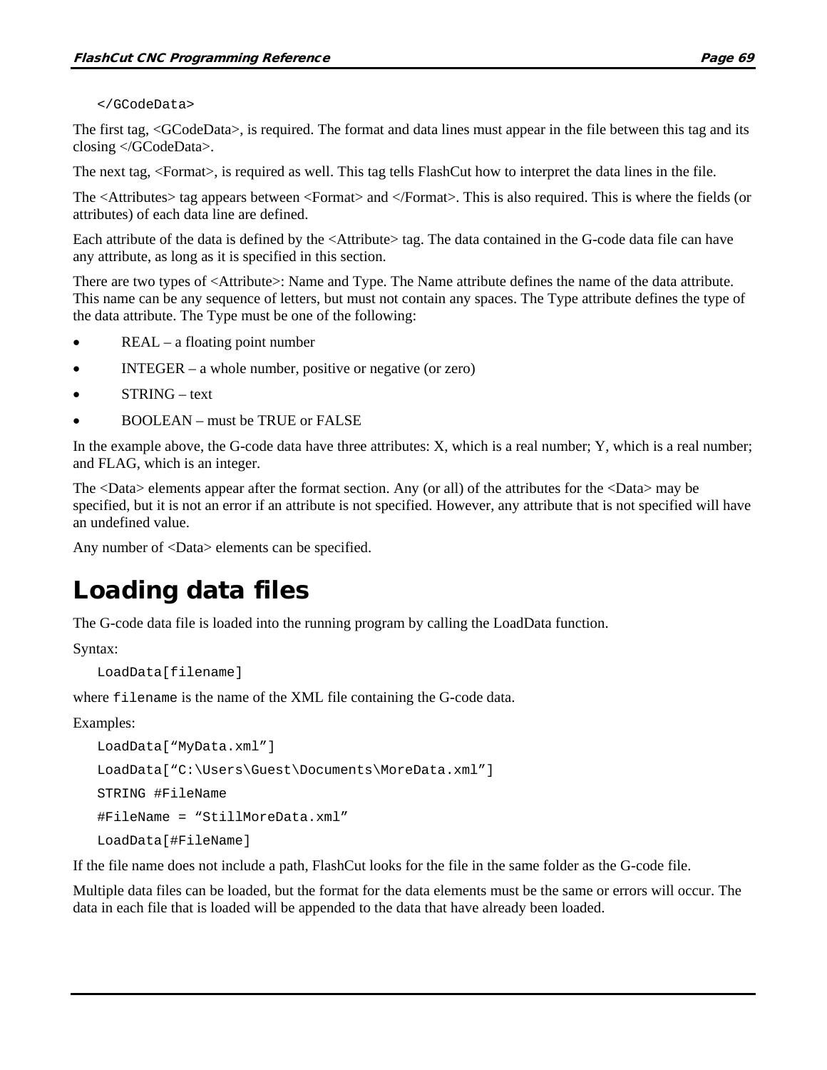```
</GCodeData>
```

The first tag, <GCodeData>, is required. The format and data lines must appear in the file between this tag and its closing </GCodeData>.

The next tag, <Format>, is required as well. This tag tells FlashCut how to interpret the data lines in the file.

The <Attributes> tag appears between <Format> and </Format>. This is also required. This is where the fields (or attributes) of each data line are defined.

Each attribute of the data is defined by the <Attribute> tag. The data contained in the G-code data file can have any attribute, as long as it is specified in this section.

There are two types of <Attribute>: Name and Type. The Name attribute defines the name of the data attribute. This name can be any sequence of letters, but must not contain any spaces. The Type attribute defines the type of the data attribute. The Type must be one of the following:

- REAL – a floating point number
- INTEGER – a whole number, positive or negative (or zero)
- STRING – text
- BOOLEAN – must be TRUE or FALSE

In the example above, the G-code data have three attributes: X, which is a real number; Y, which is a real number; and FLAG, which is an integer.

The <Data> elements appear after the format section. Any (or all) of the attributes for the <Data> may be specified, but it is not an error if an attribute is not specified. However, any attribute that is not specified will have an undefined value.

Any number of <Data> elements can be specified.

# Loading data files

The G-code data file is loaded into the running program by calling the LoadData function.

Syntax:

```
LoadData[filename]
```

where `filename` is the name of the XML file containing the G-code data.

Examples:

```
LoadData["MyData.xml"]
LoadData["C:\Users\Guest\Documents\MoreData.xml"]
STRING #FileName
#FileName = "StillMoreData.xml"
LoadData[#FileName]
```

If the file name does not include a path, FlashCut looks for the file in the same folder as the G-code file.

Multiple data files can be loaded, but the format for the data elements must be the same or errors will occur. The data in each file that is loaded will be appended to the data that have already been loaded.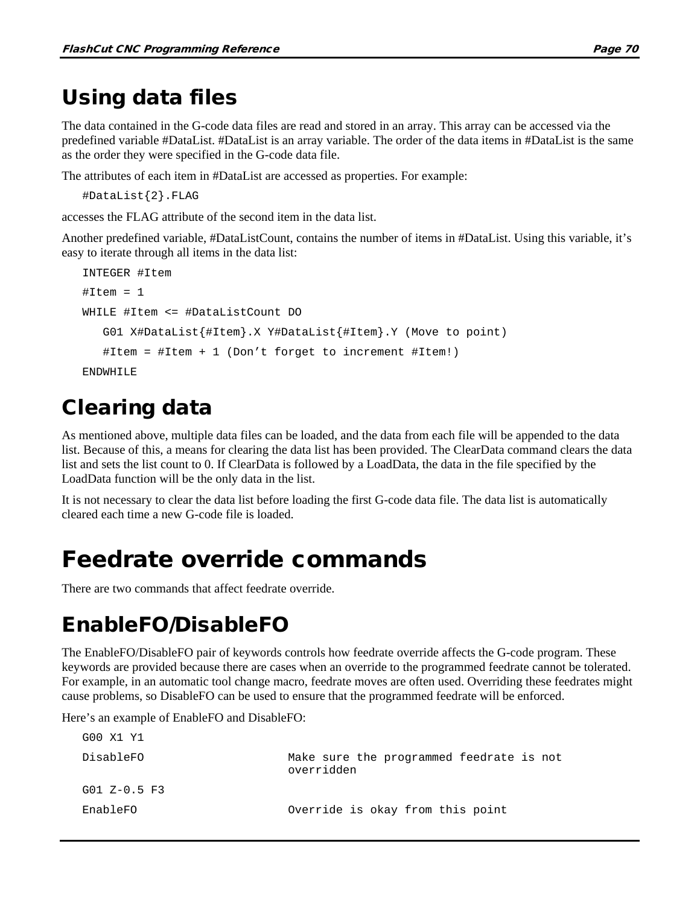## Using data files

The data contained in the G-code data files are read and stored in an array. This array can be accessed via the predefined variable #DataList. #DataList is an array variable. The order of the data items in #DataList is the same as the order they were specified in the G-code data file.

The attributes of each item in #DataList are accessed as properties. For example:

```
#DataList{2}.FLAG
```

accesses the FLAG attribute of the second item in the data list.

Another predefined variable, #DataListCount, contains the number of items in #DataList. Using this variable, it's easy to iterate through all items in the data list:

```
INTEGER #Item
#Item = 1
WHILE #Item <= #DataListCount DO
   G01 X#DataList{#Item}.X Y#DataList{#Item}.Y (Move to point)
   #Item = #Item + 1 (Don't forget to increment #Item!)
ENDWHILE
```

## Clearing data

As mentioned above, multiple data files can be loaded, and the data from each file will be appended to the data list. Because of this, a means for clearing the data list has been provided. The ClearData command clears the data list and sets the list count to 0. If ClearData is followed by a LoadData, the data in the file specified by the LoadData function will be the only data in the list.

It is not necessary to clear the data list before loading the first G-code data file. The data list is automatically cleared each time a new G-code file is loaded.

# Feedrate override commands

There are two commands that affect feedrate override.

## EnableFO/DisableFO

The EnableFO/DisableFO pair of keywords controls how feedrate override affects the G-code program. These keywords are provided because there are cases when an override to the programmed feedrate cannot be tolerated. For example, in an automatic tool change macro, feedrate moves are often used. Overriding these feedrates might cause problems, so DisableFO can be used to ensure that the programmed feedrate will be enforced.

Here's an example of EnableFO and DisableFO:

```
G00 X1 Y1
DisableFO                     Make sure the programmed feedrate is not
                              overridden
G01 Z-0.5 F3
EnableFO                      Override is okay from this point
```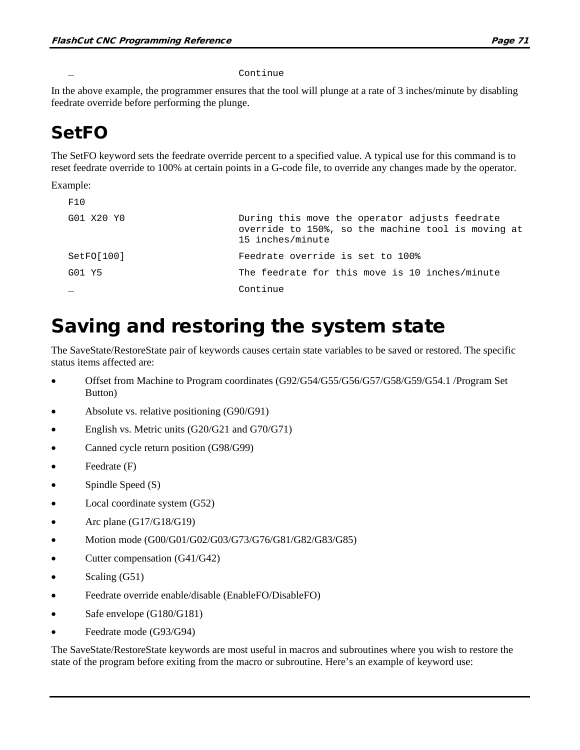```
…                                    Continue
```

In the above example, the programmer ensures that the tool will plunge at a rate of 3 inches/minute by disabling feedrate override before performing the plunge.

## SetFO

The SetFO keyword sets the feedrate override percent to a specified value. A typical use for this command is to reset feedrate override to 100% at certain points in a G-code file, to override any changes made by the operator.

Example:

```
F10
G01 X20 Y0                           During this move the operator adjusts feedrate
                                     override to 150%, so the machine tool is moving at
                                     15 inches/minute
SetFO[100]                           Feedrate override is set to 100%
G01 Y5                               The feedrate for this move is 10 inches/minute
…                                    Continue
```

# Saving and restoring the system state

The SaveState/RestoreState pair of keywords causes certain state variables to be saved or restored. The specific status items affected are:

- Offset from Machine to Program coordinates (G92/G54/G55/G56/G57/G58/G59/G54.1 /Program Set Button)
- Absolute vs. relative positioning (G90/G91)
- English vs. Metric units (G20/G21 and G70/G71)
- Canned cycle return position (G98/G99)
- Feedrate (F)
- Spindle Speed (S)
- Local coordinate system (G52)
- Arc plane (G17/G18/G19)
- Motion mode (G00/G01/G02/G03/G73/G76/G81/G82/G83/G85)
- Cutter compensation (G41/G42)
- Scaling (G51)
- Feedrate override enable/disable (EnableFO/DisableFO)
- Safe envelope (G180/G181)
- Feedrate mode (G93/G94)

The SaveState/RestoreState keywords are most useful in macros and subroutines where you wish to restore the state of the program before exiting from the macro or subroutine. Here's an example of keyword use: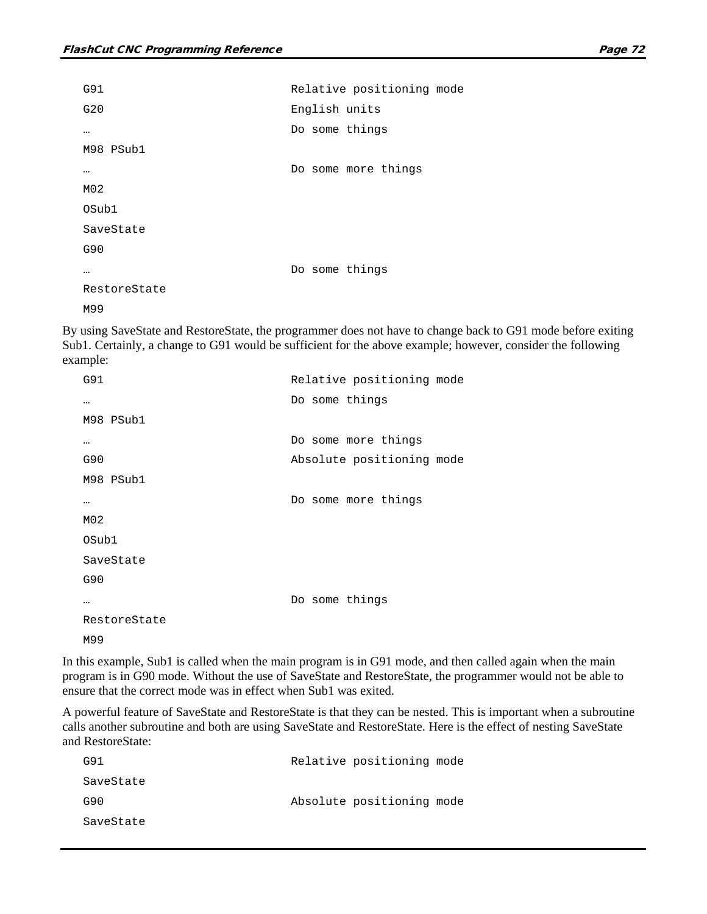```
G91                         Relative positioning mode
G20                         English units
…                           Do some things
M98 PSub1
…                           Do some more things
M02
OSub1
SaveState
G90
…                           Do some things
RestoreState
M99
```

By using SaveState and RestoreState, the programmer does not have to change back to G91 mode before exiting Sub1. Certainly, a change to G91 would be sufficient for the above example; however, consider the following example:

```
G91                         Relative positioning mode
…                           Do some things
M98 PSub1
…                           Do some more things
G90                         Absolute positioning mode
M98 PSub1
…                           Do some more things
M02
OSub1
SaveState
G90
…                           Do some things
RestoreState
M99
```

In this example, Sub1 is called when the main program is in G91 mode, and then called again when the main program is in G90 mode. Without the use of SaveState and RestoreState, the programmer would not be able to ensure that the correct mode was in effect when Sub1 was exited.

A powerful feature of SaveState and RestoreState is that they can be nested. This is important when a subroutine calls another subroutine and both are using SaveState and RestoreState. Here is the effect of nesting SaveState and RestoreState:

```
G91                         Relative positioning mode
SaveState
G90                         Absolute positioning mode
SaveState
```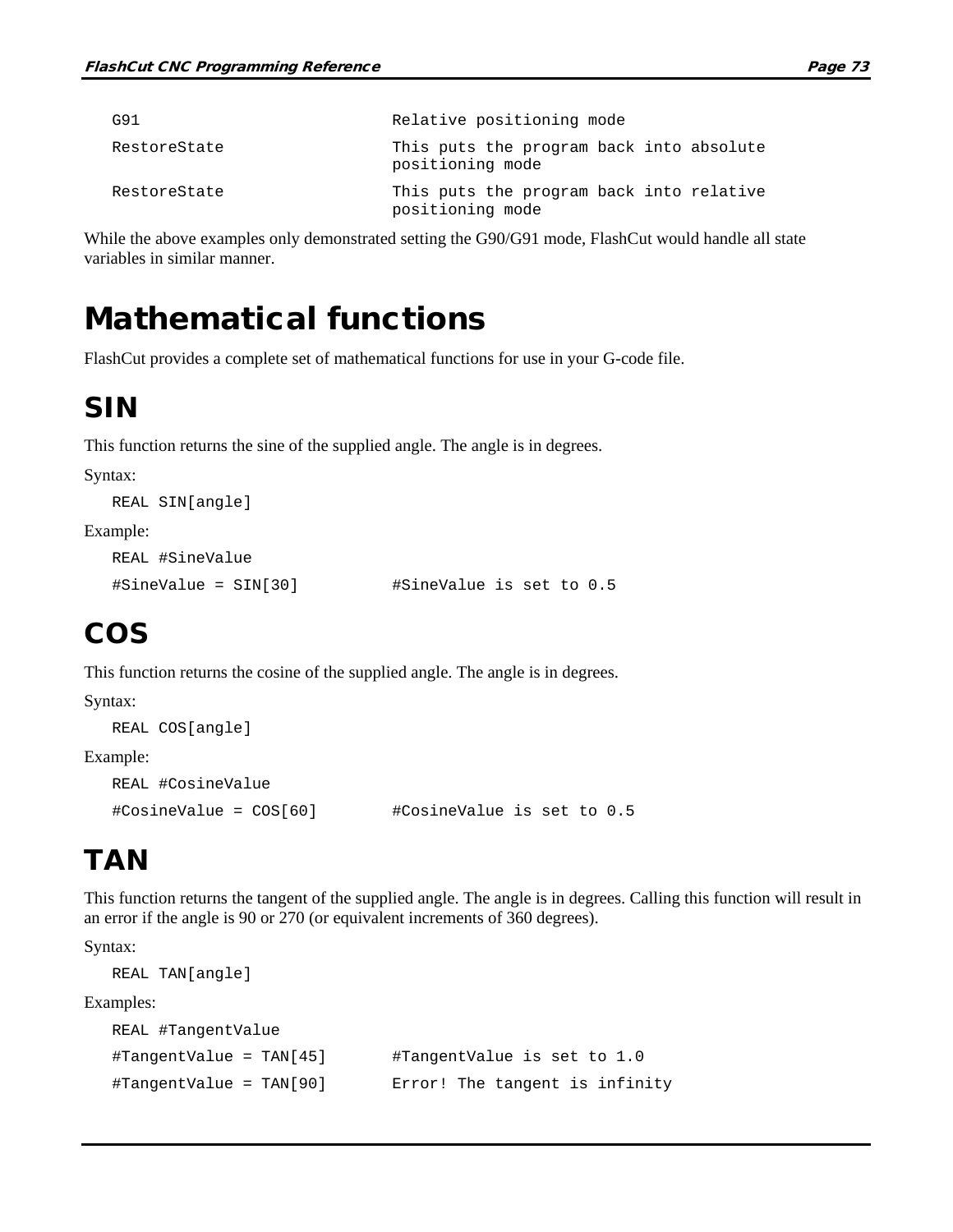```
G91                         Relative positioning mode
RestoreState                This puts the program back into absolute
                            positioning mode
RestoreState                This puts the program back into relative
                            positioning mode
```

While the above examples only demonstrated setting the G90/G91 mode, FlashCut would handle all state variables in similar manner.

# Mathematical functions

FlashCut provides a complete set of mathematical functions for use in your G-code file.

## SIN

This function returns the sine of the supplied angle. The angle is in degrees.

Syntax:

```
REAL SIN[angle]
```

Example:

```
REAL #SineValue
#SineValue = SIN[30]          #SineValue is set to 0.5
```

## COS

This function returns the cosine of the supplied angle. The angle is in degrees.

Syntax:

```
REAL COS[angle]
```

Example:

```
REAL #CosineValue
#CosineValue = COS[60]        #CosineValue is set to 0.5
```

## TAN

This function returns the tangent of the supplied angle. The angle is in degrees. Calling this function will result in an error if the angle is 90 or 270 (or equivalent increments of 360 degrees).

Syntax:

```
REAL TAN[angle]
```

Examples:

```
REAL #TangentValue
#TangentValue = TAN[45]       #TangentValue is set to 1.0
#TangentValue = TAN[90]       Error! The tangent is infinity
```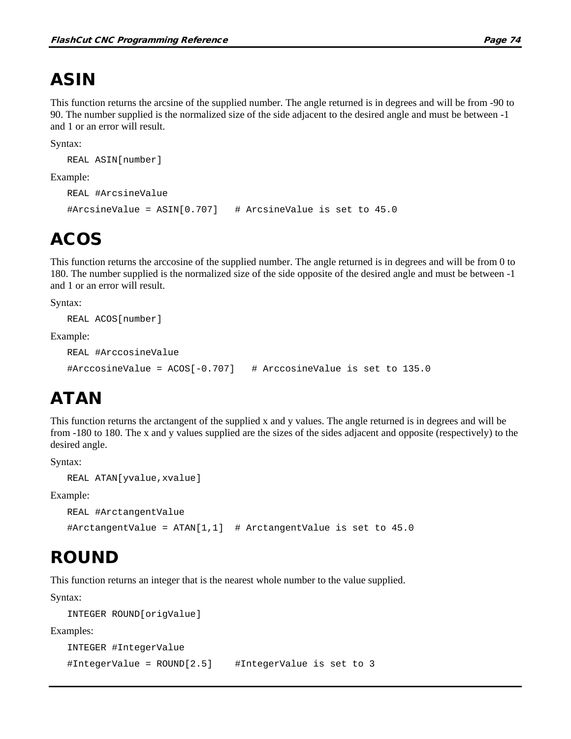# ASIN

This function returns the arcsine of the supplied number. The angle returned is in degrees and will be from -90 to 90. The number supplied is the normalized size of the side adjacent to the desired angle and must be between -1 and 1 or an error will result.

Syntax:

```
REAL ASIN[number]
```

Example:

```
REAL #ArcsineValue
#ArcsineValue = ASIN[0.707]   # ArcsineValue is set to 45.0
```

# ACOS

This function returns the arccosine of the supplied number. The angle returned is in degrees and will be from 0 to 180. The number supplied is the normalized size of the side opposite of the desired angle and must be between -1 and 1 or an error will result.

Syntax:

```
REAL ACOS[number]
```

Example:

```
REAL #ArccosineValue
#ArccosineValue = ACOS[-0.707]   # ArccosineValue is set to 135.0
```

# ATAN

This function returns the arctangent of the supplied x and y values. The angle returned is in degrees and will be from -180 to 180. The x and y values supplied are the sizes of the sides adjacent and opposite (respectively) to the desired angle.

Syntax:

```
REAL ATAN[yvalue,xvalue]
```

Example:

```
REAL #ArctangentValue
#ArctangentValue = ATAN[1,1]  # ArctangentValue is set to 45.0
```

# ROUND

This function returns an integer that is the nearest whole number to the value supplied.

Syntax:

```
INTEGER ROUND[origValue]
```

Examples:

```
INTEGER #IntegerValue
#IntegerValue = ROUND[2.5]    #IntegerValue is set to 3
```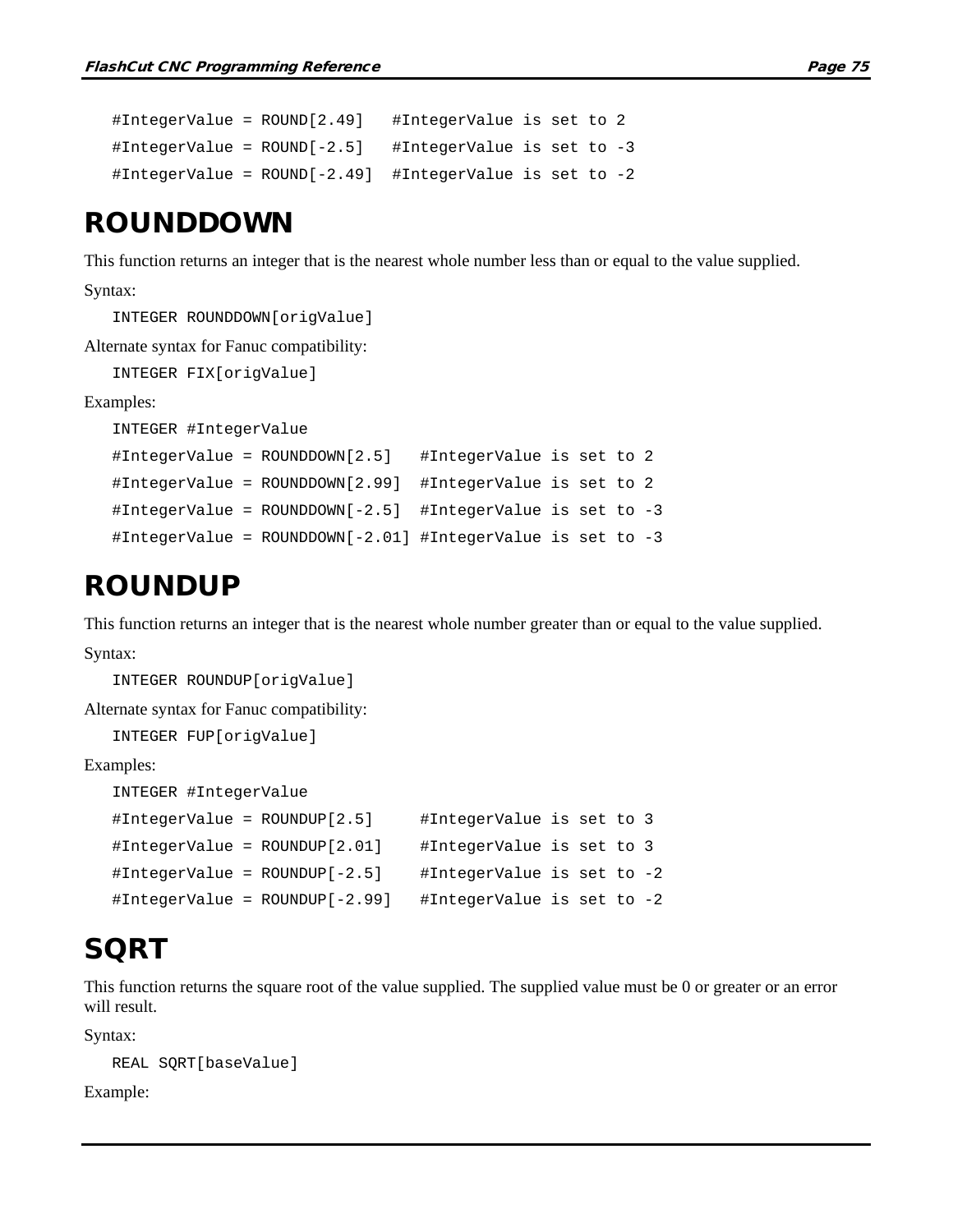```
#IntegerValue = ROUND[2.49]   #IntegerValue is set to 2
#IntegerValue = ROUND[-2.5]   #IntegerValue is set to -3
#IntegerValue = ROUND[-2.49]  #IntegerValue is set to -2
```

# ROUNDDOWN

This function returns an integer that is the nearest whole number less than or equal to the value supplied.

Syntax:

```
INTEGER ROUNDDOWN[origValue]
```

Alternate syntax for Fanuc compatibility:

```
INTEGER FIX[origValue]
```

Examples:

```
INTEGER #IntegerValue
#IntegerValue = ROUNDDOWN[2.5]   #IntegerValue is set to 2
#IntegerValue = ROUNDDOWN[2.99]  #IntegerValue is set to 2
#IntegerValue = ROUNDDOWN[-2.5]  #IntegerValue is set to -3
#IntegerValue = ROUNDDOWN[-2.01] #IntegerValue is set to -3
```

# ROUNDUP

This function returns an integer that is the nearest whole number greater than or equal to the value supplied.

Syntax:

```
INTEGER ROUNDUP[origValue]
```

Alternate syntax for Fanuc compatibility:

```
INTEGER FUP[origValue]
```

Examples:

```
INTEGER #IntegerValue
#IntegerValue = ROUNDUP[2.5]     #IntegerValue is set to 3
#IntegerValue = ROUNDUP[2.01]    #IntegerValue is set to 3
#IntegerValue = ROUNDUP[-2.5]    #IntegerValue is set to -2
#IntegerValue = ROUNDUP[-2.99]   #IntegerValue is set to -2
```

# SQRT

This function returns the square root of the value supplied. The supplied value must be 0 or greater or an error will result.

Syntax:

```
REAL SQRT[baseValue]
```

Example: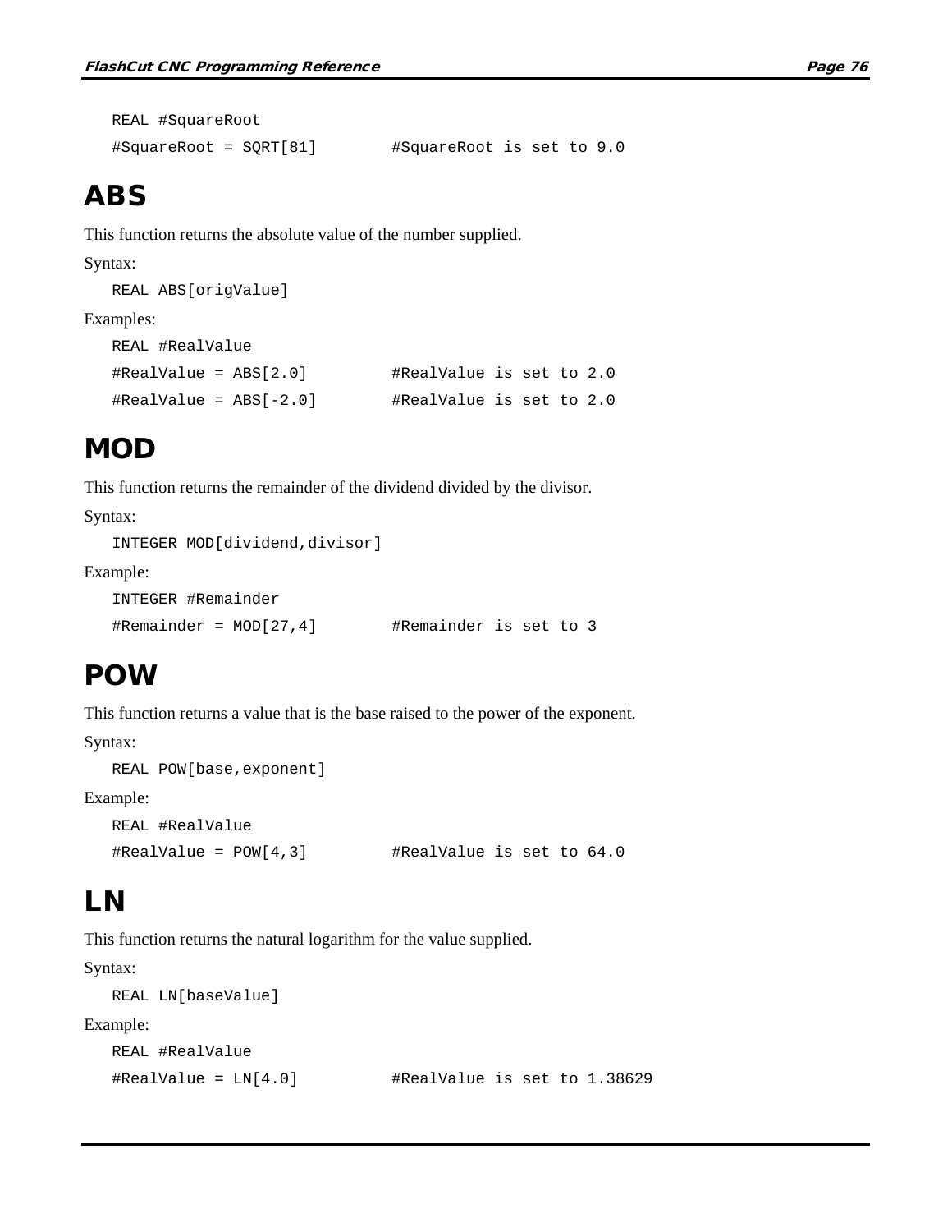```
REAL #SquareRoot
#SquareRoot = SQRT[81]        #SquareRoot is set to 9.0
```

# ABS

This function returns the absolute value of the number supplied.

Syntax:

```
REAL ABS[origValue]
```

Examples:

```
REAL #RealValue
#RealValue = ABS[2.0]         #RealValue is set to 2.0
#RealValue = ABS[-2.0]        #RealValue is set to 2.0
```

# MOD

This function returns the remainder of the dividend divided by the divisor.

Syntax:

```
INTEGER MOD[dividend,divisor]
```

Example:

```
INTEGER #Remainder
#Remainder = MOD[27,4]        #Remainder is set to 3
```

# POW

This function returns a value that is the base raised to the power of the exponent.

Syntax:

```
REAL POW[base,exponent]
```

Example:

```
REAL #RealValue
#RealValue = POW[4,3]         #RealValue is set to 64.0
```

# LN

This function returns the natural logarithm for the value supplied.

Syntax:

```
REAL LN[baseValue]
```

Example:

```
REAL #RealValue
#RealValue = LN[4.0]          #RealValue is set to 1.38629
```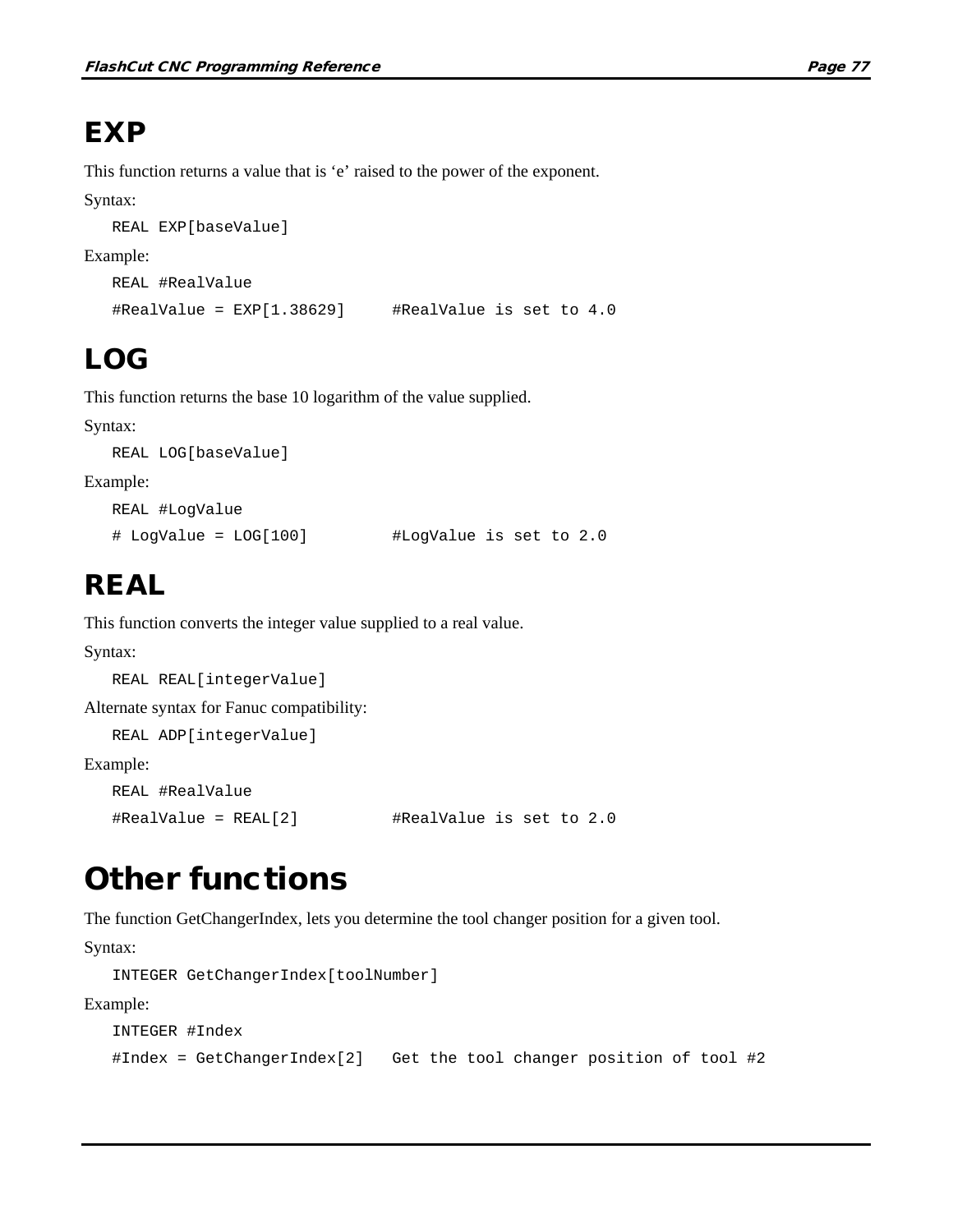## EXP

This function returns a value that is ‘e’ raised to the power of the exponent.

Syntax:

```
REAL EXP[baseValue]
```

Example:

```
REAL #RealValue
#RealValue = EXP[1.38629]     #RealValue is set to 4.0
```

## LOG

This function returns the base 10 logarithm of the value supplied.

Syntax:

```
REAL LOG[baseValue]
```

Example:

```
REAL #LogValue
# LogValue = LOG[100]         #LogValue is set to 2.0
```

## REAL

This function converts the integer value supplied to a real value.

Syntax:

```
REAL REAL[integerValue]
```

Alternate syntax for Fanuc compatibility:

```
REAL ADP[integerValue]
```

Example:

```
REAL #RealValue
#RealValue = REAL[2]          #RealValue is set to 2.0
```

# Other functions

The function GetChangerIndex, lets you determine the tool changer position for a given tool.

Syntax:

```
INTEGER GetChangerIndex[toolNumber]
```

Example:

```
INTEGER #Index
#Index = GetChangerIndex[2]   Get the tool changer position of tool #2
```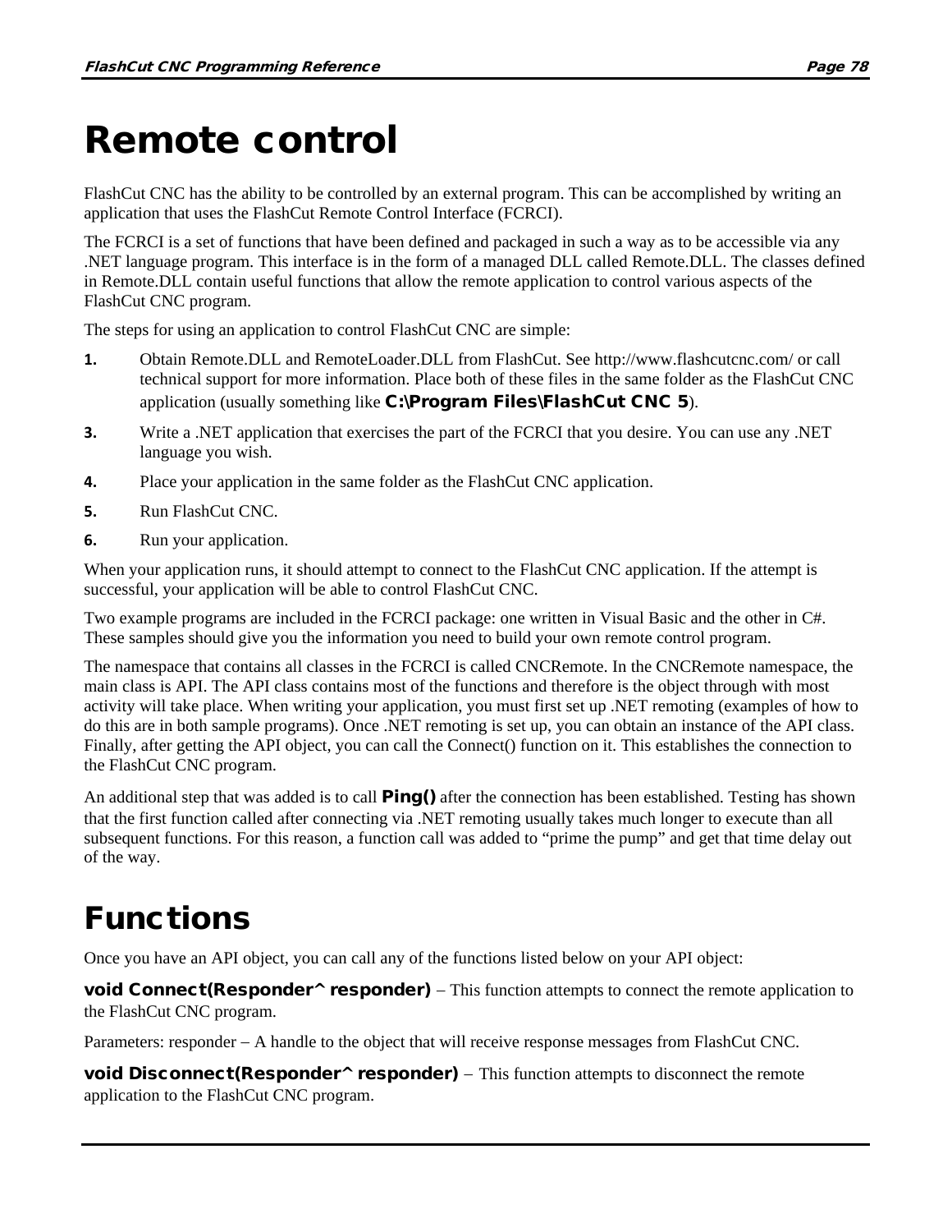# Remote control

FlashCut CNC has the ability to be controlled by an external program. This can be accomplished by writing an application that uses the FlashCut Remote Control Interface (FCRCI).

The FCRCI is a set of functions that have been defined and packaged in such a way as to be accessible via any .NET language program. This interface is in the form of a managed DLL called Remote.DLL. The classes defined in Remote.DLL contain useful functions that allow the remote application to control various aspects of the FlashCut CNC program.

The steps for using an application to control FlashCut CNC are simple:

1. Obtain Remote.DLL and RemoteLoader.DLL from FlashCut. See http://www.flashcutcnc.com/ or call technical support for more information. Place both of these files in the same folder as the FlashCut CNC application (usually something like **C:\Program Files\FlashCut CNC 5**).
3. Write a .NET application that exercises the part of the FCRCI that you desire. You can use any .NET language you wish.
4. Place your application in the same folder as the FlashCut CNC application.
5. Run FlashCut CNC.
6. Run your application.

When your application runs, it should attempt to connect to the FlashCut CNC application. If the attempt is successful, your application will be able to control FlashCut CNC.

Two example programs are included in the FCRCI package: one written in Visual Basic and the other in C#. These samples should give you the information you need to build your own remote control program.

The namespace that contains all classes in the FCRCI is called CNCRemote. In the CNCRemote namespace, the main class is API. The API class contains most of the functions and therefore is the object through with most activity will take place. When writing your application, you must first set up .NET remoting (examples of how to do this are in both sample programs). Once .NET remoting is set up, you can obtain an instance of the API class. Finally, after getting the API object, you can call the Connect() function on it. This establishes the connection to the FlashCut CNC program.

An additional step that was added is to call **Ping()** after the connection has been established. Testing has shown that the first function called after connecting via .NET remoting usually takes much longer to execute than all subsequent functions. For this reason, a function call was added to “prime the pump” and get that time delay out of the way.

# Functions

Once you have an API object, you can call any of the functions listed below on your API object:

**void Connect(Responder^ responder)** – This function attempts to connect the remote application to the FlashCut CNC program.

Parameters: responder – A handle to the object that will receive response messages from FlashCut CNC.

**void Disconnect(Responder^ responder)** – This function attempts to disconnect the remote application to the FlashCut CNC program.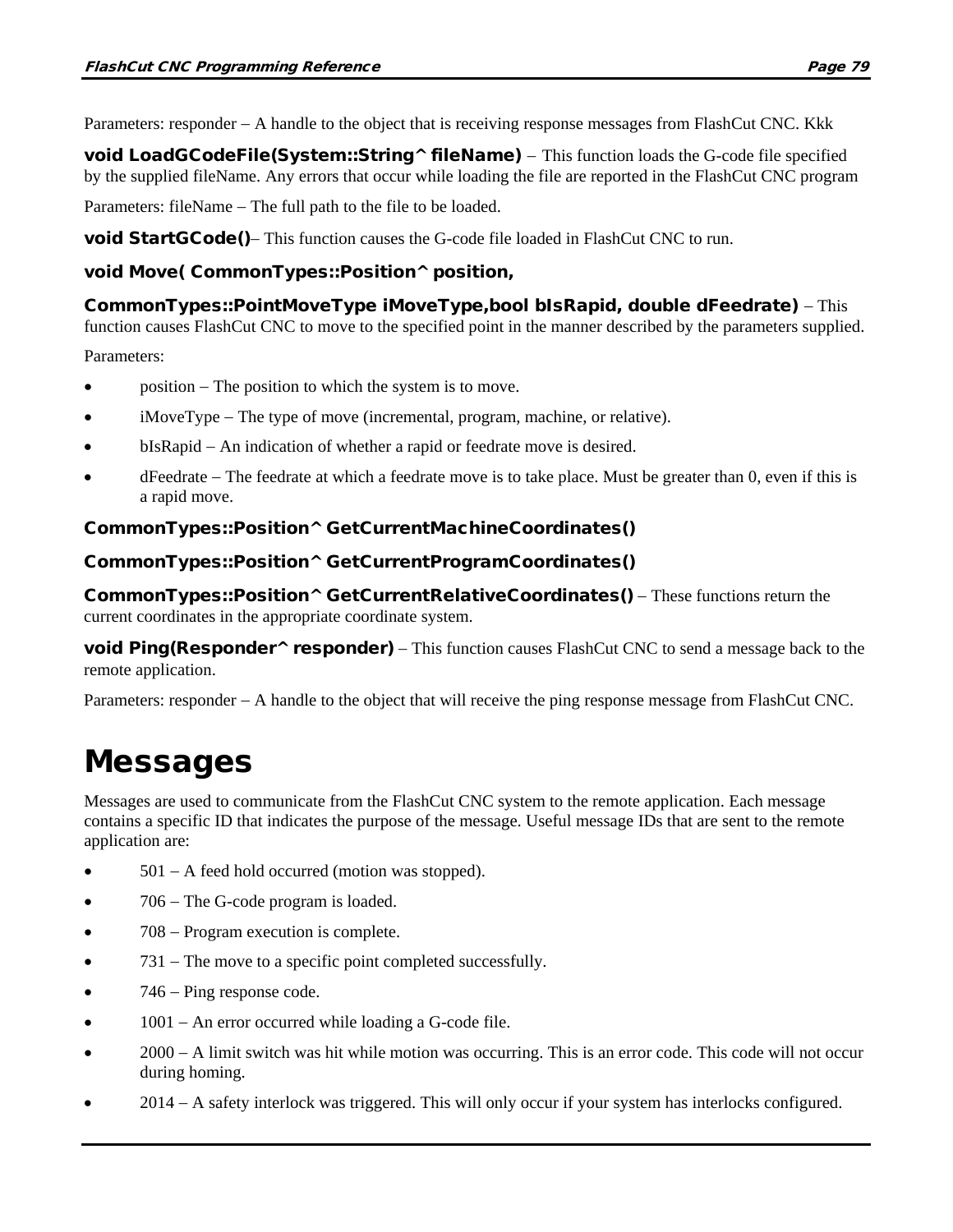Parameters: responder – A handle to the object that is receiving response messages from FlashCut CNC. Kkk

**void LoadGCodeFile(System::String^ fileName)** – This function loads the G-code file specified by the supplied fileName. Any errors that occur while loading the file are reported in the FlashCut CNC program

Parameters: fileName – The full path to the file to be loaded.

**void StartGCode()**– This function causes the G-code file loaded in FlashCut CNC to run.

**void Move( CommonTypes::Position^ position,**

**CommonTypes::PointMoveType iMoveType,bool bIsRapid, double dFeedrate)** – This function causes FlashCut CNC to move to the specified point in the manner described by the parameters supplied.

Parameters:

- position – The position to which the system is to move.
- iMoveType – The type of move (incremental, program, machine, or relative).
- bIsRapid – An indication of whether a rapid or feedrate move is desired.
- dFeedrate – The feedrate at which a feedrate move is to take place. Must be greater than 0, even if this is a rapid move.

**CommonTypes::Position^ GetCurrentMachineCoordinates()**

**CommonTypes::Position^ GetCurrentProgramCoordinates()**

**CommonTypes::Position^ GetCurrentRelativeCoordinates()** – These functions return the current coordinates in the appropriate coordinate system.

**void Ping(Responder^ responder)** – This function causes FlashCut CNC to send a message back to the remote application.

Parameters: responder – A handle to the object that will receive the ping response message from FlashCut CNC.

# Messages

Messages are used to communicate from the FlashCut CNC system to the remote application. Each message contains a specific ID that indicates the purpose of the message. Useful message IDs that are sent to the remote application are:

- 501 – A feed hold occurred (motion was stopped).
- 706 – The G-code program is loaded.
- 708 – Program execution is complete.
- 731 – The move to a specific point completed successfully.
- 746 – Ping response code.
- 1001 – An error occurred while loading a G-code file.
- 2000 – A limit switch was hit while motion was occurring. This is an error code. This code will not occur during homing.
- 2014 – A safety interlock was triggered. This will only occur if your system has interlocks configured.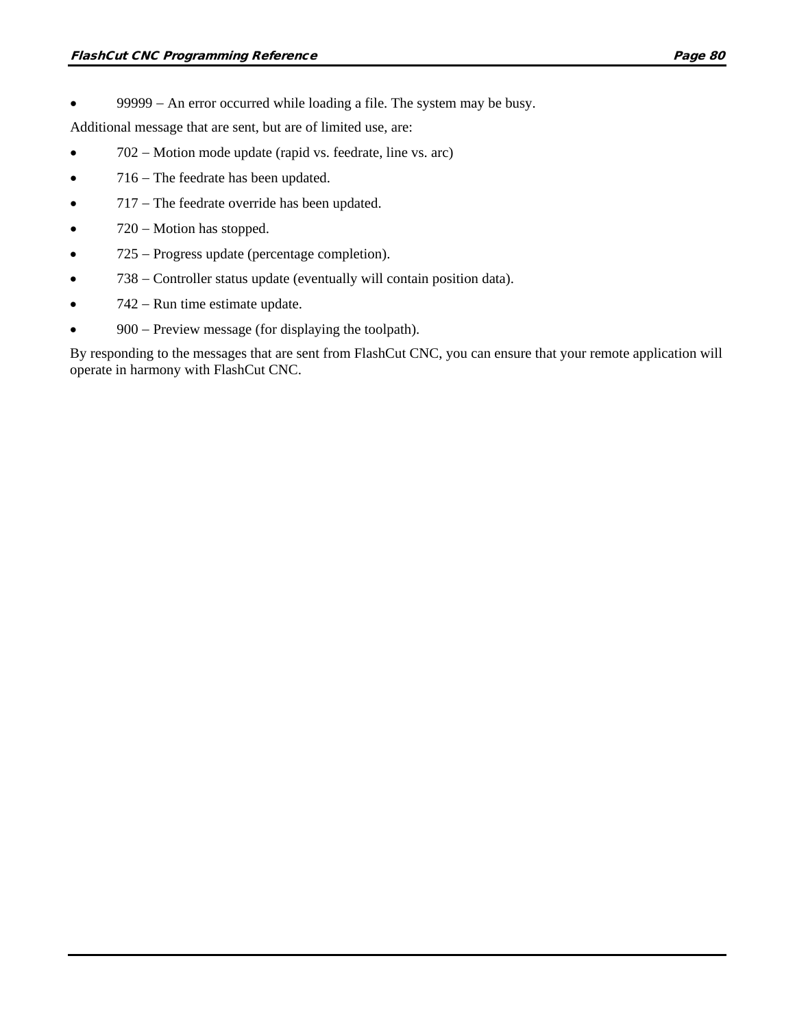- 99999 – An error occurred while loading a file. The system may be busy.

Additional message that are sent, but are of limited use, are:

- 702 – Motion mode update (rapid vs. feedrate, line vs. arc)
- 716 – The feedrate has been updated.
- 717 – The feedrate override has been updated.
- 720 – Motion has stopped.
- 725 – Progress update (percentage completion).
- 738 – Controller status update (eventually will contain position data).
- 742 – Run time estimate update.
- 900 – Preview message (for displaying the toolpath).

By responding to the messages that are sent from FlashCut CNC, you can ensure that your remote application will operate in harmony with FlashCut CNC.